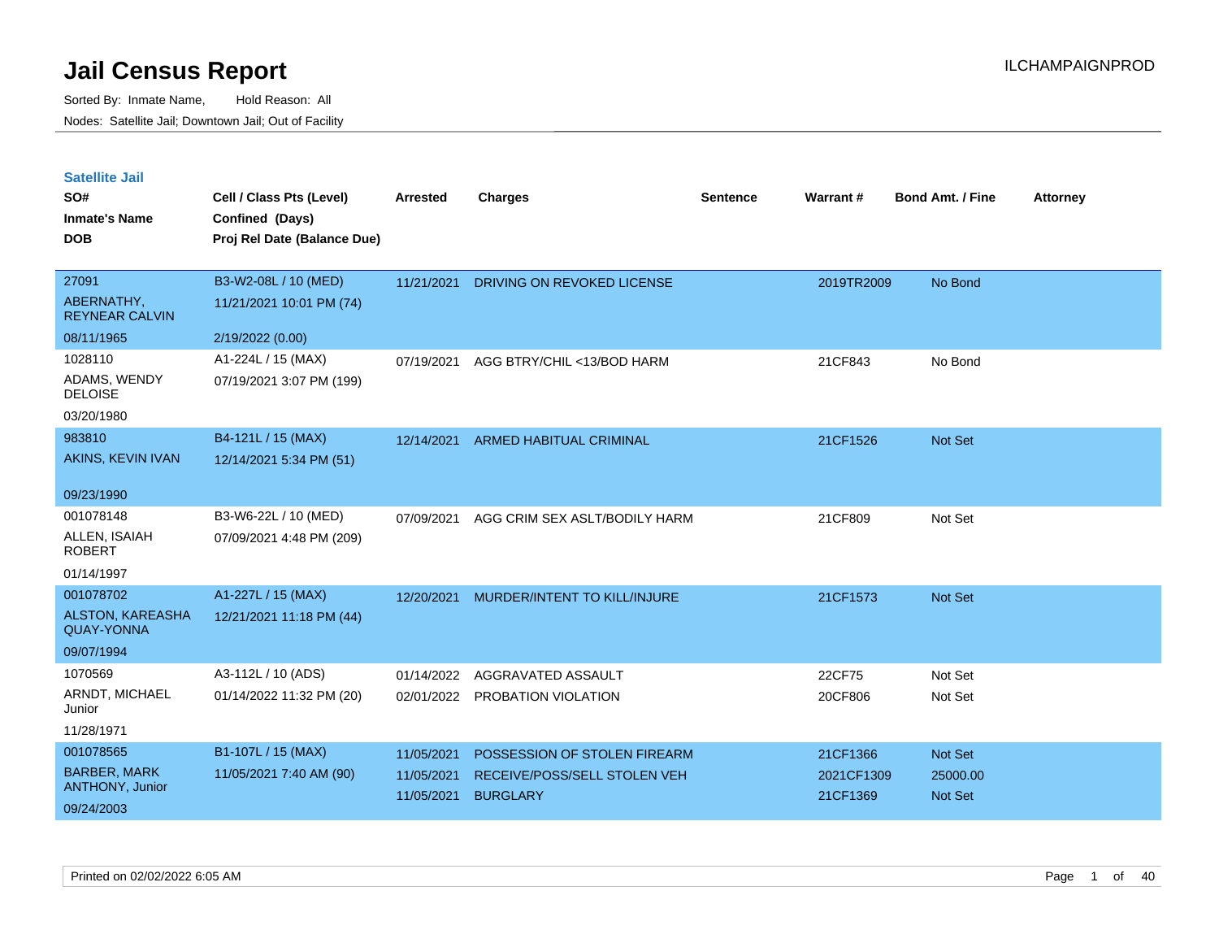# Jail Census Report

Sorted By: Inmate Name, Hold Reason: All

Nodes: Satellite Jail; Downtown Jail; Out of Facility

## Satellite Jail

| SO# / Inmate's Name / DOB | Cell / Class Pts (Level) / Confined (Days) / Proj Rel Date (Balance Due) | Arrested | Charges | Sentence | Warrant # | Bond Amt. / Fine | Attorney |
|---|---|---|---|---|---|---|---|
| 27091<br>ABERNATHY, REYNEAR CALVIN<br>08/11/1965 | B3-W2-08L / 10 (MED)<br>11/21/2021 10:01 PM (74)<br>2/19/2022 (0.00) | 11/21/2021 | DRIVING ON REVOKED LICENSE | | 2019TR2009 | No Bond | |
| 1028110<br>ADAMS, WENDY DELOISE<br>03/20/1980 | A1-224L / 15 (MAX)<br>07/19/2021 3:07 PM (199) | 07/19/2021 | AGG BTRY/CHIL <13/BOD HARM | | 21CF843 | No Bond | |
| 983810<br>AKINS, KEVIN IVAN<br>09/23/1990 | B4-121L / 15 (MAX)<br>12/14/2021 5:34 PM (51) | 12/14/2021 | ARMED HABITUAL CRIMINAL | | 21CF1526 | Not Set | |
| 001078148<br>ALLEN, ISAIAH ROBERT<br>01/14/1997 | B3-W6-22L / 10 (MED)<br>07/09/2021 4:48 PM (209) | 07/09/2021 | AGG CRIM SEX ASLT/BODILY HARM | | 21CF809 | Not Set | |
| 001078702<br>ALSTON, KAREASHA QUAY-YONNA<br>09/07/1994 | A1-227L / 15 (MAX)<br>12/21/2021 11:18 PM (44) | 12/20/2021 | MURDER/INTENT TO KILL/INJURE | | 21CF1573 | Not Set | |
| 1070569<br>ARNDT, MICHAEL Junior<br>11/28/1971 | A3-112L / 10 (ADS)<br>01/14/2022 11:32 PM (20) | 01/14/2022<br>02/01/2022 | AGGRAVATED ASSAULT<br>PROBATION VIOLATION | | 22CF75<br>20CF806 | Not Set<br>Not Set | |
| 001078565<br>BARBER, MARK ANTHONY, Junior<br>09/24/2003 | B1-107L / 15 (MAX)<br>11/05/2021 7:40 AM (90) | 11/05/2021<br>11/05/2021<br>11/05/2021 | POSSESSION OF STOLEN FIREARM<br>RECEIVE/POSS/SELL STOLEN VEH<br>BURGLARY | | 21CF1366<br>2021CF1309<br>21CF1369 | Not Set<br>25000.00<br>Not Set | |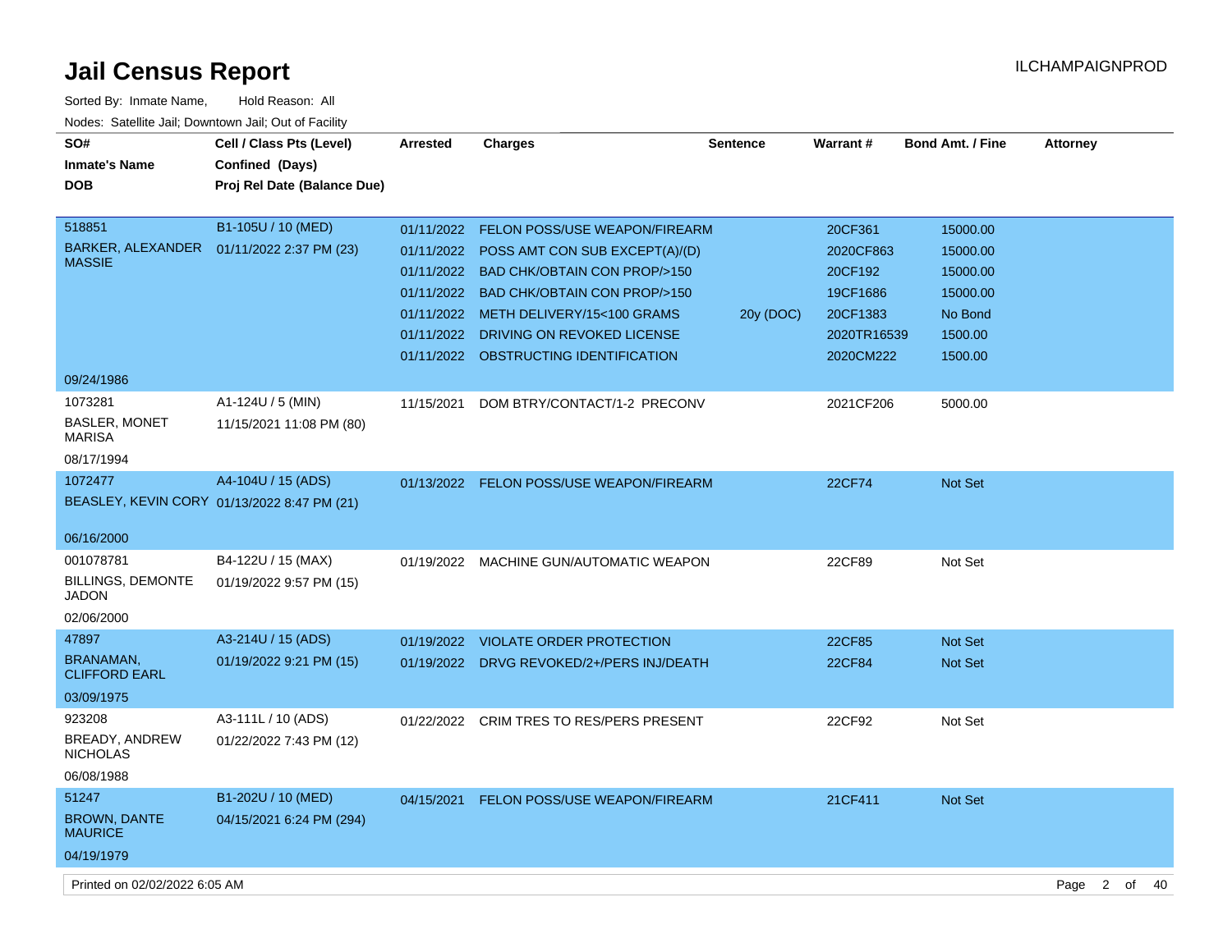# Jail Census Report

ILCHAMPAIGNPROD

Sorted By: Inmate Name, Hold Reason: All

Nodes: Satellite Jail; Downtown Jail; Out of Facility

| SO# / Inmate's Name / DOB | Cell / Class Pts (Level) / Confined (Days) / Proj Rel Date (Balance Due) | Arrested | Charges | Sentence | Warrant # | Bond Amt. / Fine | Attorney |
|---|---|---|---|---|---|---|---|
| 518851 BARKER, ALEXANDER MASSIE 09/24/1986 | B1-105U / 10 (MED) 01/11/2022 2:37 PM (23) | 01/11/2022 | FELON POSS/USE WEAPON/FIREARM | | 20CF361 | 15000.00 | |
| | | 01/11/2022 | POSS AMT CON SUB EXCEPT(A)/(D) | | 2020CF863 | 15000.00 | |
| | | 01/11/2022 | BAD CHK/OBTAIN CON PROP/>150 | | 20CF192 | 15000.00 | |
| | | 01/11/2022 | BAD CHK/OBTAIN CON PROP/>150 | | 19CF1686 | 15000.00 | |
| | | 01/11/2022 | METH DELIVERY/15<100 GRAMS | 20y (DOC) | 20CF1383 | No Bond | |
| | | 01/11/2022 | DRIVING ON REVOKED LICENSE | | 2020TR16539 | 1500.00 | |
| | | 01/11/2022 | OBSTRUCTING IDENTIFICATION | | 2020CM222 | 1500.00 | |
| 1073281 BASLER, MONET MARISA 08/17/1994 | A1-124U / 5 (MIN) 11/15/2021 11:08 PM (80) | 11/15/2021 | DOM BTRY/CONTACT/1-2 PRECONV | | 2021CF206 | 5000.00 | |
| 1072477 BEASLEY, KEVIN CORY 06/16/2000 | A4-104U / 15 (ADS) 01/13/2022 8:47 PM (21) | 01/13/2022 | FELON POSS/USE WEAPON/FIREARM | | 22CF74 | Not Set | |
| 001078781 BILLINGS, DEMONTE JADON 02/06/2000 | B4-122U / 15 (MAX) 01/19/2022 9:57 PM (15) | 01/19/2022 | MACHINE GUN/AUTOMATIC WEAPON | | 22CF89 | Not Set | |
| 47897 BRANAMAN, CLIFFORD EARL 03/09/1975 | A3-214U / 15 (ADS) 01/19/2022 9:21 PM (15) | 01/19/2022 | VIOLATE ORDER PROTECTION | | 22CF85 | Not Set | |
| | | 01/19/2022 | DRVG REVOKED/2+/PERS INJ/DEATH | | 22CF84 | Not Set | |
| 923208 BREADY, ANDREW NICHOLAS 06/08/1988 | A3-111L / 10 (ADS) 01/22/2022 7:43 PM (12) | 01/22/2022 | CRIM TRES TO RES/PERS PRESENT | | 22CF92 | Not Set | |
| 51247 BROWN, DANTE MAURICE 04/19/1979 | B1-202U / 10 (MED) 04/15/2021 6:24 PM (294) | 04/15/2021 | FELON POSS/USE WEAPON/FIREARM | | 21CF411 | Not Set | |

Printed on 02/02/2022 6:05 AM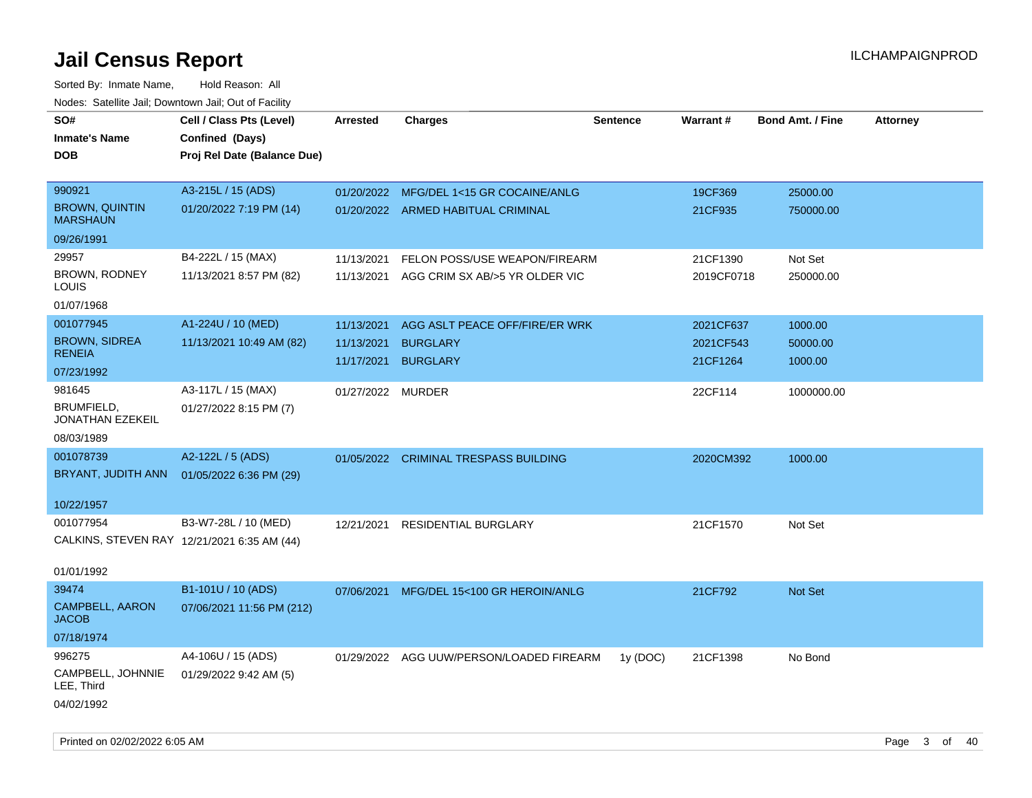# Jail Census Report

Sorted By: Inmate Name, Hold Reason: All

Nodes: Satellite Jail; Downtown Jail; Out of Facility

| SO# / Inmate's Name / DOB | Cell / Class Pts (Level) / Confined (Days) / Proj Rel Date (Balance Due) | Arrested | Charges | Sentence | Warrant # | Bond Amt. / Fine | Attorney |
|---|---|---|---|---|---|---|---|
| 990921<br>BROWN, QUINTIN MARSHAUN<br>09/26/1991 | A3-215L / 15 (ADS)<br>01/20/2022 7:19 PM (14) | 01/20/2022<br>01/20/2022 | MFG/DEL 1<15 GR COCAINE/ANLG<br>ARMED HABITUAL CRIMINAL | | 19CF369<br>21CF935 | 25000.00<br>750000.00 | |
| 29957<br>BROWN, RODNEY LOUIS<br>01/07/1968 | B4-222L / 15 (MAX)<br>11/13/2021 8:57 PM (82) | 11/13/2021<br>11/13/2021 | FELON POSS/USE WEAPON/FIREARM<br>AGG CRIM SX AB/>5 YR OLDER VIC | | 21CF1390<br>2019CF0718 | Not Set<br>250000.00 | |
| 001077945<br>BROWN, SIDREA RENEIA<br>07/23/1992 | A1-224U / 10 (MED)<br>11/13/2021 10:49 AM (82) | 11/13/2021<br>11/13/2021<br>11/17/2021 | AGG ASLT PEACE OFF/FIRE/ER WRK<br>BURGLARY<br>BURGLARY | | 2021CF637<br>2021CF543<br>21CF1264 | 1000.00<br>50000.00<br>1000.00 | |
| 981645<br>BRUMFIELD, JONATHAN EZEKEIL<br>08/03/1989 | A3-117L / 15 (MAX)<br>01/27/2022 8:15 PM (7) | 01/27/2022 | MURDER | | 22CF114 | 1000000.00 | |
| 001078739<br>BRYANT, JUDITH ANN<br>10/22/1957 | A2-122L / 5 (ADS)<br>01/05/2022 6:36 PM (29) | 01/05/2022 | CRIMINAL TRESPASS BUILDING | | 2020CM392 | 1000.00 | |
| 001077954<br>CALKINS, STEVEN RAY<br>01/01/1992 | B3-W7-28L / 10 (MED)<br>12/21/2021 6:35 AM (44) | 12/21/2021 | RESIDENTIAL BURGLARY | | 21CF1570 | Not Set | |
| 39474<br>CAMPBELL, AARON JACOB<br>07/18/1974 | B1-101U / 10 (ADS)<br>07/06/2021 11:56 PM (212) | 07/06/2021 | MFG/DEL 15<100 GR HEROIN/ANLG | | 21CF792 | Not Set | |
| 996275<br>CAMPBELL, JOHNNIE LEE, Third<br>04/02/1992 | A4-106U / 15 (ADS)<br>01/29/2022 9:42 AM (5) | 01/29/2022 | AGG UUW/PERSON/LOADED FIREARM | 1y (DOC) | 21CF1398 | No Bond | |

Printed on 02/02/2022 6:05 AM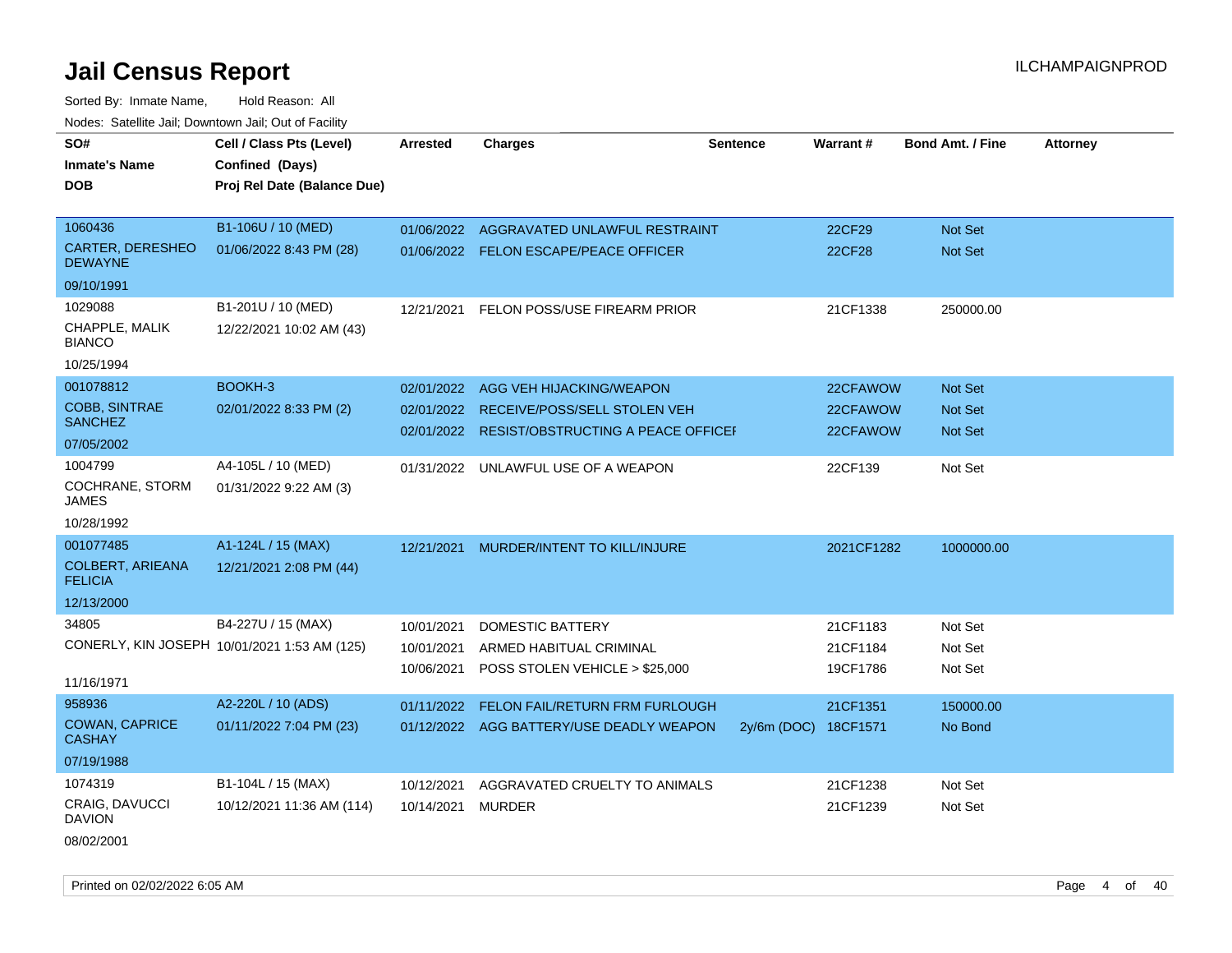# Jail Census Report

ILCHAMPAIGNPROD

Sorted By: Inmate Name, Hold Reason: All

Nodes: Satellite Jail; Downtown Jail; Out of Facility

| SO# / Inmate's Name / DOB | Cell / Class Pts (Level) / Confined (Days) / Proj Rel Date (Balance Due) | Arrested | Charges | Sentence | Warrant # | Bond Amt. / Fine | Attorney |
|---|---|---|---|---|---|---|---|
| 1060436 | B1-106U / 10 (MED) | 01/06/2022 | AGGRAVATED UNLAWFUL RESTRAINT | | 22CF29 | Not Set | |
| CARTER, DERESHEO DEWAYNE | 01/06/2022 8:43 PM (28) | 01/06/2022 | FELON ESCAPE/PEACE OFFICER | | 22CF28 | Not Set | |
| 09/10/1991 | | | | | | | |
| 1029088 | B1-201U / 10 (MED) | 12/21/2021 | FELON POSS/USE FIREARM PRIOR | | 21CF1338 | 250000.00 | |
| CHAPPLE, MALIK BIANCO | 12/22/2021 10:02 AM (43) | | | | | | |
| 10/25/1994 | | | | | | | |
| 001078812 | BOOKH-3 | 02/01/2022 | AGG VEH HIJACKING/WEAPON | | 22CFAWOW | Not Set | |
| COBB, SINTRAE SANCHEZ | 02/01/2022 8:33 PM (2) | 02/01/2022 | RECEIVE/POSS/SELL STOLEN VEH | | 22CFAWOW | Not Set | |
| 07/05/2002 | | 02/01/2022 | RESIST/OBSTRUCTING A PEACE OFFICEI | | 22CFAWOW | Not Set | |
| 1004799 | A4-105L / 10 (MED) | 01/31/2022 | UNLAWFUL USE OF A WEAPON | | 22CF139 | Not Set | |
| COCHRANE, STORM JAMES | 01/31/2022 9:22 AM (3) | | | | | | |
| 10/28/1992 | | | | | | | |
| 001077485 | A1-124L / 15 (MAX) | 12/21/2021 | MURDER/INTENT TO KILL/INJURE | | 2021CF1282 | 1000000.00 | |
| COLBERT, ARIEANA FELICIA | 12/21/2021 2:08 PM (44) | | | | | | |
| 12/13/2000 | | | | | | | |
| 34805 | B4-227U / 15 (MAX) | 10/01/2021 | DOMESTIC BATTERY | | 21CF1183 | Not Set | |
| CONERLY, KIN JOSEPH | 10/01/2021 1:53 AM (125) | 10/01/2021 | ARMED HABITUAL CRIMINAL | | 21CF1184 | Not Set | |
| 11/16/1971 | | 10/06/2021 | POSS STOLEN VEHICLE > $25,000 | | 19CF1786 | Not Set | |
| 958936 | A2-220L / 10 (ADS) | 01/11/2022 | FELON FAIL/RETURN FRM FURLOUGH | | 21CF1351 | 150000.00 | |
| COWAN, CAPRICE CASHAY | 01/11/2022 7:04 PM (23) | 01/12/2022 | AGG BATTERY/USE DEADLY WEAPON | 2y/6m (DOC) | 18CF1571 | No Bond | |
| 07/19/1988 | | | | | | | |
| 1074319 | B1-104L / 15 (MAX) | 10/12/2021 | AGGRAVATED CRUELTY TO ANIMALS | | 21CF1238 | Not Set | |
| CRAIG, DAVUCCI DAVION | 10/12/2021 11:36 AM (114) | 10/14/2021 | MURDER | | 21CF1239 | Not Set | |
| 08/02/2001 | | | | | | | |

Printed on 02/02/2022 6:05 AM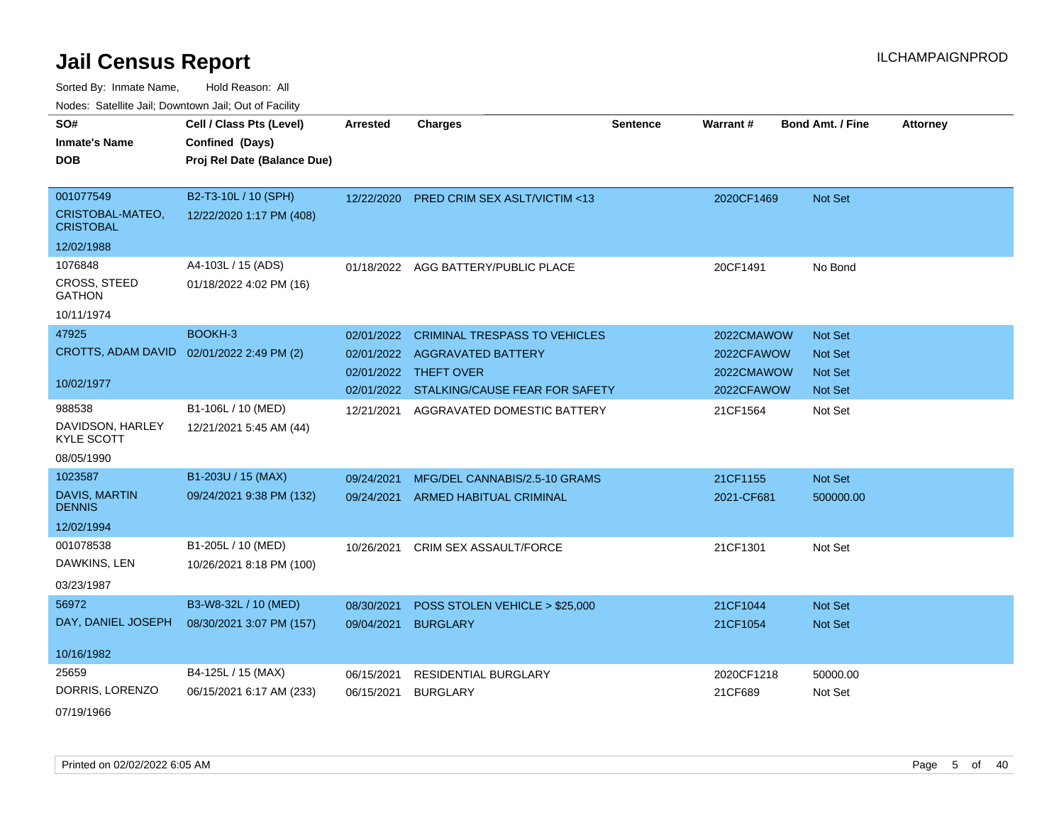# Jail Census Report

ILCHAMPAIGNPROD

Sorted By: Inmate Name, Hold Reason: All

Nodes: Satellite Jail; Downtown Jail; Out of Facility

| SO# / Inmate's Name / DOB | Cell / Class Pts (Level) / Confined (Days) / Proj Rel Date (Balance Due) | Arrested | Charges | Sentence | Warrant # | Bond Amt. / Fine | Attorney |
|---|---|---|---|---|---|---|---|
| 001077549 CRISTOBAL-MATEO, CRISTOBAL 12/02/1988 | B2-T3-10L / 10 (SPH) 12/22/2020 1:17 PM (408) | 12/22/2020 | PRED CRIM SEX ASLT/VICTIM <13 | | 2020CF1469 | Not Set | |
| 1076848 CROSS, STEED GATHON 10/11/1974 | A4-103L / 15 (ADS) 01/18/2022 4:02 PM (16) | 01/18/2022 | AGG BATTERY/PUBLIC PLACE | | 20CF1491 | No Bond | |
| 47925 CROTTS, ADAM DAVID 10/02/1977 | BOOKH-3 02/01/2022 2:49 PM (2) | 02/01/2022 | CRIMINAL TRESPASS TO VEHICLES | | 2022CMAWOW | Not Set | |
| | | 02/01/2022 | AGGRAVATED BATTERY | | 2022CFAWOW | Not Set | |
| | | 02/01/2022 | THEFT OVER | | 2022CMAWOW | Not Set | |
| | | 02/01/2022 | STALKING/CAUSE FEAR FOR SAFETY | | 2022CFAWOW | Not Set | |
| 988538 DAVIDSON, HARLEY KYLE SCOTT 08/05/1990 | B1-106L / 10 (MED) 12/21/2021 5:45 AM (44) | 12/21/2021 | AGGRAVATED DOMESTIC BATTERY | | 21CF1564 | Not Set | |
| 1023587 DAVIS, MARTIN DENNIS 12/02/1994 | B1-203U / 15 (MAX) 09/24/2021 9:38 PM (132) | 09/24/2021 | MFG/DEL CANNABIS/2.5-10 GRAMS | | 21CF1155 | Not Set | |
| | | 09/24/2021 | ARMED HABITUAL CRIMINAL | | 2021-CF681 | 500000.00 | |
| 001078538 DAWKINS, LEN 03/23/1987 | B1-205L / 10 (MED) 10/26/2021 8:18 PM (100) | 10/26/2021 | CRIM SEX ASSAULT/FORCE | | 21CF1301 | Not Set | |
| 56972 DAY, DANIEL JOSEPH 10/16/1982 | B3-W8-32L / 10 (MED) 08/30/2021 3:07 PM (157) | 08/30/2021 | POSS STOLEN VEHICLE > $25,000 | | 21CF1044 | Not Set | |
| | | 09/04/2021 | BURGLARY | | 21CF1054 | Not Set | |
| 25659 DORRIS, LORENZO 07/19/1966 | B4-125L / 15 (MAX) 06/15/2021 6:17 AM (233) | 06/15/2021 | RESIDENTIAL BURGLARY | | 2020CF1218 | 50000.00 | |
| | | 06/15/2021 | BURGLARY | | 21CF689 | Not Set | |

Printed on 02/02/2022 6:05 AM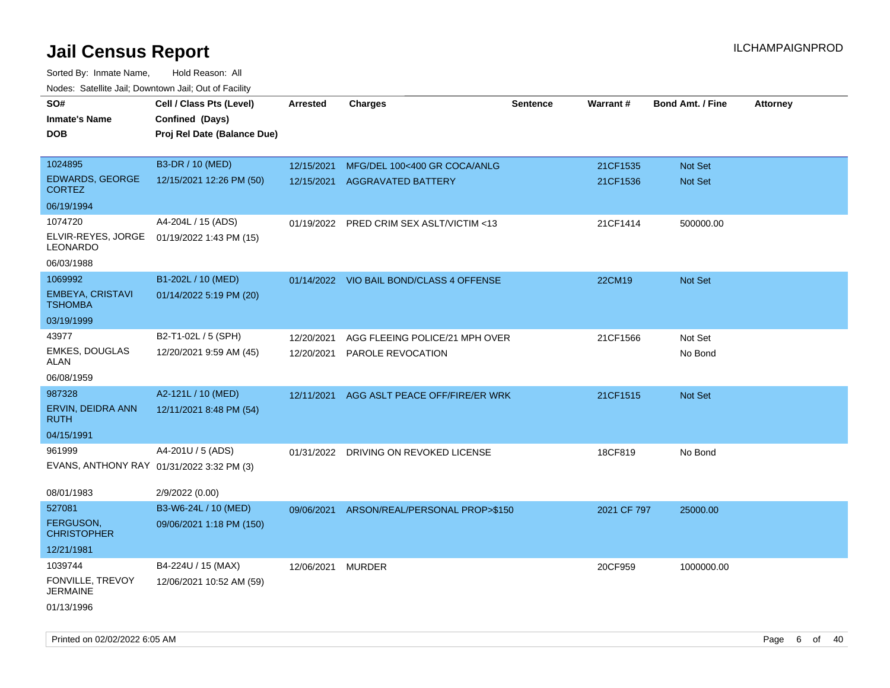# Jail Census Report

ILCHAMPAIGNPROD

Sorted By: Inmate Name, Hold Reason: All

Nodes: Satellite Jail; Downtown Jail; Out of Facility

| SO# / Inmate's Name / DOB | Cell / Class Pts (Level) / Confined (Days) / Proj Rel Date (Balance Due) | Arrested | Charges | Sentence | Warrant # | Bond Amt. / Fine | Attorney |
|---|---|---|---|---|---|---|---|
| 1024895<br>EDWARDS, GEORGE CORTEZ<br>06/19/1994 | B3-DR / 10 (MED)<br>12/15/2021 12:26 PM (50) | 12/15/2021<br>12/15/2021 | MFG/DEL 100<400 GR COCA/ANLG<br>AGGRAVATED BATTERY | | 21CF1535<br>21CF1536 | Not Set<br>Not Set | |
| 1074720<br>ELVIR-REYES, JORGE LEONARDO<br>06/03/1988 | A4-204L / 15 (ADS)<br>01/19/2022 1:43 PM (15) | 01/19/2022 | PRED CRIM SEX ASLT/VICTIM <13 | | 21CF1414 | 500000.00 | |
| 1069992<br>EMBEYA, CRISTAVI TSHOMBA<br>03/19/1999 | B1-202L / 10 (MED)<br>01/14/2022 5:19 PM (20) | 01/14/2022 | VIO BAIL BOND/CLASS 4 OFFENSE | | 22CM19 | Not Set | |
| 43977<br>EMKES, DOUGLAS ALAN<br>06/08/1959 | B2-T1-02L / 5 (SPH)<br>12/20/2021 9:59 AM (45) | 12/20/2021<br>12/20/2021 | AGG FLEEING POLICE/21 MPH OVER<br>PAROLE REVOCATION | | 21CF1566 | Not Set<br>No Bond | |
| 987328<br>ERVIN, DEIDRA ANN RUTH<br>04/15/1991 | A2-121L / 10 (MED)<br>12/11/2021 8:48 PM (54) | 12/11/2021 | AGG ASLT PEACE OFF/FIRE/ER WRK | | 21CF1515 | Not Set | |
| 961999<br>EVANS, ANTHONY RAY<br>08/01/1983 | A4-201U / 5 (ADS)<br>01/31/2022 3:32 PM (3)<br>2/9/2022 (0.00) | 01/31/2022 | DRIVING ON REVOKED LICENSE | | 18CF819 | No Bond | |
| 527081<br>FERGUSON, CHRISTOPHER<br>12/21/1981 | B3-W6-24L / 10 (MED)<br>09/06/2021 1:18 PM (150) | 09/06/2021 | ARSON/REAL/PERSONAL PROP>$150 | | 2021 CF 797 | 25000.00 | |
| 1039744<br>FONVILLE, TREVOY JERMAINE<br>01/13/1996 | B4-224U / 15 (MAX)<br>12/06/2021 10:52 AM (59) | 12/06/2021 | MURDER | | 20CF959 | 1000000.00 | |

Printed on 02/02/2022 6:05 AM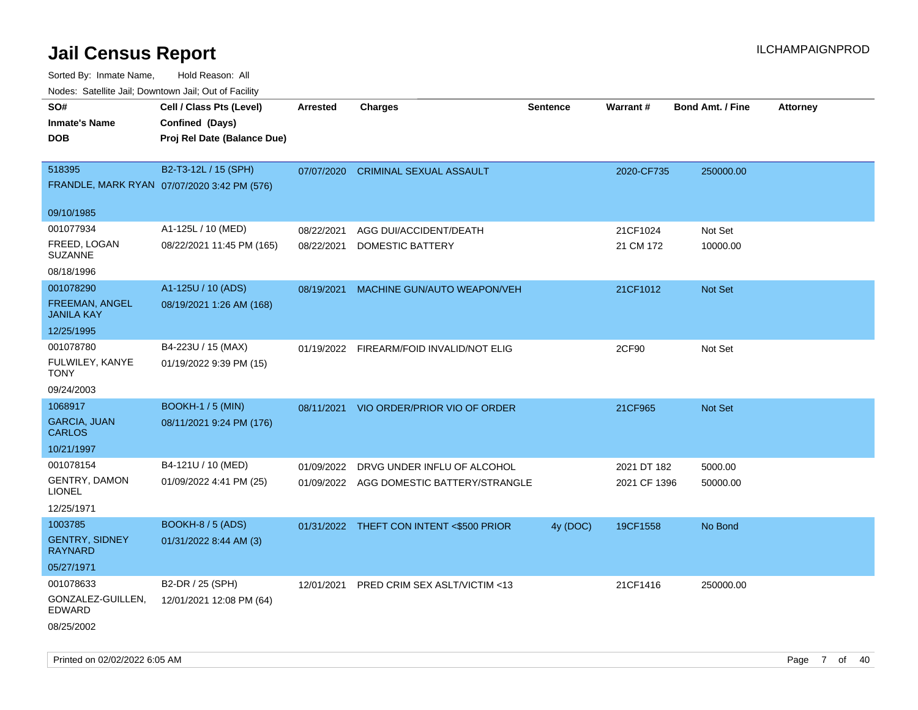# Jail Census Report

Sorted By: Inmate Name, Hold Reason: All

Nodes: Satellite Jail; Downtown Jail; Out of Facility

| SO# / Inmate's Name / DOB | Cell / Class Pts (Level) / Confined (Days) / Proj Rel Date (Balance Due) | Arrested | Charges | Sentence | Warrant # | Bond Amt. / Fine | Attorney |
|---|---|---|---|---|---|---|---|
| 518395<br>FRANDLE, MARK RYAN<br>09/10/1985 | B2-T3-12L / 15 (SPH)<br>07/07/2020 3:42 PM (576) | 07/07/2020 | CRIMINAL SEXUAL ASSAULT | | 2020-CF735 | 250000.00 | |
| 001077934<br>FREED, LOGAN SUZANNE<br>08/18/1996 | A1-125L / 10 (MED)<br>08/22/2021 11:45 PM (165) | 08/22/2021<br>08/22/2021 | AGG DUI/ACCIDENT/DEATH<br>DOMESTIC BATTERY | | 21CF1024<br>21 CM 172 | Not Set<br>10000.00 | |
| 001078290<br>FREEMAN, ANGEL JANILA KAY<br>12/25/1995 | A1-125U / 10 (ADS)<br>08/19/2021 1:26 AM (168) | 08/19/2021 | MACHINE GUN/AUTO WEAPON/VEH | | 21CF1012 | Not Set | |
| 001078780<br>FULWILEY, KANYE TONY<br>09/24/2003 | B4-223U / 15 (MAX)<br>01/19/2022 9:39 PM (15) | 01/19/2022 | FIREARM/FOID INVALID/NOT ELIG | | 2CF90 | Not Set | |
| 1068917<br>GARCIA, JUAN CARLOS<br>10/21/1997 | BOOKH-1 / 5 (MIN)<br>08/11/2021 9:24 PM (176) | 08/11/2021 | VIO ORDER/PRIOR VIO OF ORDER | | 21CF965 | Not Set | |
| 001078154<br>GENTRY, DAMON LIONEL<br>12/25/1971 | B4-121U / 10 (MED)<br>01/09/2022 4:41 PM (25) | 01/09/2022<br>01/09/2022 | DRVG UNDER INFLU OF ALCOHOL<br>AGG DOMESTIC BATTERY/STRANGLE | | 2021 DT 182<br>2021 CF 1396 | 5000.00<br>50000.00 | |
| 1003785<br>GENTRY, SIDNEY RAYNARD<br>05/27/1971 | BOOKH-8 / 5 (ADS)<br>01/31/2022 8:44 AM (3) | 01/31/2022 | THEFT CON INTENT <$500 PRIOR | 4y (DOC) | 19CF1558 | No Bond | |
| 001078633<br>GONZALEZ-GUILLEN, EDWARD<br>08/25/2002 | B2-DR / 25 (SPH)<br>12/01/2021 12:08 PM (64) | 12/01/2021 | PRED CRIM SEX ASLT/VICTIM <13 | | 21CF1416 | 250000.00 | |

Printed on 02/02/2022 6:05 AM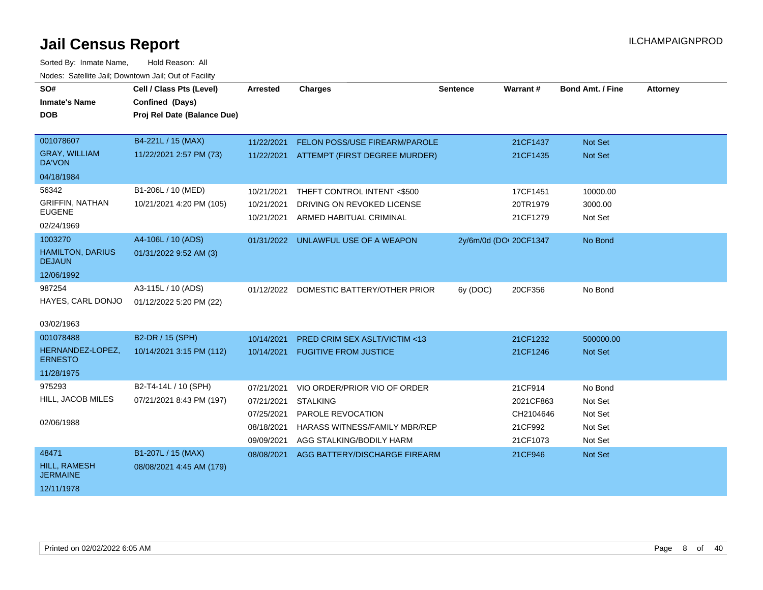# Jail Census Report

Sorted By: Inmate Name, Hold Reason: All

Nodes: Satellite Jail; Downtown Jail; Out of Facility

| SO# / Inmate's Name / DOB | Cell / Class Pts (Level) / Confined (Days) / Proj Rel Date (Balance Due) | Arrested | Charges | Sentence | Warrant # | Bond Amt. / Fine | Attorney |
|---|---|---|---|---|---|---|---|
| 001078607 GRAY, WILLIAM DA'VON 04/18/1984 | B4-221L / 15 (MAX) 11/22/2021 2:57 PM (73) | 11/22/2021 | FELON POSS/USE FIREARM/PAROLE | | 21CF1437 | Not Set | |
| | | 11/22/2021 | ATTEMPT (FIRST DEGREE MURDER) | | 21CF1435 | Not Set | |
| 56342 GRIFFIN, NATHAN EUGENE 02/24/1969 | B1-206L / 10 (MED) 10/21/2021 4:20 PM (105) | 10/21/2021 | THEFT CONTROL INTENT <$500 | | 17CF1451 | 10000.00 | |
| | | 10/21/2021 | DRIVING ON REVOKED LICENSE | | 20TR1979 | 3000.00 | |
| | | 10/21/2021 | ARMED HABITUAL CRIMINAL | | 21CF1279 | Not Set | |
| 1003270 HAMILTON, DARIUS DEJAUN 12/06/1992 | A4-106L / 10 (ADS) 01/31/2022 9:52 AM (3) | 01/31/2022 | UNLAWFUL USE OF A WEAPON | 2y/6m/0d (DO | 20CF1347 | No Bond | |
| 987254 HAYES, CARL DONJO 03/02/1963 | A3-115L / 10 (ADS) 01/12/2022 5:20 PM (22) | 01/12/2022 | DOMESTIC BATTERY/OTHER PRIOR | 6y (DOC) | 20CF356 | No Bond | |
| 001078488 HERNANDEZ-LOPEZ, ERNESTO 11/28/1975 | B2-DR / 15 (SPH) 10/14/2021 3:15 PM (112) | 10/14/2021 | PRED CRIM SEX ASLT/VICTIM <13 | | 21CF1232 | 500000.00 | |
| | | 10/14/2021 | FUGITIVE FROM JUSTICE | | 21CF1246 | Not Set | |
| 975293 HILL, JACOB MILES 02/06/1988 | B2-T4-14L / 10 (SPH) 07/21/2021 8:43 PM (197) | 07/21/2021 | VIO ORDER/PRIOR VIO OF ORDER | | 21CF914 | No Bond | |
| | | 07/21/2021 | STALKING | | 2021CF863 | Not Set | |
| | | 07/25/2021 | PAROLE REVOCATION | | CH2104646 | Not Set | |
| | | 08/18/2021 | HARASS WITNESS/FAMILY MBR/REP | | 21CF992 | Not Set | |
| | | 09/09/2021 | AGG STALKING/BODILY HARM | | 21CF1073 | Not Set | |
| 48471 HILL, RAMESH JERMAINE 12/11/1978 | B1-207L / 15 (MAX) 08/08/2021 4:45 AM (179) | 08/08/2021 | AGG BATTERY/DISCHARGE FIREARM | | 21CF946 | Not Set | |

Printed on 02/02/2022 6:05 AM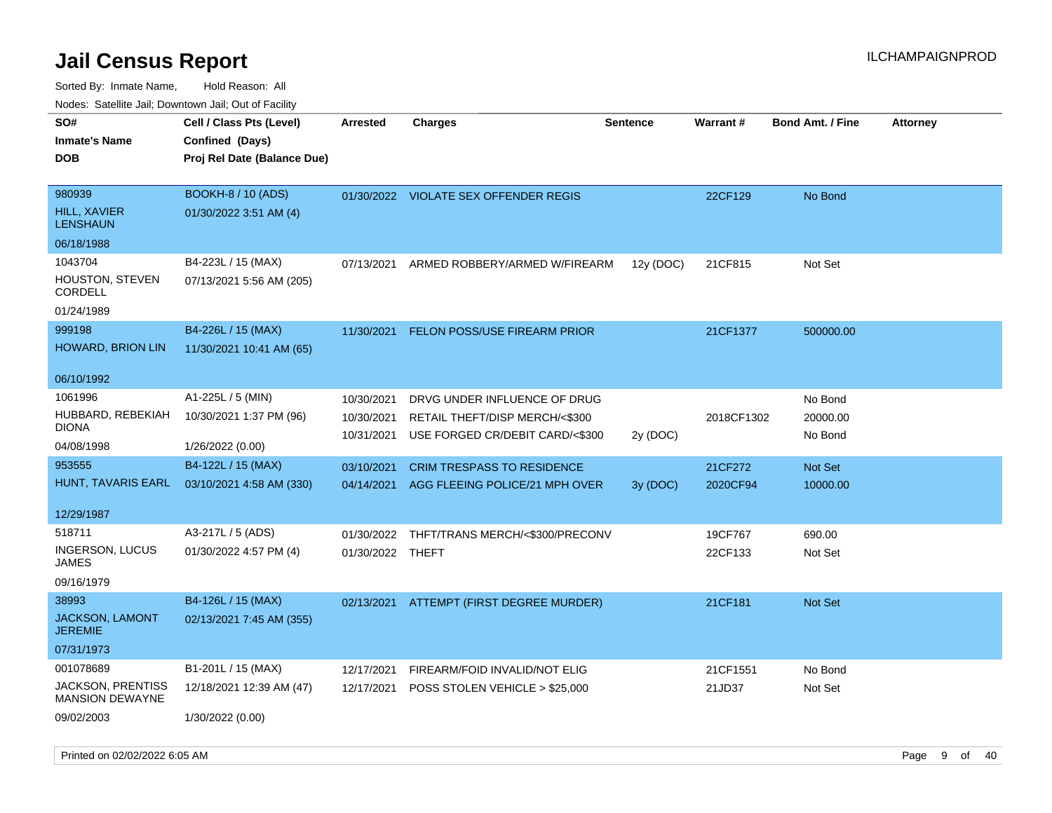# Jail Census Report

ILCHAMPAIGNPROD

Sorted By: Inmate Name, Hold Reason: All

Nodes: Satellite Jail; Downtown Jail; Out of Facility

| SO# / Inmate's Name / DOB | Cell / Class Pts (Level) / Confined (Days) / Proj Rel Date (Balance Due) | Arrested | Charges | Sentence | Warrant # | Bond Amt. / Fine | Attorney |
|---|---|---|---|---|---|---|---|
| 980939<br>HILL, XAVIER LENSHAUN<br>06/18/1988 | BOOKH-8 / 10 (ADS)<br>01/30/2022 3:51 AM (4) | 01/30/2022 | VIOLATE SEX OFFENDER REGIS | | 22CF129 | No Bond | |
| 1043704<br>HOUSTON, STEVEN CORDELL<br>01/24/1989 | B4-223L / 15 (MAX)<br>07/13/2021 5:56 AM (205) | 07/13/2021 | ARMED ROBBERY/ARMED W/FIREARM | 12y (DOC) | 21CF815 | Not Set | |
| 999198<br>HOWARD, BRION LIN<br>06/10/1992 | B4-226L / 15 (MAX)<br>11/30/2021 10:41 AM (65) | 11/30/2021 | FELON POSS/USE FIREARM PRIOR | | 21CF1377 | 500000.00 | |
| 1061996<br>HUBBARD, REBEKIAH DIONA<br>04/08/1998 | A1-225L / 5 (MIN)<br>10/30/2021 1:37 PM (96)<br>1/26/2022 (0.00) | 10/30/2021 | DRVG UNDER INFLUENCE OF DRUG | | | No Bond | |
| | | 10/30/2021 | RETAIL THEFT/DISP MERCH/<$300 | | 2018CF1302 | 20000.00 | |
| | | 10/31/2021 | USE FORGED CR/DEBIT CARD/<$300 | 2y (DOC) | | No Bond | |
| 953555<br>HUNT, TAVARIS EARL<br>12/29/1987 | B4-122L / 15 (MAX)<br>03/10/2021 4:58 AM (330) | 03/10/2021 | CRIM TRESPASS TO RESIDENCE | | 21CF272 | Not Set | |
| | | 04/14/2021 | AGG FLEEING POLICE/21 MPH OVER | 3y (DOC) | 2020CF94 | 10000.00 | |
| 518711<br>INGERSON, LUCUS JAMES<br>09/16/1979 | A3-217L / 5 (ADS)<br>01/30/2022 4:57 PM (4) | 01/30/2022 | THFT/TRANS MERCH/<$300/PRECONV | | 19CF767 | 690.00 | |
| | | 01/30/2022 | THEFT | | 22CF133 | Not Set | |
| 38993<br>JACKSON, LAMONT JEREMIE<br>07/31/1973 | B4-126L / 15 (MAX)<br>02/13/2021 7:45 AM (355) | 02/13/2021 | ATTEMPT (FIRST DEGREE MURDER) | | 21CF181 | Not Set | |
| 001078689<br>JACKSON, PRENTISS MANSION DEWAYNE<br>09/02/2003 | B1-201L / 15 (MAX)<br>12/18/2021 12:39 AM (47)<br>1/30/2022 (0.00) | 12/17/2021 | FIREARM/FOID INVALID/NOT ELIG | | 21CF1551 | No Bond | |
| | | 12/17/2021 | POSS STOLEN VEHICLE > $25,000 | | 21JD37 | Not Set | |

Printed on 02/02/2022 6:05 AM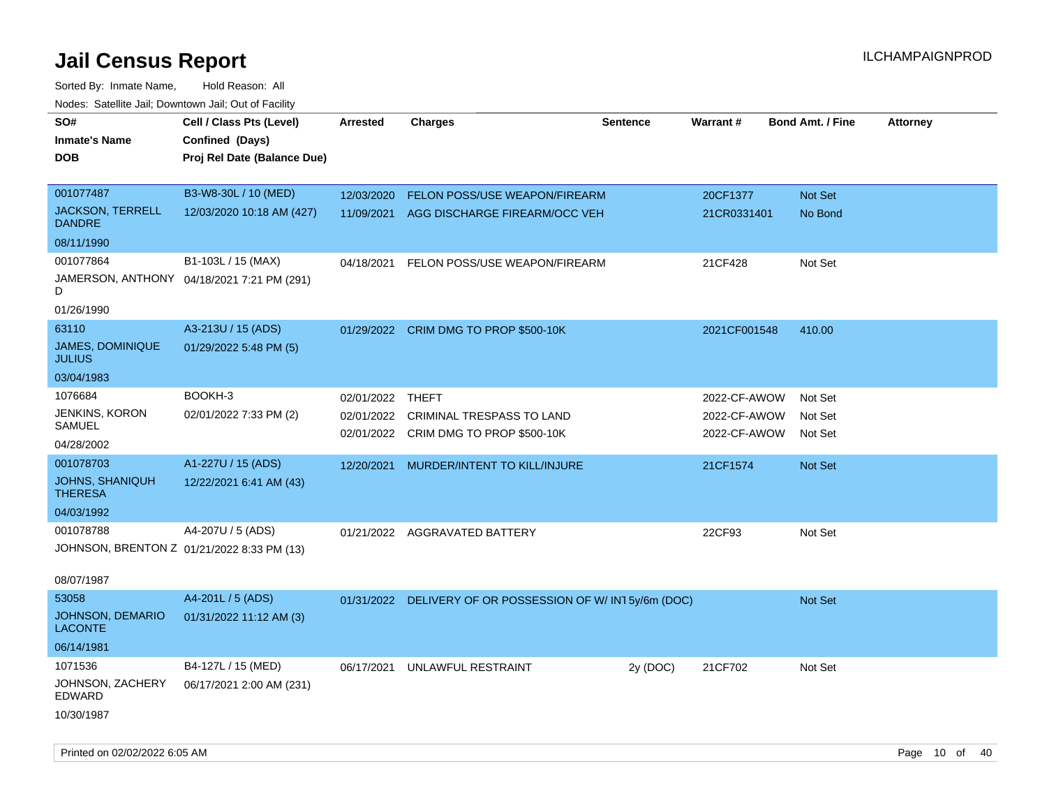# Jail Census Report

ILCHAMPAIGNPROD

Sorted By: Inmate Name, Hold Reason: All

Nodes: Satellite Jail; Downtown Jail; Out of Facility

| SO# / Inmate's Name / DOB | Cell / Class Pts (Level) / Confined (Days) / Proj Rel Date (Balance Due) | Arrested | Charges | Sentence | Warrant # | Bond Amt. / Fine | Attorney |
|---|---|---|---|---|---|---|---|
| 001077487<br>JACKSON, TERRELL DANDRE<br>08/11/1990 | B3-W8-30L / 10 (MED)<br>12/03/2020 10:18 AM (427) | 12/03/2020<br>11/09/2021 | FELON POSS/USE WEAPON/FIREARM<br>AGG DISCHARGE FIREARM/OCC VEH | | 20CF1377<br>21CR0331401 | Not Set<br>No Bond | |
| 001077864<br>JAMERSON, ANTHONY D<br>01/26/1990 | B1-103L / 15 (MAX)<br>04/18/2021 7:21 PM (291) | 04/18/2021 | FELON POSS/USE WEAPON/FIREARM | | 21CF428 | Not Set | |
| 63110<br>JAMES, DOMINIQUE JULIUS<br>03/04/1983 | A3-213U / 15 (ADS)<br>01/29/2022 5:48 PM (5) | 01/29/2022 | CRIM DMG TO PROP $500-10K | | 2021CF001548 | 410.00 | |
| 1076684<br>JENKINS, KORON SAMUEL<br>04/28/2002 | BOOKH-3<br>02/01/2022 7:33 PM (2) | 02/01/2022<br>02/01/2022<br>02/01/2022 | THEFT<br>CRIMINAL TRESPASS TO LAND<br>CRIM DMG TO PROP $500-10K | | 2022-CF-AWOW<br>2022-CF-AWOW<br>2022-CF-AWOW | Not Set<br>Not Set<br>Not Set | |
| 001078703<br>JOHNS, SHANIQUH THERESA<br>04/03/1992 | A1-227U / 15 (ADS)<br>12/22/2021 6:41 AM (43) | 12/20/2021 | MURDER/INTENT TO KILL/INJURE | | 21CF1574 | Not Set | |
| 001078788<br>JOHNSON, BRENTON Z<br>08/07/1987 | A4-207U / 5 (ADS)<br>01/21/2022 8:33 PM (13) | 01/21/2022 | AGGRAVATED BATTERY | | 22CF93 | Not Set | |
| 53058<br>JOHNSON, DEMARIO LACONTE<br>06/14/1981 | A4-201L / 5 (ADS)<br>01/31/2022 11:12 AM (3) | 01/31/2022 | DELIVERY OF OR POSSESSION OF W/ INT | 5y/6m (DOC) | | Not Set | |
| 1071536<br>JOHNSON, ZACHERY EDWARD<br>10/30/1987 | B4-127L / 15 (MED)<br>06/17/2021 2:00 AM (231) | 06/17/2021 | UNLAWFUL RESTRAINT | 2y (DOC) | 21CF702 | Not Set | |

Printed on 02/02/2022 6:05 AM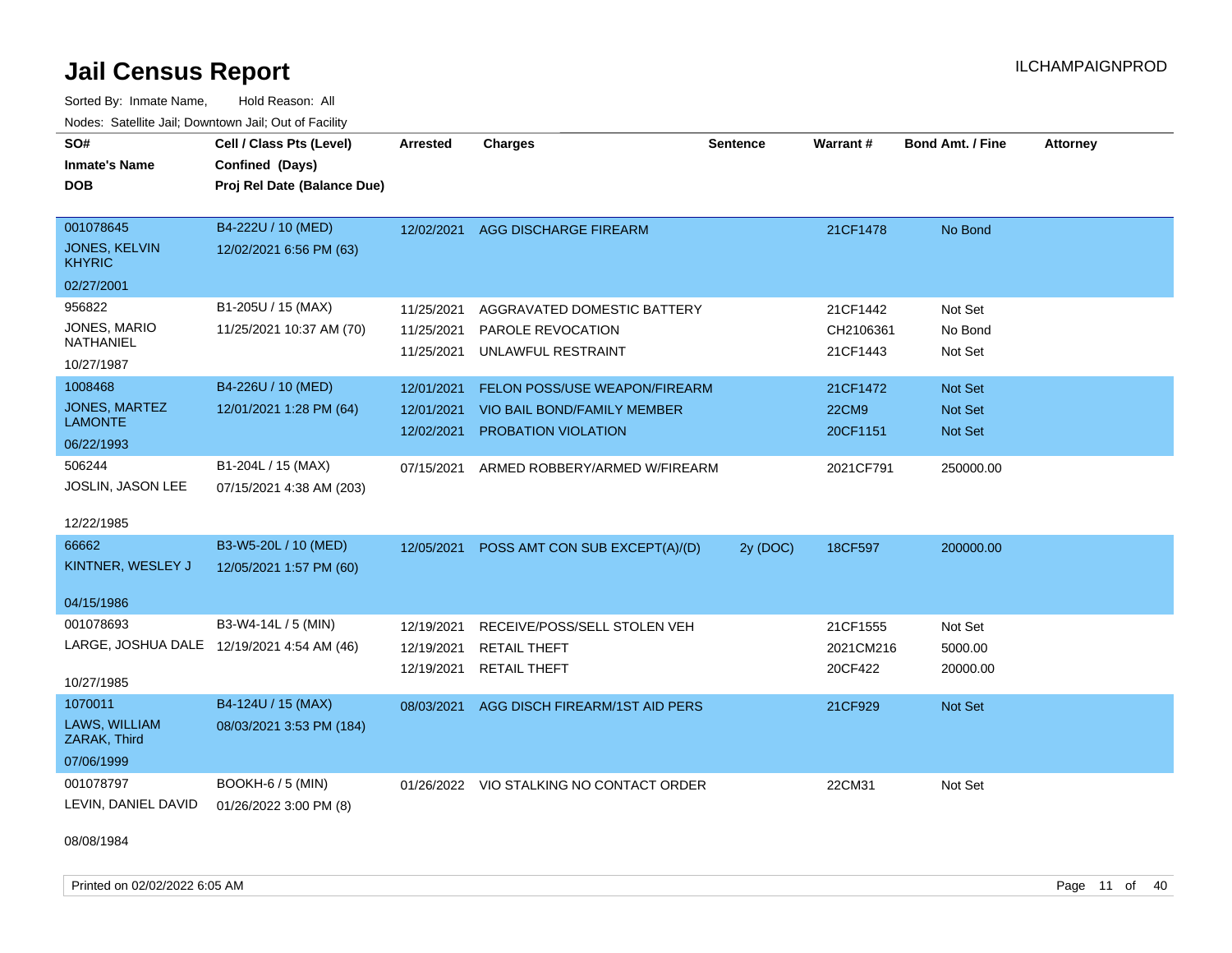# Jail Census Report

ILCHAMPAIGNPROD

Sorted By: Inmate Name, Hold Reason: All

Nodes: Satellite Jail; Downtown Jail; Out of Facility

| SO# / Inmate's Name / DOB | Cell / Class Pts (Level) / Confined (Days) / Proj Rel Date (Balance Due) | Arrested | Charges | Sentence | Warrant # | Bond Amt. / Fine | Attorney |
|---|---|---|---|---|---|---|---|
| 001078645<br>JONES, KELVIN KHYRIC<br>02/27/2001 | B4-222U / 10 (MED)<br>12/02/2021 6:56 PM (63) | 12/02/2021 | AGG DISCHARGE FIREARM | | 21CF1478 | No Bond | |
| 956822<br>JONES, MARIO NATHANIEL<br>10/27/1987 | B1-205U / 15 (MAX)<br>11/25/2021 10:37 AM (70) | 11/25/2021<br>11/25/2021<br>11/25/2021 | AGGRAVATED DOMESTIC BATTERY<br>PAROLE REVOCATION<br>UNLAWFUL RESTRAINT | | 21CF1442<br>CH2106361<br>21CF1443 | Not Set<br>No Bond<br>Not Set | |
| 1008468<br>JONES, MARTEZ LAMONTE<br>06/22/1993 | B4-226U / 10 (MED)<br>12/01/2021 1:28 PM (64) | 12/01/2021<br>12/01/2021<br>12/02/2021 | FELON POSS/USE WEAPON/FIREARM<br>VIO BAIL BOND/FAMILY MEMBER<br>PROBATION VIOLATION | | 21CF1472<br>22CM9<br>20CF1151 | Not Set<br>Not Set<br>Not Set | |
| 506244<br>JOSLIN, JASON LEE<br>12/22/1985 | B1-204L / 15 (MAX)<br>07/15/2021 4:38 AM (203) | 07/15/2021 | ARMED ROBBERY/ARMED W/FIREARM | | 2021CF791 | 250000.00 | |
| 66662<br>KINTNER, WESLEY J<br>04/15/1986 | B3-W5-20L / 10 (MED)<br>12/05/2021 1:57 PM (60) | 12/05/2021 | POSS AMT CON SUB EXCEPT(A)/(D) | 2y (DOC) | 18CF597 | 200000.00 | |
| 001078693<br>LARGE, JOSHUA DALE<br>10/27/1985 | B3-W4-14L / 5 (MIN)<br>12/19/2021 4:54 AM (46) | 12/19/2021<br>12/19/2021<br>12/19/2021 | RECEIVE/POSS/SELL STOLEN VEH<br>RETAIL THEFT<br>RETAIL THEFT | | 21CF1555<br>2021CM216<br>20CF422 | Not Set<br>5000.00<br>20000.00 | |
| 1070011<br>LAWS, WILLIAM ZARAK, Third<br>07/06/1999 | B4-124U / 15 (MAX)<br>08/03/2021 3:53 PM (184) | 08/03/2021 | AGG DISCH FIREARM/1ST AID PERS | | 21CF929 | Not Set | |
| 001078797<br>LEVIN, DANIEL DAVID<br>08/08/1984 | BOOKH-6 / 5 (MIN)<br>01/26/2022 3:00 PM (8) | 01/26/2022 | VIO STALKING NO CONTACT ORDER | | 22CM31 | Not Set | |

Printed on 02/02/2022 6:05 AM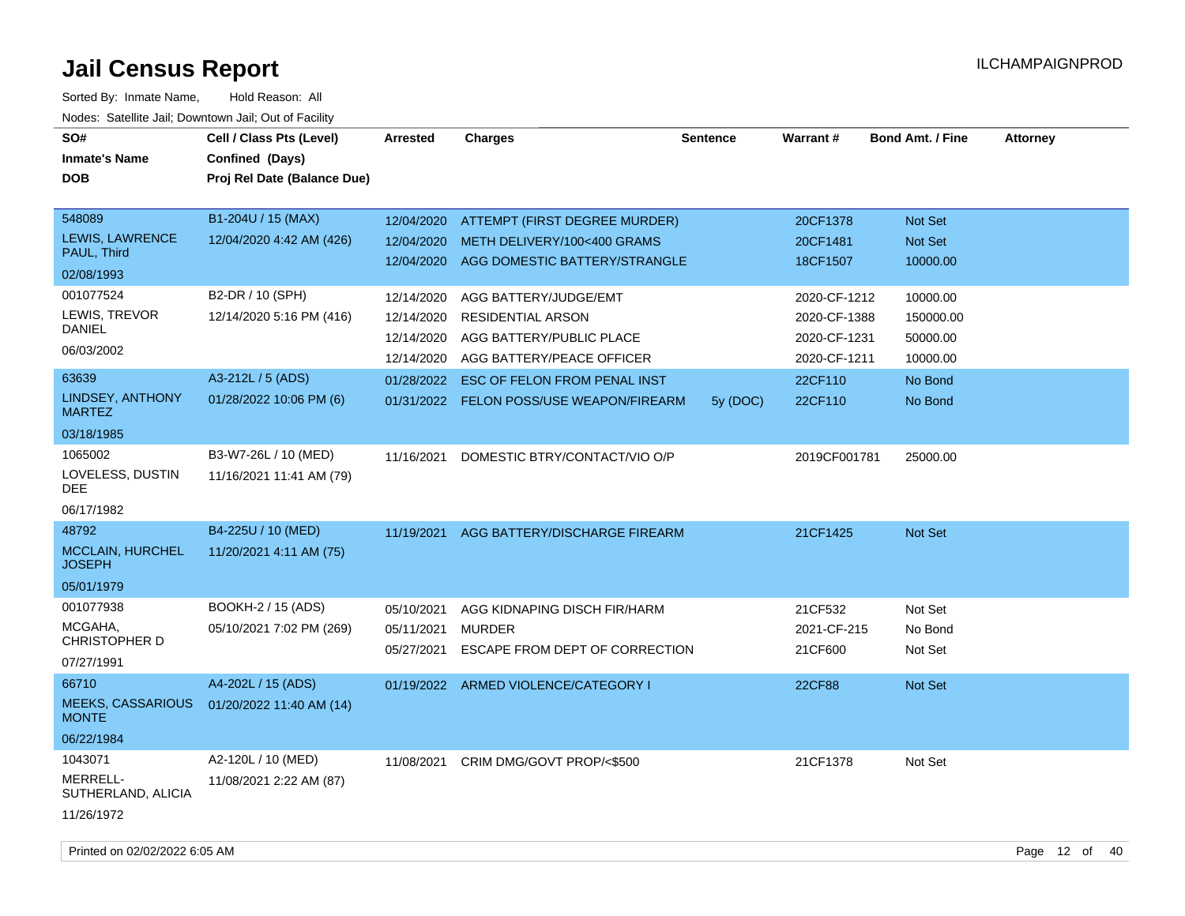# Jail Census Report

ILCHAMPAIGNPROD

Sorted By: Inmate Name, Hold Reason: All

Nodes: Satellite Jail; Downtown Jail; Out of Facility

| SO# / Inmate's Name / DOB | Cell / Class Pts (Level) / Confined (Days) / Proj Rel Date (Balance Due) | Arrested | Charges | Sentence | Warrant # | Bond Amt. / Fine | Attorney |
|---|---|---|---|---|---|---|---|
| 548089<br>LEWIS, LAWRENCE PAUL, Third<br>02/08/1993 | B1-204U / 15 (MAX)<br>12/04/2020 4:42 AM (426) | 12/04/2020 | ATTEMPT (FIRST DEGREE MURDER) | | 20CF1378 | Not Set | |
| | | 12/04/2020 | METH DELIVERY/100<400 GRAMS | | 20CF1481 | Not Set | |
| | | 12/04/2020 | AGG DOMESTIC BATTERY/STRANGLE | | 18CF1507 | 10000.00 | |
| 001077524<br>LEWIS, TREVOR DANIEL<br>06/03/2002 | B2-DR / 10 (SPH)<br>12/14/2020 5:16 PM (416) | 12/14/2020 | AGG BATTERY/JUDGE/EMT | | 2020-CF-1212 | 10000.00 | |
| | | 12/14/2020 | RESIDENTIAL ARSON | | 2020-CF-1388 | 150000.00 | |
| | | 12/14/2020 | AGG BATTERY/PUBLIC PLACE | | 2020-CF-1231 | 50000.00 | |
| | | 12/14/2020 | AGG BATTERY/PEACE OFFICER | | 2020-CF-1211 | 10000.00 | |
| 63639<br>LINDSEY, ANTHONY MARTEZ<br>03/18/1985 | A3-212L / 5 (ADS)<br>01/28/2022 10:06 PM (6) | 01/28/2022 | ESC OF FELON FROM PENAL INST | | 22CF110 | No Bond | |
| | | 01/31/2022 | FELON POSS/USE WEAPON/FIREARM | 5y (DOC) | 22CF110 | No Bond | |
| 1065002<br>LOVELESS, DUSTIN DEE<br>06/17/1982 | B3-W7-26L / 10 (MED)<br>11/16/2021 11:41 AM (79) | 11/16/2021 | DOMESTIC BTRY/CONTACT/VIO O/P | | 2019CF001781 | 25000.00 | |
| 48792<br>MCCLAIN, HURCHEL JOSEPH<br>05/01/1979 | B4-225U / 10 (MED)<br>11/20/2021 4:11 AM (75) | 11/19/2021 | AGG BATTERY/DISCHARGE FIREARM | | 21CF1425 | Not Set | |
| 001077938<br>MCGAHA, CHRISTOPHER D<br>07/27/1991 | BOOKH-2 / 15 (ADS)<br>05/10/2021 7:02 PM (269) | 05/10/2021 | AGG KIDNAPING DISCH FIR/HARM | | 21CF532 | Not Set | |
| | | 05/11/2021 | MURDER | | 2021-CF-215 | No Bond | |
| | | 05/27/2021 | ESCAPE FROM DEPT OF CORRECTION | | 21CF600 | Not Set | |
| 66710<br>MEEKS, CASSARIOUS MONTE<br>06/22/1984 | A4-202L / 15 (ADS)<br>01/20/2022 11:40 AM (14) | 01/19/2022 | ARMED VIOLENCE/CATEGORY I | | 22CF88 | Not Set | |
| 1043071<br>MERRELL-SUTHERLAND, ALICIA<br>11/26/1972 | A2-120L / 10 (MED)<br>11/08/2021 2:22 AM (87) | 11/08/2021 | CRIM DMG/GOVT PROP/<$500 | | 21CF1378 | Not Set | |

Printed on 02/02/2022 6:05 AM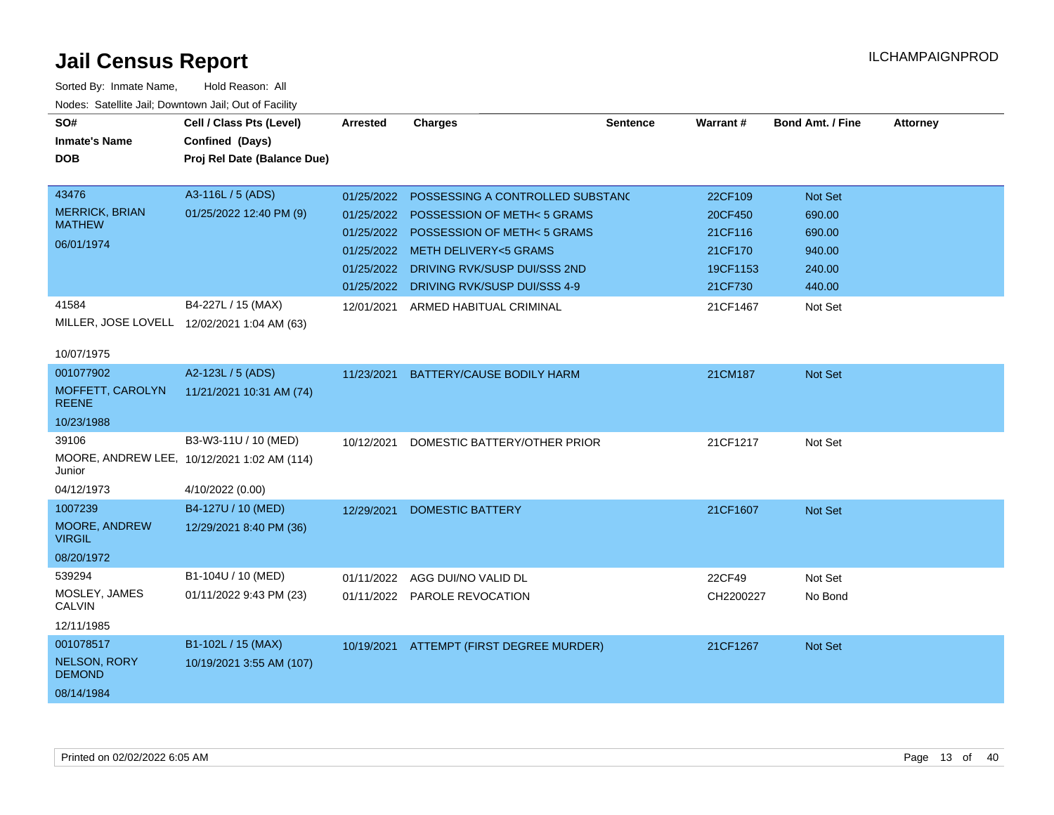# Jail Census Report

ILCHAMPAIGNPROD

Sorted By: Inmate Name, Hold Reason: All

Nodes: Satellite Jail; Downtown Jail; Out of Facility

| SO# / Inmate's Name / DOB | Cell / Class Pts (Level) / Confined (Days) / Proj Rel Date (Balance Due) | Arrested | Charges | Sentence | Warrant # | Bond Amt. / Fine | Attorney |
|---|---|---|---|---|---|---|---|
| 43476<br>MERRICK, BRIAN MATHEW<br>06/01/1974 | A3-116L / 5 (ADS)<br>01/25/2022 12:40 PM (9) | 01/25/2022 | POSSESSING A CONTROLLED SUBSTANC | | 22CF109 | Not Set | |
| | | 01/25/2022 | POSSESSION OF METH< 5 GRAMS | | 20CF450 | 690.00 | |
| | | 01/25/2022 | POSSESSION OF METH< 5 GRAMS | | 21CF116 | 690.00 | |
| | | 01/25/2022 | METH DELIVERY<5 GRAMS | | 21CF170 | 940.00 | |
| | | 01/25/2022 | DRIVING RVK/SUSP DUI/SSS 2ND | | 19CF1153 | 240.00 | |
| | | 01/25/2022 | DRIVING RVK/SUSP DUI/SSS 4-9 | | 21CF730 | 440.00 | |
| 41584<br>MILLER, JOSE LOVELL<br>10/07/1975 | B4-227L / 15 (MAX)<br>12/02/2021 1:04 AM (63) | 12/01/2021 | ARMED HABITUAL CRIMINAL | | 21CF1467 | Not Set | |
| 001077902<br>MOFFETT, CAROLYN REENE<br>10/23/1988 | A2-123L / 5 (ADS)<br>11/21/2021 10:31 AM (74) | 11/23/2021 | BATTERY/CAUSE BODILY HARM | | 21CM187 | Not Set | |
| 39106<br>MOORE, ANDREW LEE, Junior<br>04/12/1973 | B3-W3-11U / 10 (MED)<br>10/12/2021 1:02 AM (114)<br>4/10/2022 (0.00) | 10/12/2021 | DOMESTIC BATTERY/OTHER PRIOR | | 21CF1217 | Not Set | |
| 1007239<br>MOORE, ANDREW VIRGIL<br>08/20/1972 | B4-127U / 10 (MED)<br>12/29/2021 8:40 PM (36) | 12/29/2021 | DOMESTIC BATTERY | | 21CF1607 | Not Set | |
| 539294<br>MOSLEY, JAMES CALVIN<br>12/11/1985 | B1-104U / 10 (MED)<br>01/11/2022 9:43 PM (23) | 01/11/2022 | AGG DUI/NO VALID DL | | 22CF49 | Not Set | |
| | | 01/11/2022 | PAROLE REVOCATION | | CH2200227 | No Bond | |
| 001078517<br>NELSON, RORY DEMOND<br>08/14/1984 | B1-102L / 15 (MAX)<br>10/19/2021 3:55 AM (107) | 10/19/2021 | ATTEMPT (FIRST DEGREE MURDER) | | 21CF1267 | Not Set | |

Printed on 02/02/2022 6:05 AM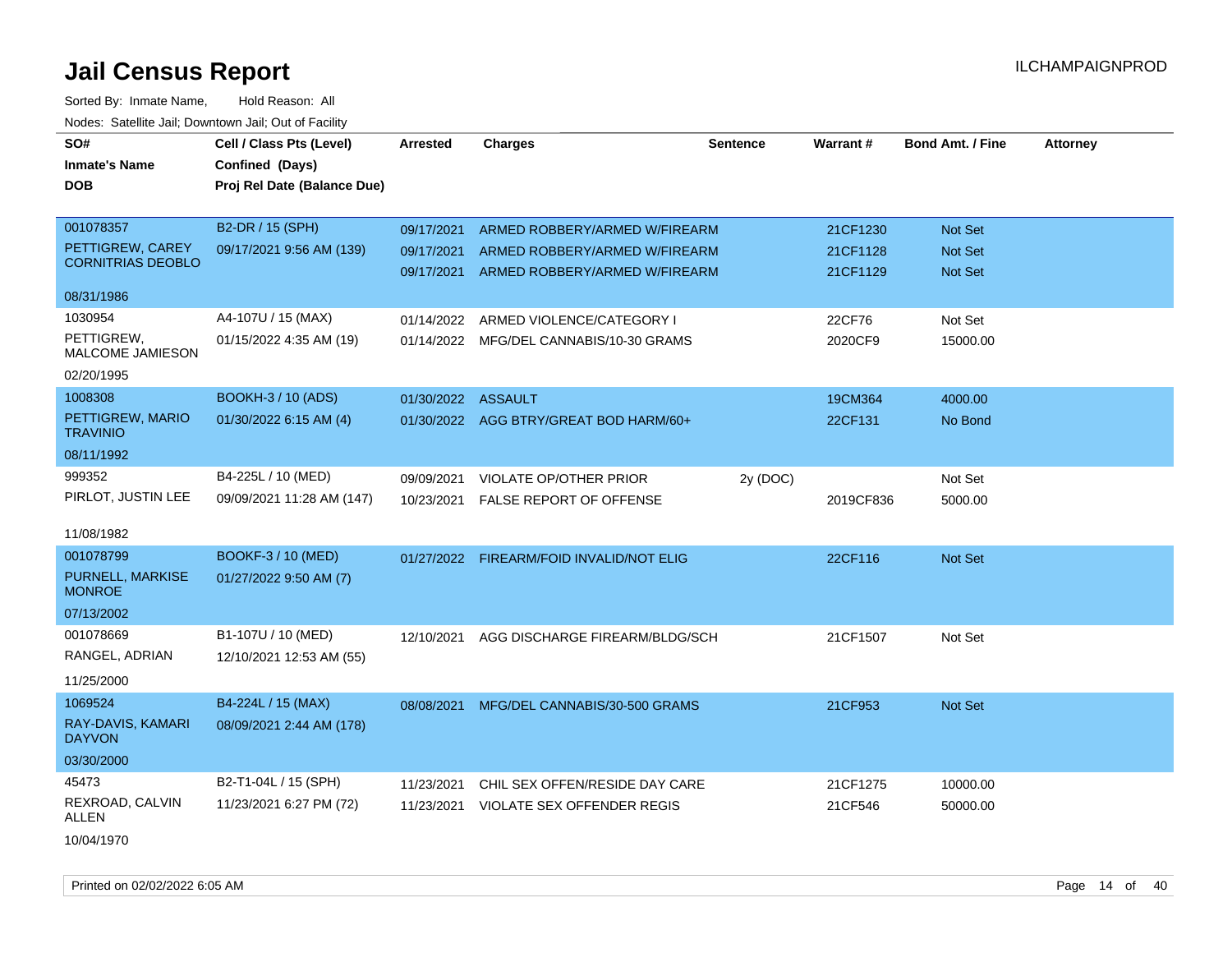# Jail Census Report

Sorted By: Inmate Name, Hold Reason: All

Nodes: Satellite Jail; Downtown Jail; Out of Facility

ILCHAMPAIGNPROD

| SO# / Inmate's Name / DOB | Cell / Class Pts (Level) / Confined (Days) / Proj Rel Date (Balance Due) | Arrested | Charges | Sentence | Warrant # | Bond Amt. / Fine | Attorney |
|---|---|---|---|---|---|---|---|
| 001078357 PETTIGREW, CAREY CORNITRIAS DEOBLO 08/31/1986 | B2-DR / 15 (SPH) 09/17/2021 9:56 AM (139) | 09/17/2021 | ARMED ROBBERY/ARMED W/FIREARM | | 21CF1230 | Not Set | |
| | | 09/17/2021 | ARMED ROBBERY/ARMED W/FIREARM | | 21CF1128 | Not Set | |
| | | 09/17/2021 | ARMED ROBBERY/ARMED W/FIREARM | | 21CF1129 | Not Set | |
| 1030954 PETTIGREW, MALCOME JAMIESON 02/20/1995 | A4-107U / 15 (MAX) 01/15/2022 4:35 AM (19) | 01/14/2022 | ARMED VIOLENCE/CATEGORY I | | 22CF76 | Not Set | |
| | | 01/14/2022 | MFG/DEL CANNABIS/10-30 GRAMS | | 2020CF9 | 15000.00 | |
| 1008308 PETTIGREW, MARIO TRAVINIO 08/11/1992 | BOOKH-3 / 10 (ADS) 01/30/2022 6:15 AM (4) | 01/30/2022 | ASSAULT | | 19CM364 | 4000.00 | |
| | | 01/30/2022 | AGG BTRY/GREAT BOD HARM/60+ | | 22CF131 | No Bond | |
| 999352 PIRLOT, JUSTIN LEE 11/08/1982 | B4-225L / 10 (MED) 09/09/2021 11:28 AM (147) | 09/09/2021 | VIOLATE OP/OTHER PRIOR | 2y (DOC) | | Not Set | |
| | | 10/23/2021 | FALSE REPORT OF OFFENSE | | 2019CF836 | 5000.00 | |
| 001078799 PURNELL, MARKISE MONROE 07/13/2002 | BOOKF-3 / 10 (MED) 01/27/2022 9:50 AM (7) | 01/27/2022 | FIREARM/FOID INVALID/NOT ELIG | | 22CF116 | Not Set | |
| 001078669 RANGEL, ADRIAN 11/25/2000 | B1-107U / 10 (MED) 12/10/2021 12:53 AM (55) | 12/10/2021 | AGG DISCHARGE FIREARM/BLDG/SCH | | 21CF1507 | Not Set | |
| 1069524 RAY-DAVIS, KAMARI DAYVON 03/30/2000 | B4-224L / 15 (MAX) 08/09/2021 2:44 AM (178) | 08/08/2021 | MFG/DEL CANNABIS/30-500 GRAMS | | 21CF953 | Not Set | |
| 45473 REXROAD, CALVIN ALLEN 10/04/1970 | B2-T1-04L / 15 (SPH) 11/23/2021 6:27 PM (72) | 11/23/2021 | CHIL SEX OFFEN/RESIDE DAY CARE | | 21CF1275 | 10000.00 | |
| | | 11/23/2021 | VIOLATE SEX OFFENDER REGIS | | 21CF546 | 50000.00 | |

Printed on 02/02/2022 6:05 AM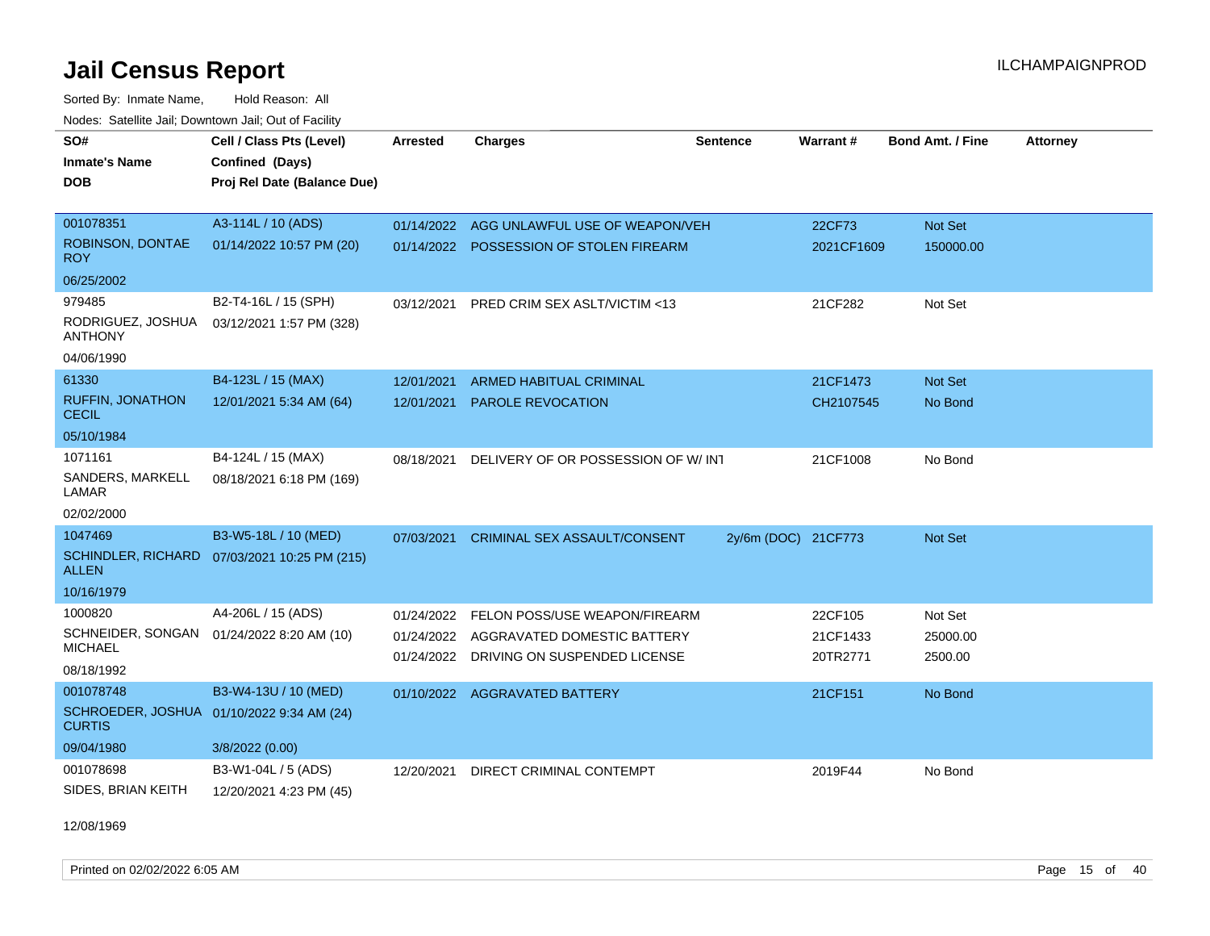# Jail Census Report

Sorted By: Inmate Name, Hold Reason: All

Nodes: Satellite Jail; Downtown Jail; Out of Facility

| SO# / Inmate's Name / DOB | Cell / Class Pts (Level) / Confined (Days) / Proj Rel Date (Balance Due) | Arrested | Charges | Sentence | Warrant # | Bond Amt. / Fine | Attorney |
|---|---|---|---|---|---|---|---|
| 001078351<br>ROBINSON, DONTAE ROY<br>06/25/2002 | A3-114L / 10 (ADS)<br>01/14/2022 10:57 PM (20) | 01/14/2022<br>01/14/2022 | AGG UNLAWFUL USE OF WEAPON/VEH<br>POSSESSION OF STOLEN FIREARM | | 22CF73<br>2021CF1609 | Not Set<br>150000.00 | |
| 979485<br>RODRIGUEZ, JOSHUA ANTHONY<br>04/06/1990 | B2-T4-16L / 15 (SPH)<br>03/12/2021 1:57 PM (328) | 03/12/2021 | PRED CRIM SEX ASLT/VICTIM <13 | | 21CF282 | Not Set | |
| 61330<br>RUFFIN, JONATHON CECIL<br>05/10/1984 | B4-123L / 15 (MAX)<br>12/01/2021 5:34 AM (64) | 12/01/2021<br>12/01/2021 | ARMED HABITUAL CRIMINAL<br>PAROLE REVOCATION | | 21CF1473<br>CH2107545 | Not Set<br>No Bond | |
| 1071161<br>SANDERS, MARKELL LAMAR<br>02/02/2000 | B4-124L / 15 (MAX)<br>08/18/2021 6:18 PM (169) | 08/18/2021 | DELIVERY OF OR POSSESSION OF W/ INT | | 21CF1008 | No Bond | |
| 1047469<br>SCHINDLER, RICHARD ALLEN<br>10/16/1979 | B3-W5-18L / 10 (MED)<br>07/03/2021 10:25 PM (215) | 07/03/2021 | CRIMINAL SEX ASSAULT/CONSENT | 2y/6m (DOC) | 21CF773 | Not Set | |
| 1000820<br>SCHNEIDER, SONGAN MICHAEL<br>08/18/1992 | A4-206L / 15 (ADS)<br>01/24/2022 8:20 AM (10) | 01/24/2022<br>01/24/2022<br>01/24/2022 | FELON POSS/USE WEAPON/FIREARM<br>AGGRAVATED DOMESTIC BATTERY<br>DRIVING ON SUSPENDED LICENSE | | 22CF105<br>21CF1433<br>20TR2771 | Not Set<br>25000.00<br>2500.00 | |
| 001078748<br>SCHROEDER, JOSHUA CURTIS<br>09/04/1980 | B3-W4-13U / 10 (MED)<br>01/10/2022 9:34 AM (24)<br>3/8/2022 (0.00) | 01/10/2022 | AGGRAVATED BATTERY | | 21CF151 | No Bond | |
| 001078698<br>SIDES, BRIAN KEITH<br>12/08/1969 | B3-W1-04L / 5 (ADS)<br>12/20/2021 4:23 PM (45) | 12/20/2021 | DIRECT CRIMINAL CONTEMPT | | 2019F44 | No Bond | |

Printed on 02/02/2022 6:05 AM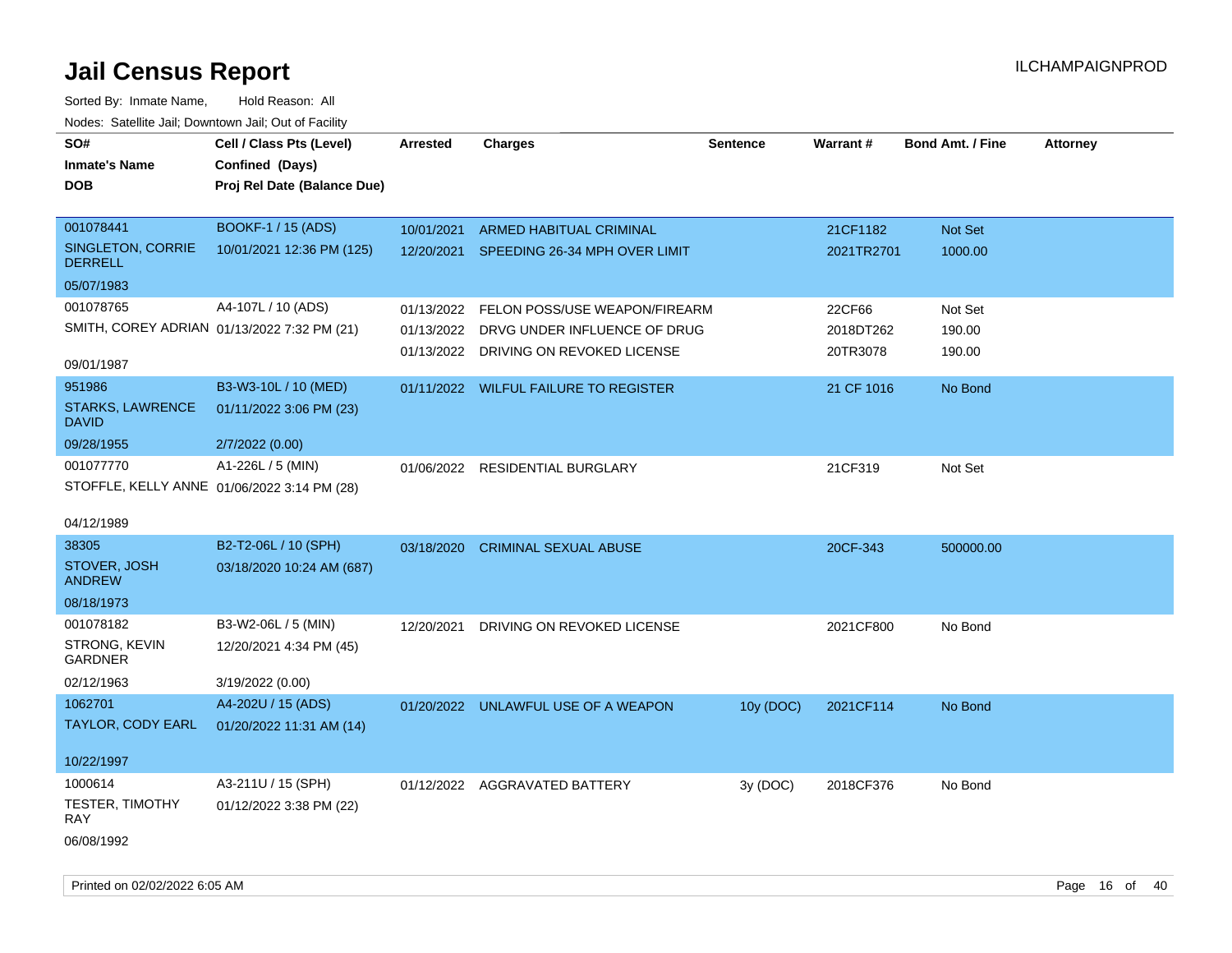# Jail Census Report

ILCHAMPAIGNPROD

Sorted By: Inmate Name, Hold Reason: All

Nodes: Satellite Jail; Downtown Jail; Out of Facility

| SO# / Inmate's Name / DOB | Cell / Class Pts (Level) / Confined (Days) / Proj Rel Date (Balance Due) | Arrested | Charges | Sentence | Warrant # | Bond Amt. / Fine | Attorney |
|---|---|---|---|---|---|---|---|
| 001078441<br>SINGLETON, CORRIE DERRELL<br>05/07/1983 | BOOKF-1 / 15 (ADS)<br>10/01/2021 12:36 PM (125) | 10/01/2021 | ARMED HABITUAL CRIMINAL | | 21CF1182 | Not Set | |
| | | 12/20/2021 | SPEEDING 26-34 MPH OVER LIMIT | | 2021TR2701 | 1000.00 | |
| 001078765<br>SMITH, COREY ADRIAN<br>09/01/1987 | A4-107L / 10 (ADS)<br>01/13/2022 7:32 PM (21) | 01/13/2022 | FELON POSS/USE WEAPON/FIREARM | | 22CF66 | Not Set | |
| | | 01/13/2022 | DRVG UNDER INFLUENCE OF DRUG | | 2018DT262 | 190.00 | |
| | | 01/13/2022 | DRIVING ON REVOKED LICENSE | | 20TR3078 | 190.00 | |
| 951986<br>STARKS, LAWRENCE DAVID<br>09/28/1955 | B3-W3-10L / 10 (MED)<br>01/11/2022 3:06 PM (23)<br>2/7/2022 (0.00) | 01/11/2022 | WILFUL FAILURE TO REGISTER | | 21 CF 1016 | No Bond | |
| 001077770<br>STOFFLE, KELLY ANNE<br>04/12/1989 | A1-226L / 5 (MIN)<br>01/06/2022 3:14 PM (28) | 01/06/2022 | RESIDENTIAL BURGLARY | | 21CF319 | Not Set | |
| 38305<br>STOVER, JOSH ANDREW<br>08/18/1973 | B2-T2-06L / 10 (SPH)<br>03/18/2020 10:24 AM (687) | 03/18/2020 | CRIMINAL SEXUAL ABUSE | | 20CF-343 | 500000.00 | |
| 001078182<br>STRONG, KEVIN GARDNER<br>02/12/1963 | B3-W2-06L / 5 (MIN)<br>12/20/2021 4:34 PM (45)<br>3/19/2022 (0.00) | 12/20/2021 | DRIVING ON REVOKED LICENSE | | 2021CF800 | No Bond | |
| 1062701<br>TAYLOR, CODY EARL<br>10/22/1997 | A4-202U / 15 (ADS)<br>01/20/2022 11:31 AM (14) | 01/20/2022 | UNLAWFUL USE OF A WEAPON | 10y (DOC) | 2021CF114 | No Bond | |
| 1000614<br>TESTER, TIMOTHY RAY<br>06/08/1992 | A3-211U / 15 (SPH)<br>01/12/2022 3:38 PM (22) | 01/12/2022 | AGGRAVATED BATTERY | 3y (DOC) | 2018CF376 | No Bond | |

Printed on 02/02/2022 6:05 AM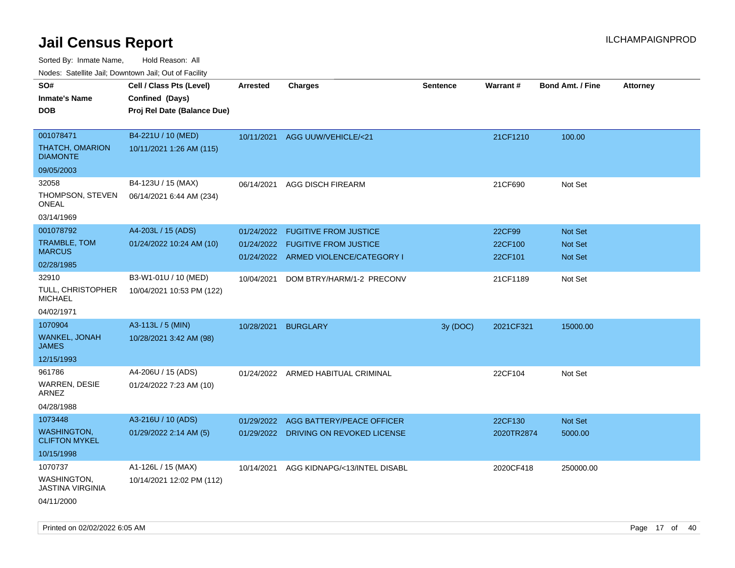# Jail Census Report

ILCHAMPAIGNPROD

Sorted By: Inmate Name, Hold Reason: All

Nodes: Satellite Jail; Downtown Jail; Out of Facility

| SO#<br>Inmate's Name<br>DOB | Cell / Class Pts (Level)<br>Confined (Days)<br>Proj Rel Date (Balance Due) | Arrested | Charges | Sentence | Warrant # | Bond Amt. / Fine | Attorney |
|---|---|---|---|---|---|---|---|
| 001078471<br>THATCH, OMARION DIAMONTE<br>09/05/2003 | B4-221U / 10 (MED)<br>10/11/2021 1:26 AM (115) | 10/11/2021 | AGG UUW/VEHICLE/<21 | | 21CF1210 | 100.00 | |
| 32058<br>THOMPSON, STEVEN ONEAL<br>03/14/1969 | B4-123U / 15 (MAX)<br>06/14/2021 6:44 AM (234) | 06/14/2021 | AGG DISCH FIREARM | | 21CF690 | Not Set | |
| 001078792<br>TRAMBLE, TOM MARCUS<br>02/28/1985 | A4-203L / 15 (ADS)<br>01/24/2022 10:24 AM (10) | 01/24/2022<br>01/24/2022<br>01/24/2022 | FUGITIVE FROM JUSTICE<br>FUGITIVE FROM JUSTICE<br>ARMED VIOLENCE/CATEGORY I | | 22CF99<br>22CF100<br>22CF101 | Not Set<br>Not Set<br>Not Set | |
| 32910<br>TULL, CHRISTOPHER MICHAEL<br>04/02/1971 | B3-W1-01U / 10 (MED)<br>10/04/2021 10:53 PM (122) | 10/04/2021 | DOM BTRY/HARM/1-2 PRECONV | | 21CF1189 | Not Set | |
| 1070904<br>WANKEL, JONAH JAMES<br>12/15/1993 | A3-113L / 5 (MIN)<br>10/28/2021 3:42 AM (98) | 10/28/2021 | BURGLARY | 3y (DOC) | 2021CF321 | 15000.00 | |
| 961786<br>WARREN, DESIE ARNEZ<br>04/28/1988 | A4-206U / 15 (ADS)<br>01/24/2022 7:23 AM (10) | 01/24/2022 | ARMED HABITUAL CRIMINAL | | 22CF104 | Not Set | |
| 1073448<br>WASHINGTON, CLIFTON MYKEL<br>10/15/1998 | A3-216U / 10 (ADS)<br>01/29/2022 2:14 AM (5) | 01/29/2022<br>01/29/2022 | AGG BATTERY/PEACE OFFICER<br>DRIVING ON REVOKED LICENSE | | 22CF130<br>2020TR2874 | Not Set<br>5000.00 | |
| 1070737<br>WASHINGTON, JASTINA VIRGINIA<br>04/11/2000 | A1-126L / 15 (MAX)<br>10/14/2021 12:02 PM (112) | 10/14/2021 | AGG KIDNAPG/<13/INTEL DISABL | | 2020CF418 | 250000.00 | |

Printed on 02/02/2022 6:05 AM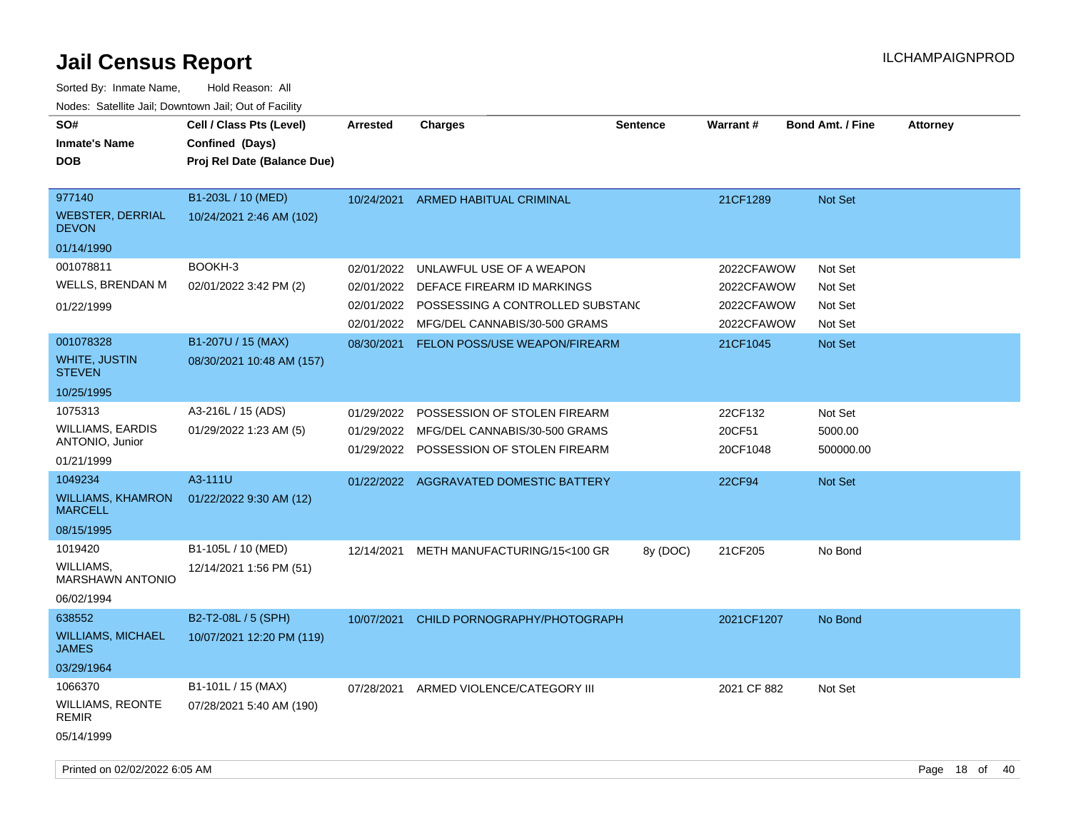# Jail Census Report

ILCHAMPAIGNPROD

Sorted By: Inmate Name, Hold Reason: All

Nodes: Satellite Jail; Downtown Jail; Out of Facility

| SO# / Inmate's Name / DOB | Cell / Class Pts (Level) / Confined (Days) / Proj Rel Date (Balance Due) | Arrested | Charges | Sentence | Warrant # | Bond Amt. / Fine | Attorney |
|---|---|---|---|---|---|---|---|
| 977140<br>WEBSTER, DERRIAL DEVON<br>01/14/1990 | B1-203L / 10 (MED)<br>10/24/2021 2:46 AM (102) | 10/24/2021 | ARMED HABITUAL CRIMINAL | | 21CF1289 | Not Set | |
| 001078811<br>WELLS, BRENDAN M<br>01/22/1999 | BOOKH-3<br>02/01/2022 3:42 PM (2) | 02/01/2022 | UNLAWFUL USE OF A WEAPON | | 2022CFAWOW | Not Set | |
| | | 02/01/2022 | DEFACE FIREARM ID MARKINGS | | 2022CFAWOW | Not Set | |
| | | 02/01/2022 | POSSESSING A CONTROLLED SUBSTANC | | 2022CFAWOW | Not Set | |
| | | 02/01/2022 | MFG/DEL CANNABIS/30-500 GRAMS | | 2022CFAWOW | Not Set | |
| 001078328<br>WHITE, JUSTIN STEVEN<br>10/25/1995 | B1-207U / 15 (MAX)<br>08/30/2021 10:48 AM (157) | 08/30/2021 | FELON POSS/USE WEAPON/FIREARM | | 21CF1045 | Not Set | |
| 1075313<br>WILLIAMS, EARDIS ANTONIO, Junior<br>01/21/1999 | A3-216L / 15 (ADS)<br>01/29/2022 1:23 AM (5) | 01/29/2022 | POSSESSION OF STOLEN FIREARM | | 22CF132 | Not Set | |
| | | 01/29/2022 | MFG/DEL CANNABIS/30-500 GRAMS | | 20CF51 | 5000.00 | |
| | | 01/29/2022 | POSSESSION OF STOLEN FIREARM | | 20CF1048 | 500000.00 | |
| 1049234<br>WILLIAMS, KHAMRON MARCELL<br>08/15/1995 | A3-111U<br>01/22/2022 9:30 AM (12) | 01/22/2022 | AGGRAVATED DOMESTIC BATTERY | | 22CF94 | Not Set | |
| 1019420<br>WILLIAMS, MARSHAWN ANTONIO<br>06/02/1994 | B1-105L / 10 (MED)<br>12/14/2021 1:56 PM (51) | 12/14/2021 | METH MANUFACTURING/15<100 GR | 8y (DOC) | 21CF205 | No Bond | |
| 638552<br>WILLIAMS, MICHAEL JAMES<br>03/29/1964 | B2-T2-08L / 5 (SPH)<br>10/07/2021 12:20 PM (119) | 10/07/2021 | CHILD PORNOGRAPHY/PHOTOGRAPH | | 2021CF1207 | No Bond | |
| 1066370<br>WILLIAMS, REONTE REMIR<br>05/14/1999 | B1-101L / 15 (MAX)<br>07/28/2021 5:40 AM (190) | 07/28/2021 | ARMED VIOLENCE/CATEGORY III | | 2021 CF 882 | Not Set | |

Printed on 02/02/2022 6:05 AM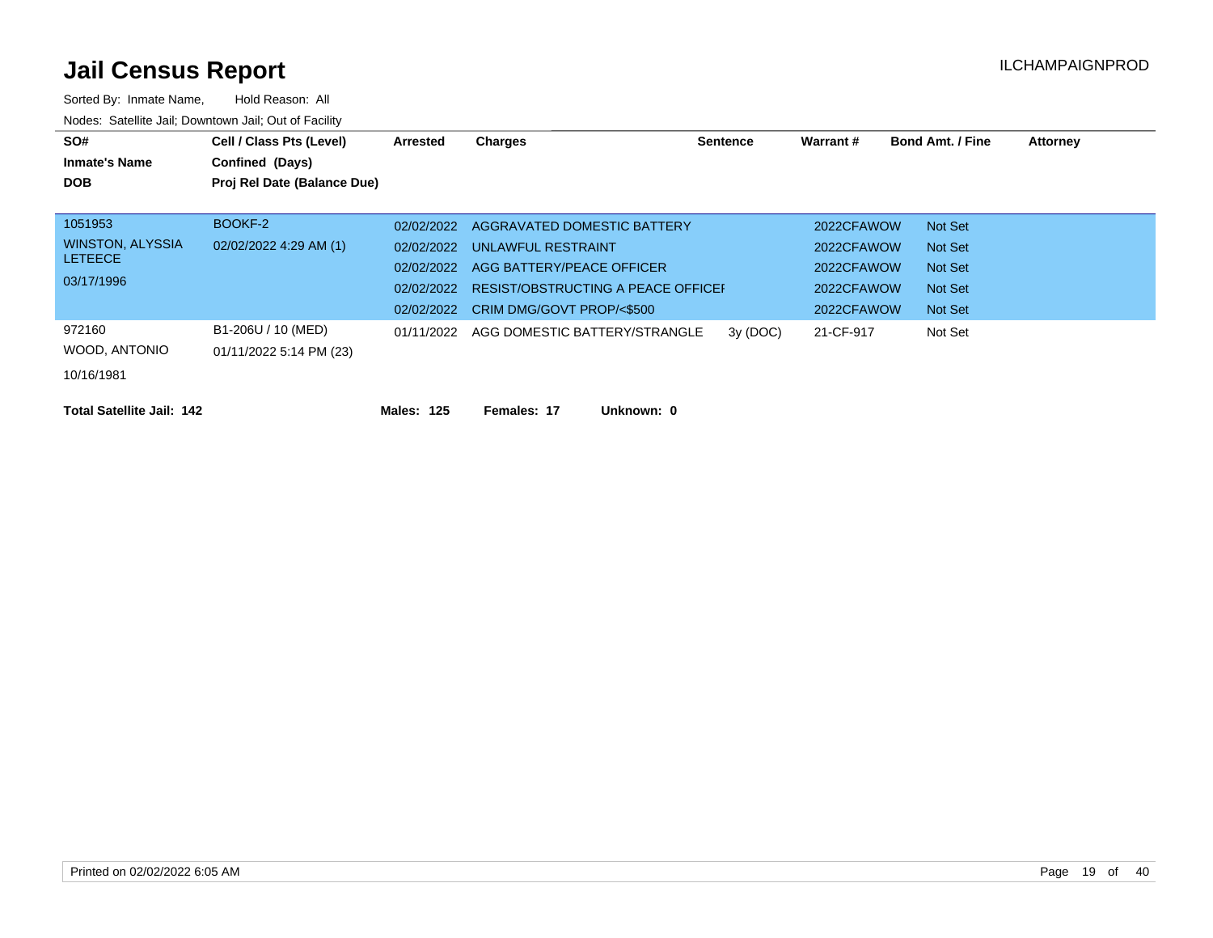# Jail Census Report

ILCHAMPAIGNPROD

Sorted By: Inmate Name, Hold Reason: All

Nodes: Satellite Jail; Downtown Jail; Out of Facility

| SO# / Inmate's Name / DOB | Cell / Class Pts (Level) / Confined (Days) / Proj Rel Date (Balance Due) | Arrested | Charges | Sentence | Warrant # | Bond Amt. / Fine | Attorney |
|---|---|---|---|---|---|---|---|
| 1051953 | BOOKF-2 | 02/02/2022 | AGGRAVATED DOMESTIC BATTERY | | 2022CFAWOW | Not Set | |
| WINSTON, ALYSSIA LETEECE | 02/02/2022 4:29 AM (1) | 02/02/2022 | UNLAWFUL RESTRAINT | | 2022CFAWOW | Not Set | |
| 03/17/1996 | | 02/02/2022 | AGG BATTERY/PEACE OFFICER | | 2022CFAWOW | Not Set | |
| | | 02/02/2022 | RESIST/OBSTRUCTING A PEACE OFFICEI | | 2022CFAWOW | Not Set | |
| | | 02/02/2022 | CRIM DMG/GOVT PROP/<$500 | | 2022CFAWOW | Not Set | |
| 972160 | B1-206U / 10 (MED) | 01/11/2022 | AGG DOMESTIC BATTERY/STRANGLE | 3y (DOC) | 21-CF-917 | Not Set | |
| WOOD, ANTONIO | 01/11/2022 5:14 PM (23) | | | | | | |
| 10/16/1981 | | | | | | | |

**Total Satellite Jail: 142** **Males: 125** **Females: 17** **Unknown: 0**

Printed on 02/02/2022 6:05 AM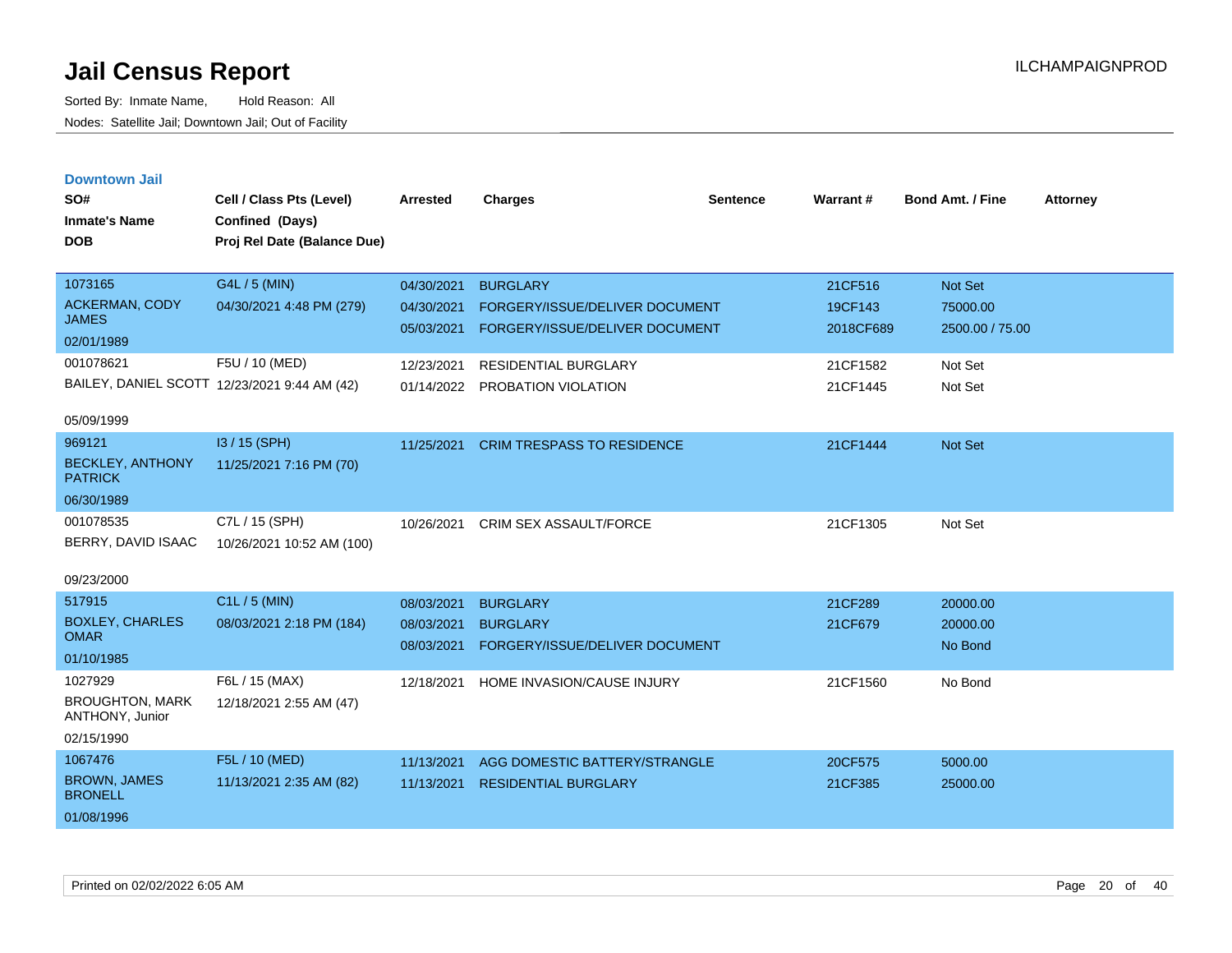# Jail Census Report

Sorted By: Inmate Name, Hold Reason: All

Nodes: Satellite Jail; Downtown Jail; Out of Facility

## Downtown Jail

| SO# / Inmate's Name / DOB | Cell / Class Pts (Level) / Confined (Days) / Proj Rel Date (Balance Due) | Arrested | Charges | Sentence | Warrant # | Bond Amt. / Fine | Attorney |
|---|---|---|---|---|---|---|---|
| 1073165 ACKERMAN, CODY JAMES 02/01/1989 | G4L / 5 (MIN) 04/30/2021 4:48 PM (279) | 04/30/2021 | BURGLARY | | 21CF516 | Not Set | |
| | | 04/30/2021 | FORGERY/ISSUE/DELIVER DOCUMENT | | 19CF143 | 75000.00 | |
| | | 05/03/2021 | FORGERY/ISSUE/DELIVER DOCUMENT | | 2018CF689 | 2500.00 / 75.00 | |
| 001078621 BAILEY, DANIEL SCOTT 05/09/1999 | F5U / 10 (MED) 12/23/2021 9:44 AM (42) | 12/23/2021 | RESIDENTIAL BURGLARY | | 21CF1582 | Not Set | |
| | | 01/14/2022 | PROBATION VIOLATION | | 21CF1445 | Not Set | |
| 969121 BECKLEY, ANTHONY PATRICK 06/30/1989 | I3 / 15 (SPH) 11/25/2021 7:16 PM (70) | 11/25/2021 | CRIM TRESPASS TO RESIDENCE | | 21CF1444 | Not Set | |
| 001078535 BERRY, DAVID ISAAC 09/23/2000 | C7L / 15 (SPH) 10/26/2021 10:52 AM (100) | 10/26/2021 | CRIM SEX ASSAULT/FORCE | | 21CF1305 | Not Set | |
| 517915 BOXLEY, CHARLES OMAR 01/10/1985 | C1L / 5 (MIN) 08/03/2021 2:18 PM (184) | 08/03/2021 | BURGLARY | | 21CF289 | 20000.00 | |
| | | 08/03/2021 | BURGLARY | | 21CF679 | 20000.00 | |
| | | 08/03/2021 | FORGERY/ISSUE/DELIVER DOCUMENT | | | No Bond | |
| 1027929 BROUGHTON, MARK ANTHONY, Junior 02/15/1990 | F6L / 15 (MAX) 12/18/2021 2:55 AM (47) | 12/18/2021 | HOME INVASION/CAUSE INJURY | | 21CF1560 | No Bond | |
| 1067476 BROWN, JAMES BRONELL 01/08/1996 | F5L / 10 (MED) 11/13/2021 2:35 AM (82) | 11/13/2021 | AGG DOMESTIC BATTERY/STRANGLE | | 20CF575 | 5000.00 | |
| | | 11/13/2021 | RESIDENTIAL BURGLARY | | 21CF385 | 25000.00 | |

Printed on 02/02/2022 6:05 AM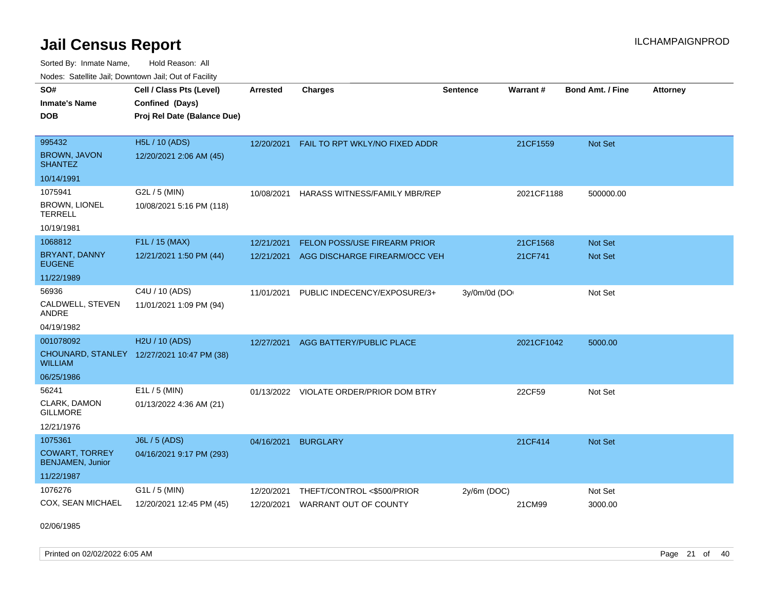# Jail Census Report

ILCHAMPAIGNPROD

Sorted By: Inmate Name, Hold Reason: All

Nodes: Satellite Jail; Downtown Jail; Out of Facility

| SO# / Inmate's Name / DOB | Cell / Class Pts (Level) / Confined (Days) / Proj Rel Date (Balance Due) | Arrested | Charges | Sentence | Warrant # | Bond Amt. / Fine | Attorney |
|---|---|---|---|---|---|---|---|
| 995432<br>BROWN, JAVON SHANTEZ<br>10/14/1991 | H5L / 10 (ADS)<br>12/20/2021 2:06 AM (45) | 12/20/2021 | FAIL TO RPT WKLY/NO FIXED ADDR | | 21CF1559 | Not Set | |
| 1075941<br>BROWN, LIONEL TERRELL<br>10/19/1981 | G2L / 5 (MIN)<br>10/08/2021 5:16 PM (118) | 10/08/2021 | HARASS WITNESS/FAMILY MBR/REP | | 2021CF1188 | 500000.00 | |
| 1068812<br>BRYANT, DANNY EUGENE<br>11/22/1989 | F1L / 15 (MAX)<br>12/21/2021 1:50 PM (44) | 12/21/2021 | FELON POSS/USE FIREARM PRIOR | | 21CF1568 | Not Set | |
| | | 12/21/2021 | AGG DISCHARGE FIREARM/OCC VEH | | 21CF741 | Not Set | |
| 56936<br>CALDWELL, STEVEN ANDRE<br>04/19/1982 | C4U / 10 (ADS)<br>11/01/2021 1:09 PM (94) | 11/01/2021 | PUBLIC INDECENCY/EXPOSURE/3+ | 3y/0m/0d (DO | | Not Set | |
| 001078092<br>CHOUNARD, STANLEY WILLIAM<br>06/25/1986 | H2U / 10 (ADS)<br>12/27/2021 10:47 PM (38) | 12/27/2021 | AGG BATTERY/PUBLIC PLACE | | 2021CF1042 | 5000.00 | |
| 56241<br>CLARK, DAMON GILLMORE<br>12/21/1976 | E1L / 5 (MIN)<br>01/13/2022 4:36 AM (21) | 01/13/2022 | VIOLATE ORDER/PRIOR DOM BTRY | | 22CF59 | Not Set | |
| 1075361<br>COWART, TORREY BENJAMEN, Junior<br>11/22/1987 | J6L / 5 (ADS)<br>04/16/2021 9:17 PM (293) | 04/16/2021 | BURGLARY | | 21CF414 | Not Set | |
| 1076276<br>COX, SEAN MICHAEL<br>02/06/1985 | G1L / 5 (MIN)<br>12/20/2021 12:45 PM (45) | 12/20/2021 | THEFT/CONTROL <$500/PRIOR | 2y/6m (DOC) | | Not Set | |
| | | 12/20/2021 | WARRANT OUT OF COUNTY | | 21CM99 | 3000.00 | |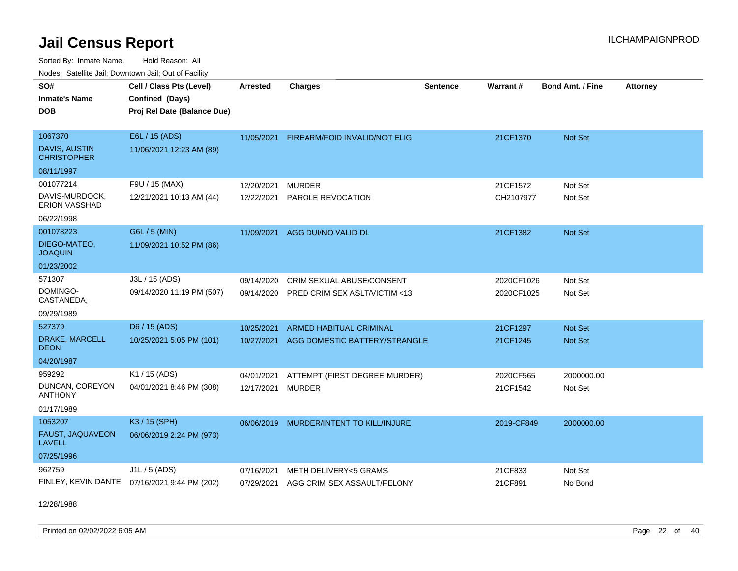# Jail Census Report

ILCHAMPAIGNPROD

Sorted By: Inmate Name, Hold Reason: All

Nodes: Satellite Jail; Downtown Jail; Out of Facility

| SO# / Inmate's Name / DOB | Cell / Class Pts (Level) / Confined (Days) / Proj Rel Date (Balance Due) | Arrested | Charges | Sentence | Warrant # | Bond Amt. / Fine | Attorney |
|---|---|---|---|---|---|---|---|
| 1067370<br>DAVIS, AUSTIN CHRISTOPHER<br>08/11/1997 | E6L / 15 (ADS)<br>11/06/2021 12:23 AM (89) | 11/05/2021 | FIREARM/FOID INVALID/NOT ELIG | | 21CF1370 | Not Set | |
| 001077214<br>DAVIS-MURDOCK, ERION VASSHAD<br>06/22/1998 | F9U / 15 (MAX)<br>12/21/2021 10:13 AM (44) | 12/20/2021<br>12/22/2021 | MURDER<br>PAROLE REVOCATION | | 21CF1572<br>CH2107977 | Not Set<br>Not Set | |
| 001078223<br>DIEGO-MATEO, JOAQUIN<br>01/23/2002 | G6L / 5 (MIN)<br>11/09/2021 10:52 PM (86) | 11/09/2021 | AGG DUI/NO VALID DL | | 21CF1382 | Not Set | |
| 571307<br>DOMINGO-CASTANEDA,<br>09/29/1989 | J3L / 15 (ADS)<br>09/14/2020 11:19 PM (507) | 09/14/2020<br>09/14/2020 | CRIM SEXUAL ABUSE/CONSENT<br>PRED CRIM SEX ASLT/VICTIM <13 | | 2020CF1026<br>2020CF1025 | Not Set<br>Not Set | |
| 527379<br>DRAKE, MARCELL DEON<br>04/20/1987 | D6 / 15 (ADS)<br>10/25/2021 5:05 PM (101) | 10/25/2021<br>10/27/2021 | ARMED HABITUAL CRIMINAL<br>AGG DOMESTIC BATTERY/STRANGLE | | 21CF1297<br>21CF1245 | Not Set<br>Not Set | |
| 959292<br>DUNCAN, COREYON ANTHONY<br>01/17/1989 | K1 / 15 (ADS)<br>04/01/2021 8:46 PM (308) | 04/01/2021<br>12/17/2021 | ATTEMPT (FIRST DEGREE MURDER)<br>MURDER | | 2020CF565<br>21CF1542 | 2000000.00<br>Not Set | |
| 1053207<br>FAUST, JAQUAVEON LAVELL<br>07/25/1996 | K3 / 15 (SPH)<br>06/06/2019 2:24 PM (973) | 06/06/2019 | MURDER/INTENT TO KILL/INJURE | | 2019-CF849 | 2000000.00 | |
| 962759<br>FINLEY, KEVIN DANTE<br>12/28/1988 | J1L / 5 (ADS)<br>07/16/2021 9:44 PM (202) | 07/16/2021<br>07/29/2021 | METH DELIVERY<5 GRAMS<br>AGG CRIM SEX ASSAULT/FELONY | | 21CF833<br>21CF891 | Not Set<br>No Bond | |

Printed on 02/02/2022 6:05 AM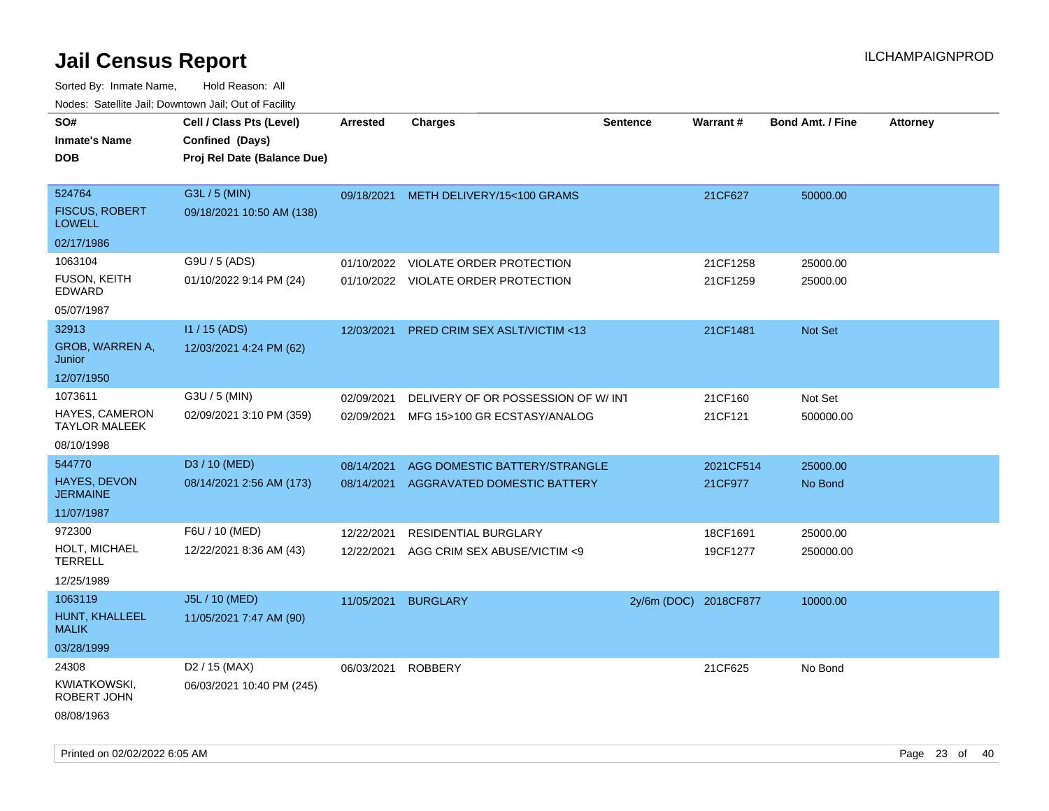# Jail Census Report

Sorted By: Inmate Name, Hold Reason: All

Nodes: Satellite Jail; Downtown Jail; Out of Facility

| SO# / Inmate's Name / DOB | Cell / Class Pts (Level) / Confined (Days) / Proj Rel Date (Balance Due) | Arrested | Charges | Sentence | Warrant # | Bond Amt. / Fine | Attorney |
|---|---|---|---|---|---|---|---|
| 524764 FISCUS, ROBERT LOWELL 02/17/1986 | G3L / 5 (MIN) 09/18/2021 10:50 AM (138) | 09/18/2021 | METH DELIVERY/15<100 GRAMS | | 21CF627 | 50000.00 | |
| 1063104 FUSON, KEITH EDWARD 05/07/1987 | G9U / 5 (ADS) 01/10/2022 9:14 PM (24) | 01/10/2022 | VIOLATE ORDER PROTECTION | | 21CF1258 | 25000.00 | |
| | | 01/10/2022 | VIOLATE ORDER PROTECTION | | 21CF1259 | 25000.00 | |
| 32913 GROB, WARREN A, Junior 12/07/1950 | I1 / 15 (ADS) 12/03/2021 4:24 PM (62) | 12/03/2021 | PRED CRIM SEX ASLT/VICTIM <13 | | 21CF1481 | Not Set | |
| 1073611 HAYES, CAMERON TAYLOR MALEEK 08/10/1998 | G3U / 5 (MIN) 02/09/2021 3:10 PM (359) | 02/09/2021 | DELIVERY OF OR POSSESSION OF W/ INT | | 21CF160 | Not Set | |
| | | 02/09/2021 | MFG 15>100 GR ECSTASY/ANALOG | | 21CF121 | 500000.00 | |
| 544770 HAYES, DEVON JERMAINE 11/07/1987 | D3 / 10 (MED) 08/14/2021 2:56 AM (173) | 08/14/2021 | AGG DOMESTIC BATTERY/STRANGLE | | 2021CF514 | 25000.00 | |
| | | 08/14/2021 | AGGRAVATED DOMESTIC BATTERY | | 21CF977 | No Bond | |
| 972300 HOLT, MICHAEL TERRELL 12/25/1989 | F6U / 10 (MED) 12/22/2021 8:36 AM (43) | 12/22/2021 | RESIDENTIAL BURGLARY | | 18CF1691 | 25000.00 | |
| | | 12/22/2021 | AGG CRIM SEX ABUSE/VICTIM <9 | | 19CF1277 | 250000.00 | |
| 1063119 HUNT, KHALLEEL MALIK 03/28/1999 | J5L / 10 (MED) 11/05/2021 7:47 AM (90) | 11/05/2021 | BURGLARY | 2y/6m (DOC) | 2018CF877 | 10000.00 | |
| 24308 KWIATKOWSKI, ROBERT JOHN 08/08/1963 | D2 / 15 (MAX) 06/03/2021 10:40 PM (245) | 06/03/2021 | ROBBERY | | 21CF625 | No Bond | |

Printed on 02/02/2022 6:05 AM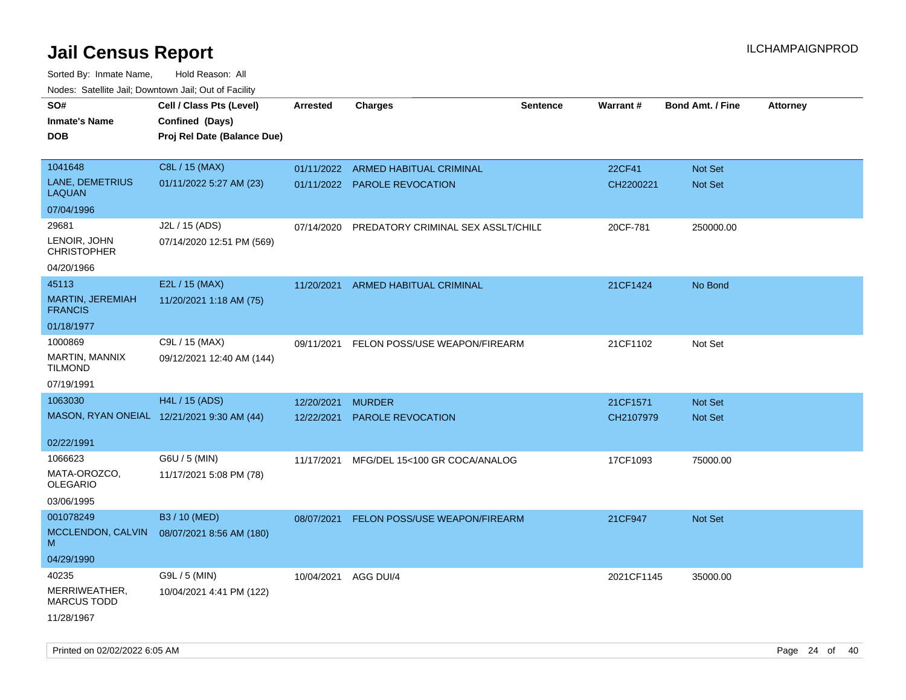# Jail Census Report

ILCHAMPAIGNPROD

Sorted By: Inmate Name, Hold Reason: All

Nodes: Satellite Jail; Downtown Jail; Out of Facility

| SO# / Inmate's Name / DOB | Cell / Class Pts (Level) / Confined (Days) / Proj Rel Date (Balance Due) | Arrested | Charges | Sentence | Warrant # | Bond Amt. / Fine | Attorney |
|---|---|---|---|---|---|---|---|
| 1041648 LANE, DEMETRIUS LAQUAN 07/04/1996 | C8L / 15 (MAX) 01/11/2022 5:27 AM (23) | 01/11/2022 | ARMED HABITUAL CRIMINAL | | 22CF41 | Not Set | |
| | | 01/11/2022 | PAROLE REVOCATION | | CH2200221 | Not Set | |
| 29681 LENOIR, JOHN CHRISTOPHER 04/20/1966 | J2L / 15 (ADS) 07/14/2020 12:51 PM (569) | 07/14/2020 | PREDATORY CRIMINAL SEX ASSLT/CHILD | | 20CF-781 | 250000.00 | |
| 45113 MARTIN, JEREMIAH FRANCIS 01/18/1977 | E2L / 15 (MAX) 11/20/2021 1:18 AM (75) | 11/20/2021 | ARMED HABITUAL CRIMINAL | | 21CF1424 | No Bond | |
| 1000869 MARTIN, MANNIX TILMOND 07/19/1991 | C9L / 15 (MAX) 09/12/2021 12:40 AM (144) | 09/11/2021 | FELON POSS/USE WEAPON/FIREARM | | 21CF1102 | Not Set | |
| 1063030 MASON, RYAN ONEIAL 02/22/1991 | H4L / 15 (ADS) 12/21/2021 9:30 AM (44) | 12/20/2021 | MURDER | | 21CF1571 | Not Set | |
| | | 12/22/2021 | PAROLE REVOCATION | | CH2107979 | Not Set | |
| 1066623 MATA-OROZCO, OLEGARIO 03/06/1995 | G6U / 5 (MIN) 11/17/2021 5:08 PM (78) | 11/17/2021 | MFG/DEL 15<100 GR COCA/ANALOG | | 17CF1093 | 75000.00 | |
| 001078249 MCCLENDON, CALVIN M 04/29/1990 | B3 / 10 (MED) 08/07/2021 8:56 AM (180) | 08/07/2021 | FELON POSS/USE WEAPON/FIREARM | | 21CF947 | Not Set | |
| 40235 MERRIWEATHER, MARCUS TODD 11/28/1967 | G9L / 5 (MIN) 10/04/2021 4:41 PM (122) | 10/04/2021 | AGG DUI/4 | | 2021CF1145 | 35000.00 | |

Printed on 02/02/2022 6:05 AM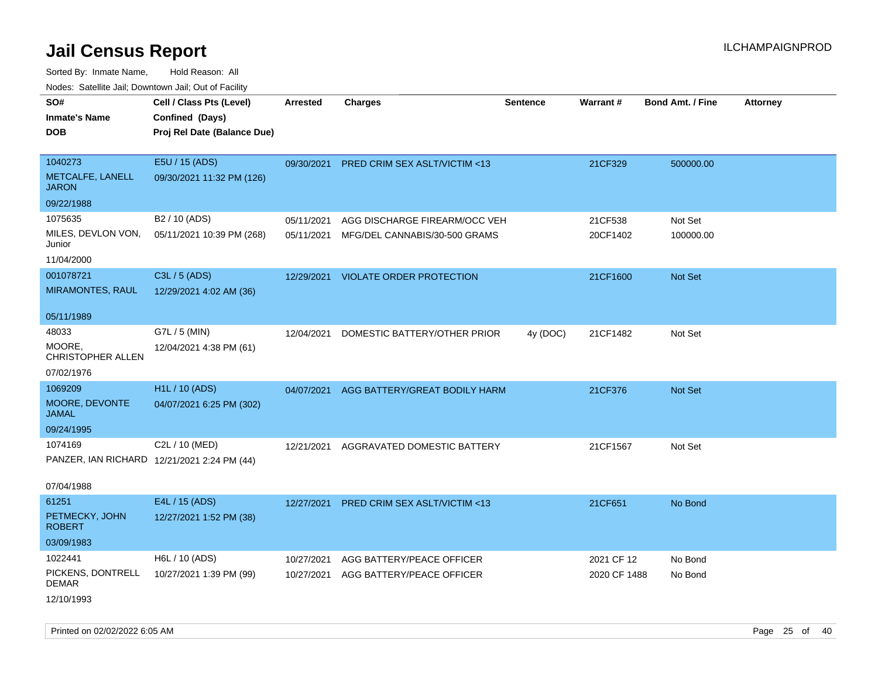# Jail Census Report

ILCHAMPAIGNPROD

Sorted By: Inmate Name, Hold Reason: All

Nodes: Satellite Jail; Downtown Jail; Out of Facility

| SO# / Inmate's Name / DOB | Cell / Class Pts (Level) / Confined (Days) / Proj Rel Date (Balance Due) | Arrested | Charges | Sentence | Warrant # | Bond Amt. / Fine | Attorney |
|---|---|---|---|---|---|---|---|
| 1040273<br>METCALFE, LANELL JARON<br>09/22/1988 | E5U / 15 (ADS)<br>09/30/2021 11:32 PM (126) | 09/30/2021 | PRED CRIM SEX ASLT/VICTIM <13 | | 21CF329 | 500000.00 | |
| 1075635<br>MILES, DEVLON VON, Junior<br>11/04/2000 | B2 / 10 (ADS)<br>05/11/2021 10:39 PM (268) | 05/11/2021<br>05/11/2021 | AGG DISCHARGE FIREARM/OCC VEH<br>MFG/DEL CANNABIS/30-500 GRAMS | | 21CF538<br>20CF1402 | Not Set<br>100000.00 | |
| 001078721<br>MIRAMONTES, RAUL<br>05/11/1989 | C3L / 5 (ADS)<br>12/29/2021 4:02 AM (36) | 12/29/2021 | VIOLATE ORDER PROTECTION | | 21CF1600 | Not Set | |
| 48033<br>MOORE, CHRISTOPHER ALLEN<br>07/02/1976 | G7L / 5 (MIN)<br>12/04/2021 4:38 PM (61) | 12/04/2021 | DOMESTIC BATTERY/OTHER PRIOR | 4y (DOC) | 21CF1482 | Not Set | |
| 1069209<br>MOORE, DEVONTE JAMAL<br>09/24/1995 | H1L / 10 (ADS)<br>04/07/2021 6:25 PM (302) | 04/07/2021 | AGG BATTERY/GREAT BODILY HARM | | 21CF376 | Not Set | |
| 1074169<br>PANZER, IAN RICHARD<br>07/04/1988 | C2L / 10 (MED)<br>12/21/2021 2:24 PM (44) | 12/21/2021 | AGGRAVATED DOMESTIC BATTERY | | 21CF1567 | Not Set | |
| 61251<br>PETMECKY, JOHN ROBERT<br>03/09/1983 | E4L / 15 (ADS)<br>12/27/2021 1:52 PM (38) | 12/27/2021 | PRED CRIM SEX ASLT/VICTIM <13 | | 21CF651 | No Bond | |
| 1022441<br>PICKENS, DONTRELL DEMAR<br>12/10/1993 | H6L / 10 (ADS)<br>10/27/2021 1:39 PM (99) | 10/27/2021<br>10/27/2021 | AGG BATTERY/PEACE OFFICER<br>AGG BATTERY/PEACE OFFICER | | 2021 CF 12<br>2020 CF 1488 | No Bond<br>No Bond | |

Printed on 02/02/2022 6:05 AM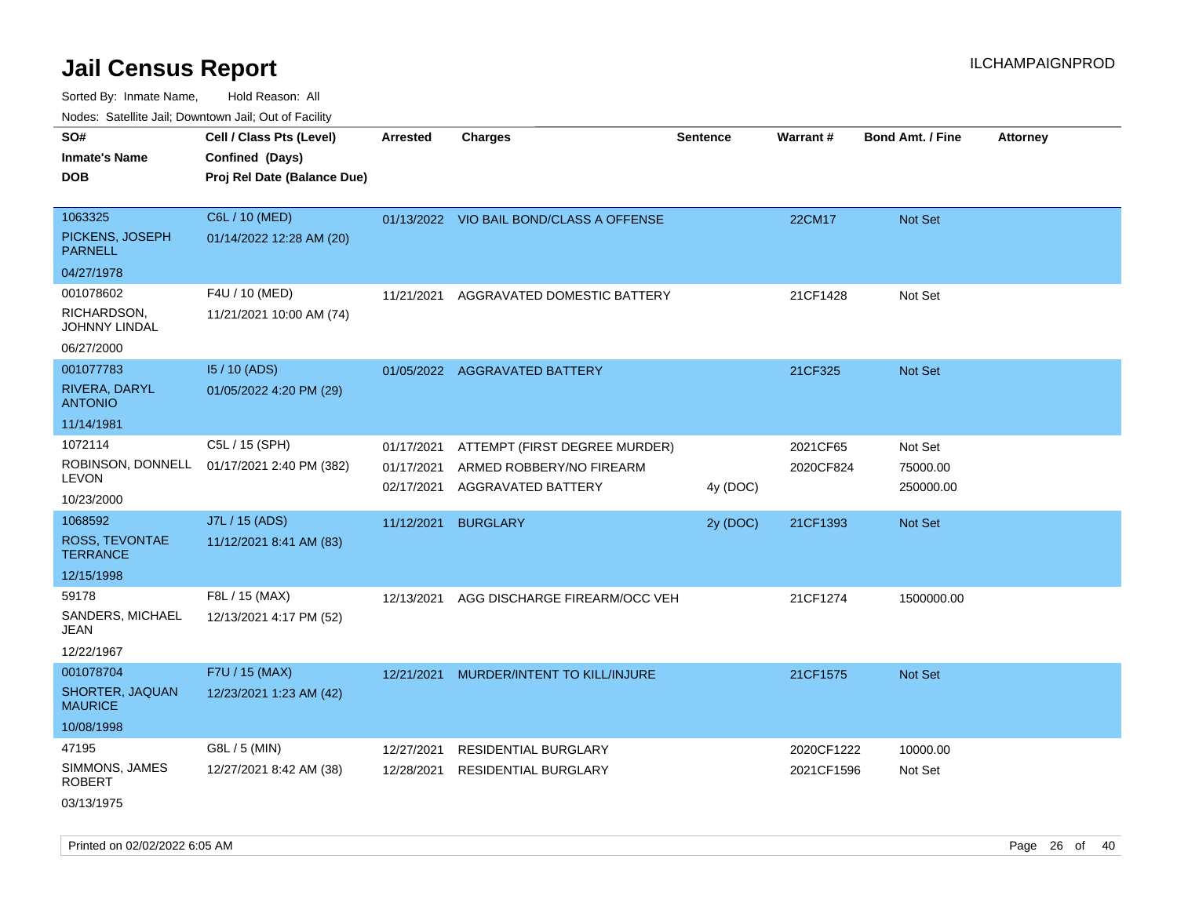# Jail Census Report

Sorted By: Inmate Name, Hold Reason: All

Nodes: Satellite Jail; Downtown Jail; Out of Facility

| SO# / Inmate's Name / DOB | Cell / Class Pts (Level) / Confined (Days) / Proj Rel Date (Balance Due) | Arrested | Charges | Sentence | Warrant # | Bond Amt. / Fine | Attorney |
|---|---|---|---|---|---|---|---|
| 1063325<br>PICKENS, JOSEPH PARNELL<br>04/27/1978 | C6L / 10 (MED)<br>01/14/2022 12:28 AM (20) | 01/13/2022 | VIO BAIL BOND/CLASS A OFFENSE | | 22CM17 | Not Set | |
| 001078602<br>RICHARDSON, JOHNNY LINDAL<br>06/27/2000 | F4U / 10 (MED)<br>11/21/2021 10:00 AM (74) | 11/21/2021 | AGGRAVATED DOMESTIC BATTERY | | 21CF1428 | Not Set | |
| 001077783<br>RIVERA, DARYL ANTONIO<br>11/14/1981 | I5 / 10 (ADS)<br>01/05/2022 4:20 PM (29) | 01/05/2022 | AGGRAVATED BATTERY | | 21CF325 | Not Set | |
| 1072114<br>ROBINSON, DONNELL LEVON<br>10/23/2000 | C5L / 15 (SPH)<br>01/17/2021 2:40 PM (382) | 01/17/2021 | ATTEMPT (FIRST DEGREE MURDER) | | 2021CF65 | Not Set | |
| | | 01/17/2021 | ARMED ROBBERY/NO FIREARM | | 2020CF824 | 75000.00 | |
| | | 02/17/2021 | AGGRAVATED BATTERY | 4y (DOC) | | 250000.00 | |
| 1068592<br>ROSS, TEVONTAE TERRANCE<br>12/15/1998 | J7L / 15 (ADS)<br>11/12/2021 8:41 AM (83) | 11/12/2021 | BURGLARY | 2y (DOC) | 21CF1393 | Not Set | |
| 59178<br>SANDERS, MICHAEL JEAN<br>12/22/1967 | F8L / 15 (MAX)<br>12/13/2021 4:17 PM (52) | 12/13/2021 | AGG DISCHARGE FIREARM/OCC VEH | | 21CF1274 | 1500000.00 | |
| 001078704<br>SHORTER, JAQUAN MAURICE<br>10/08/1998 | F7U / 15 (MAX)<br>12/23/2021 1:23 AM (42) | 12/21/2021 | MURDER/INTENT TO KILL/INJURE | | 21CF1575 | Not Set | |
| 47195<br>SIMMONS, JAMES ROBERT<br>03/13/1975 | G8L / 5 (MIN)<br>12/27/2021 8:42 AM (38) | 12/27/2021 | RESIDENTIAL BURGLARY | | 2020CF1222 | 10000.00 | |
| | | 12/28/2021 | RESIDENTIAL BURGLARY | | 2021CF1596 | Not Set | |

Printed on 02/02/2022 6:05 AM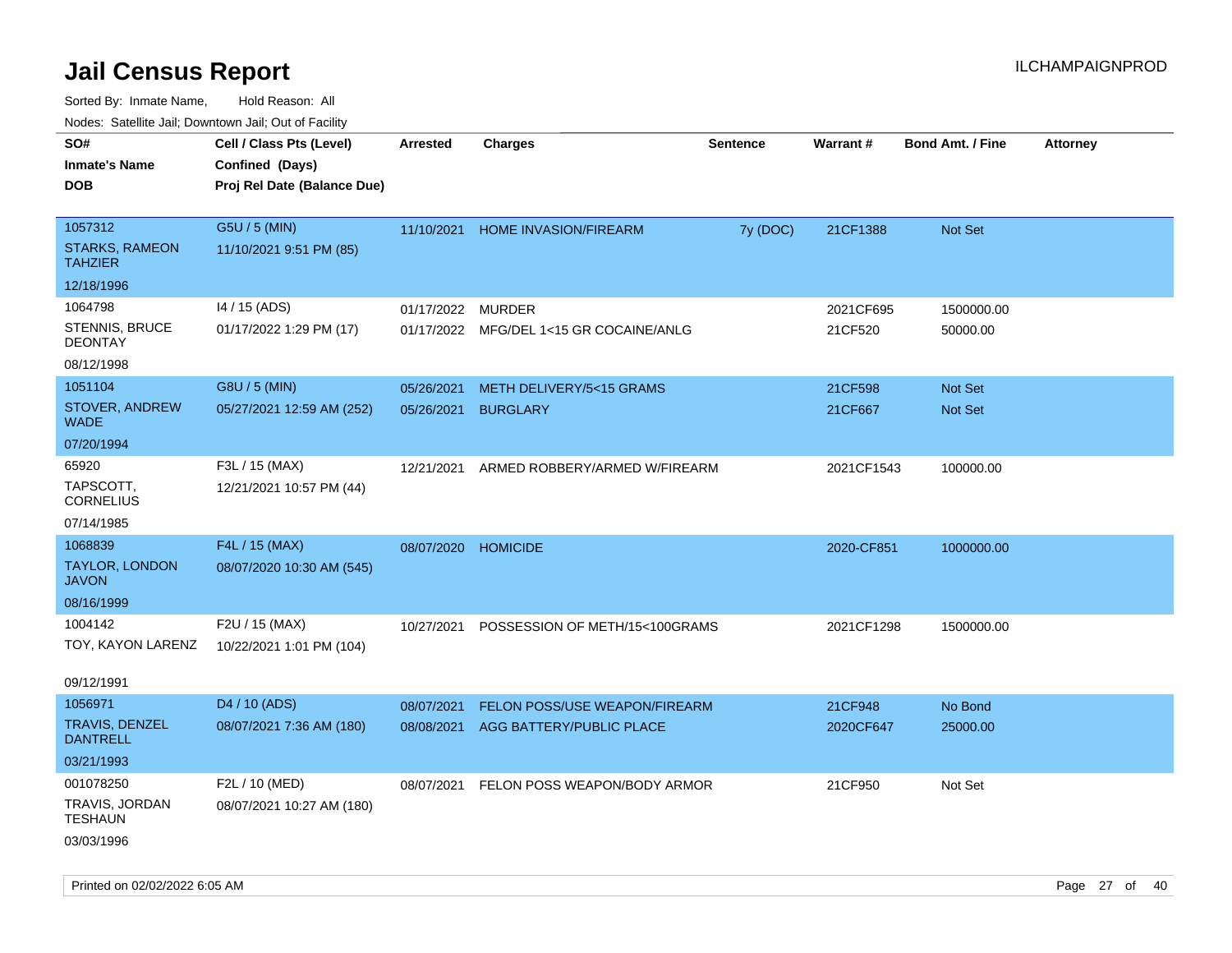# Jail Census Report

ILCHAMPAIGNPROD

Sorted By: Inmate Name, Hold Reason: All

Nodes: Satellite Jail; Downtown Jail; Out of Facility

| SO# / Inmate's Name / DOB | Cell / Class Pts (Level) / Confined (Days) / Proj Rel Date (Balance Due) | Arrested | Charges | Sentence | Warrant # | Bond Amt. / Fine | Attorney |
|---|---|---|---|---|---|---|---|
| 1057312<br>STARKS, RAMEON TAHZIER<br>12/18/1996 | G5U / 5 (MIN)<br>11/10/2021 9:51 PM (85) | 11/10/2021 | HOME INVASION/FIREARM | 7y (DOC) | 21CF1388 | Not Set | |
| 1064798<br>STENNIS, BRUCE DEONTAY<br>08/12/1998 | I4 / 15 (ADS)<br>01/17/2022 1:29 PM (17) | 01/17/2022 | MURDER | | 2021CF695 | 1500000.00 | |
| | | 01/17/2022 | MFG/DEL 1<15 GR COCAINE/ANLG | | 21CF520 | 50000.00 | |
| 1051104<br>STOVER, ANDREW WADE<br>07/20/1994 | G8U / 5 (MIN)<br>05/27/2021 12:59 AM (252) | 05/26/2021 | METH DELIVERY/5<15 GRAMS | | 21CF598 | Not Set | |
| | | 05/26/2021 | BURGLARY | | 21CF667 | Not Set | |
| 65920<br>TAPSCOTT, CORNELIUS<br>07/14/1985 | F3L / 15 (MAX)<br>12/21/2021 10:57 PM (44) | 12/21/2021 | ARMED ROBBERY/ARMED W/FIREARM | | 2021CF1543 | 100000.00 | |
| 1068839<br>TAYLOR, LONDON JAVON<br>08/16/1999 | F4L / 15 (MAX)<br>08/07/2020 10:30 AM (545) | 08/07/2020 | HOMICIDE | | 2020-CF851 | 1000000.00 | |
| 1004142<br>TOY, KAYON LARENZ<br>09/12/1991 | F2U / 15 (MAX)<br>10/22/2021 1:01 PM (104) | 10/27/2021 | POSSESSION OF METH/15<100GRAMS | | 2021CF1298 | 1500000.00 | |
| 1056971<br>TRAVIS, DENZEL DANTRELL<br>03/21/1993 | D4 / 10 (ADS)<br>08/07/2021 7:36 AM (180) | 08/07/2021 | FELON POSS/USE WEAPON/FIREARM | | 21CF948 | No Bond | |
| | | 08/08/2021 | AGG BATTERY/PUBLIC PLACE | | 2020CF647 | 25000.00 | |
| 001078250<br>TRAVIS, JORDAN TESHAUN<br>03/03/1996 | F2L / 10 (MED)<br>08/07/2021 10:27 AM (180) | 08/07/2021 | FELON POSS WEAPON/BODY ARMOR | | 21CF950 | Not Set | |

Printed on 02/02/2022 6:05 AM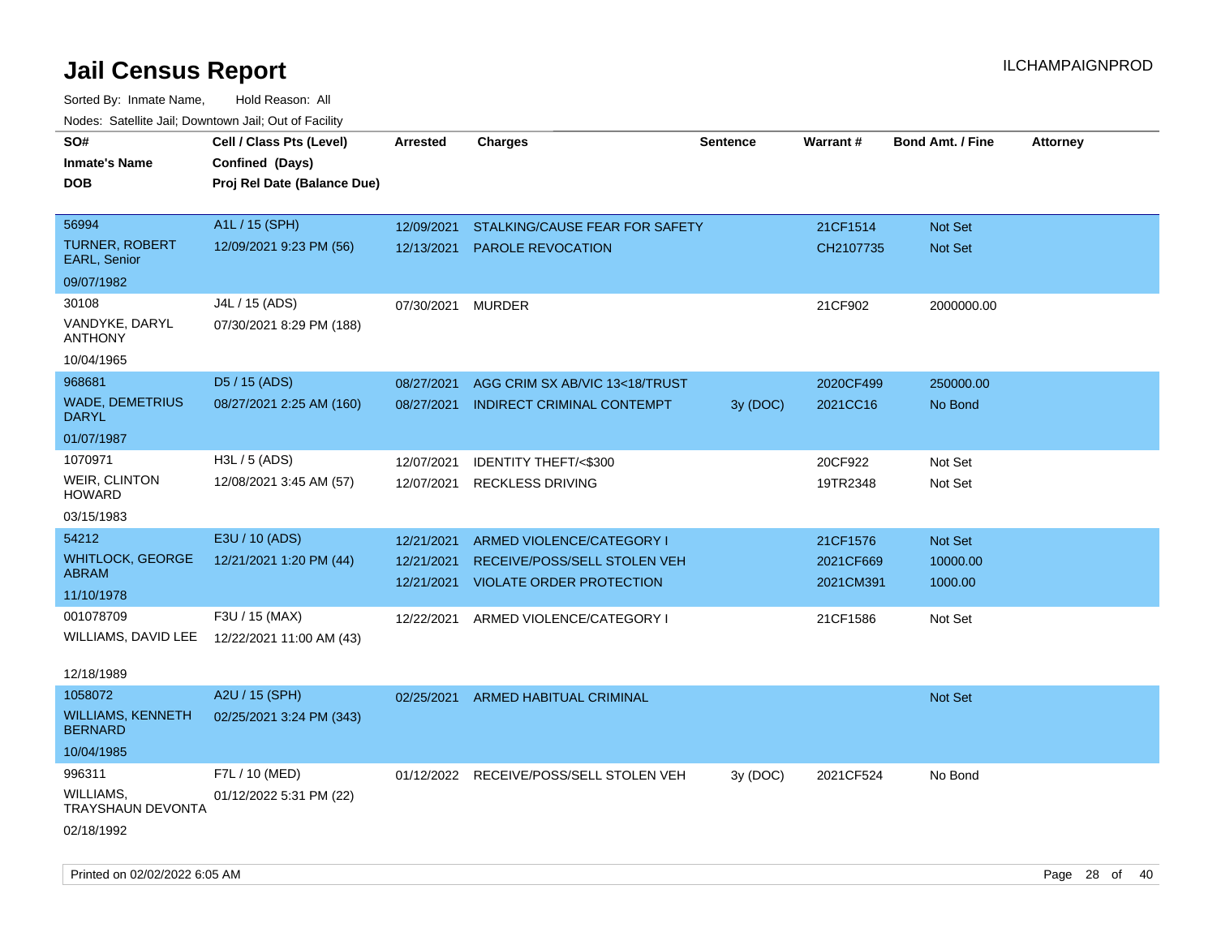# Jail Census Report

ILCHAMPAIGNPROD

Sorted By: Inmate Name, Hold Reason: All

Nodes: Satellite Jail; Downtown Jail; Out of Facility

| SO#<br>Inmate's Name<br>DOB | Cell / Class Pts (Level)<br>Confined (Days)<br>Proj Rel Date (Balance Due) | Arrested | Charges | Sentence | Warrant # | Bond Amt. / Fine | Attorney |
|---|---|---|---|---|---|---|---|
| 56994<br>TURNER, ROBERT EARL, Senior<br>09/07/1982 | A1L / 15 (SPH)<br>12/09/2021 9:23 PM (56) | 12/09/2021<br>12/13/2021 | STALKING/CAUSE FEAR FOR SAFETY<br>PAROLE REVOCATION | | 21CF1514<br>CH2107735 | Not Set<br>Not Set | |
| 30108<br>VANDYKE, DARYL ANTHONY<br>10/04/1965 | J4L / 15 (ADS)<br>07/30/2021 8:29 PM (188) | 07/30/2021 | MURDER | | 21CF902 | 2000000.00 | |
| 968681<br>WADE, DEMETRIUS DARYL<br>01/07/1987 | D5 / 15 (ADS)<br>08/27/2021 2:25 AM (160) | 08/27/2021<br>08/27/2021 | AGG CRIM SX AB/VIC 13<18/TRUST<br>INDIRECT CRIMINAL CONTEMPT | <br>3y (DOC) | 2020CF499<br>2021CC16 | 250000.00<br>No Bond | |
| 1070971<br>WEIR, CLINTON HOWARD<br>03/15/1983 | H3L / 5 (ADS)<br>12/08/2021 3:45 AM (57) | 12/07/2021<br>12/07/2021 | IDENTITY THEFT/<$300<br>RECKLESS DRIVING | | 20CF922<br>19TR2348 | Not Set<br>Not Set | |
| 54212<br>WHITLOCK, GEORGE ABRAM<br>11/10/1978 | E3U / 10 (ADS)<br>12/21/2021 1:20 PM (44) | 12/21/2021<br>12/21/2021<br>12/21/2021 | ARMED VIOLENCE/CATEGORY I<br>RECEIVE/POSS/SELL STOLEN VEH<br>VIOLATE ORDER PROTECTION | | 21CF1576<br>2021CF669<br>2021CM391 | Not Set<br>10000.00<br>1000.00 | |
| 001078709<br>WILLIAMS, DAVID LEE<br>12/18/1989 | F3U / 15 (MAX)<br>12/22/2021 11:00 AM (43) | 12/22/2021 | ARMED VIOLENCE/CATEGORY I | | 21CF1586 | Not Set | |
| 1058072<br>WILLIAMS, KENNETH BERNARD<br>10/04/1985 | A2U / 15 (SPH)<br>02/25/2021 3:24 PM (343) | 02/25/2021 | ARMED HABITUAL CRIMINAL | | | Not Set | |
| 996311<br>WILLIAMS, TRAYSHAUN DEVONTA<br>02/18/1992 | F7L / 10 (MED)<br>01/12/2022 5:31 PM (22) | 01/12/2022 | RECEIVE/POSS/SELL STOLEN VEH | 3y (DOC) | 2021CF524 | No Bond | |

Printed on 02/02/2022 6:05 AM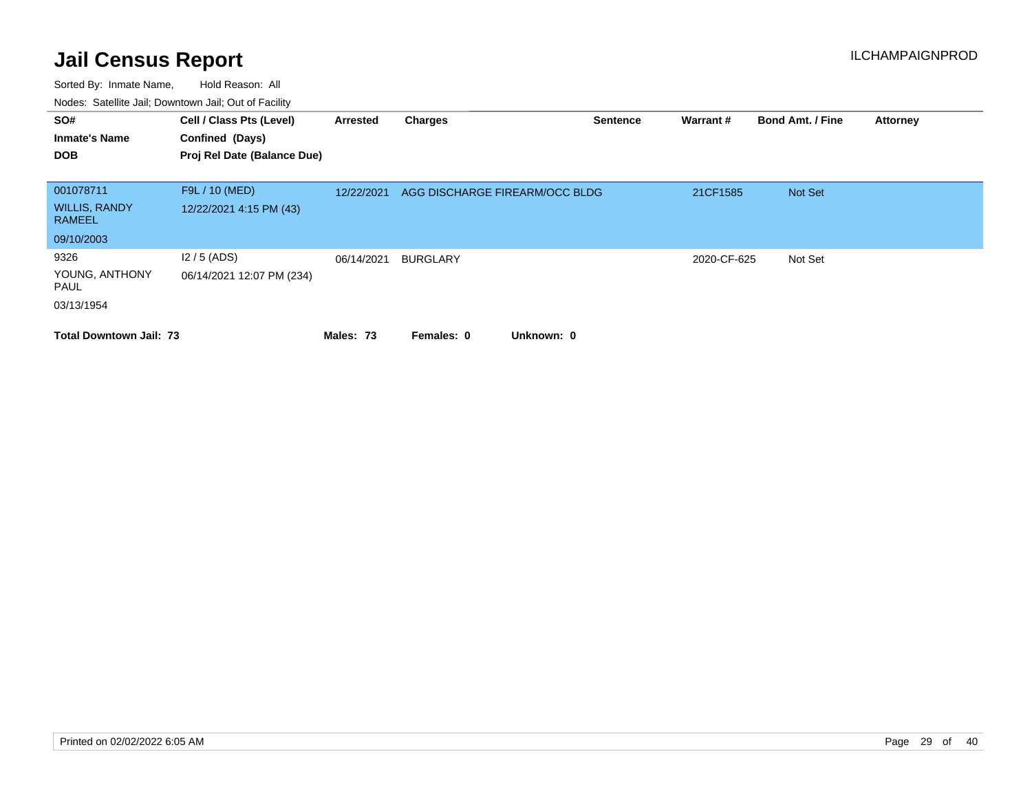# Jail Census Report

ILCHAMPAIGNPROD

Sorted By: Inmate Name, Hold Reason: All

Nodes: Satellite Jail; Downtown Jail; Out of Facility

| SO# / Inmate's Name / DOB | Cell / Class Pts (Level) / Confined (Days) / Proj Rel Date (Balance Due) | Arrested | Charges | Sentence | Warrant # | Bond Amt. / Fine | Attorney |
|---|---|---|---|---|---|---|---|
| 001078711<br>WILLIS, RANDY RAMEEL<br>09/10/2003 | F9L / 10 (MED)<br>12/22/2021 4:15 PM (43) | 12/22/2021 | AGG DISCHARGE FIREARM/OCC BLDG | | 21CF1585 | Not Set | |
| 9326<br>YOUNG, ANTHONY PAUL<br>03/13/1954 | I2 / 5 (ADS)<br>06/14/2021 12:07 PM (234) | 06/14/2021 | BURGLARY | | 2020-CF-625 | Not Set | |

**Total Downtown Jail: 73** **Males: 73** **Females: 0** **Unknown: 0**

Printed on 02/02/2022 6:05 AM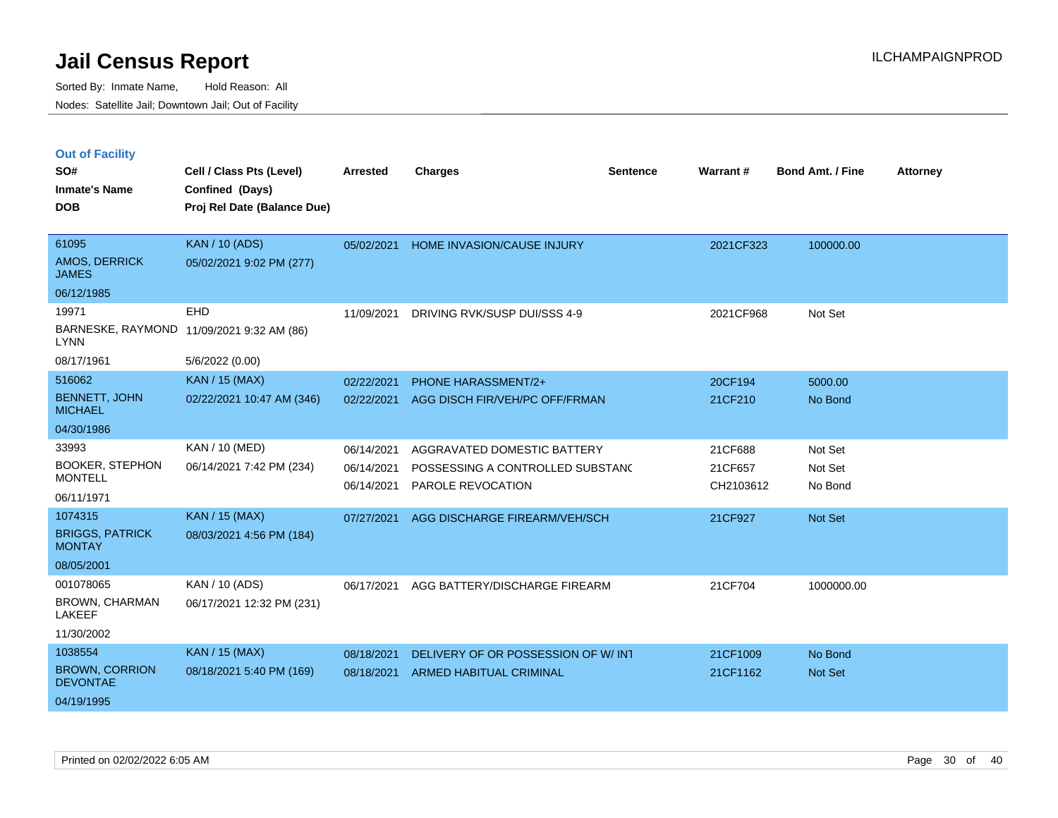# Jail Census Report

Sorted By: Inmate Name, Hold Reason: All

Nodes: Satellite Jail; Downtown Jail; Out of Facility

## Out of Facility

| SO# / Inmate's Name / DOB | Cell / Class Pts (Level) / Confined (Days) / Proj Rel Date (Balance Due) | Arrested | Charges | Sentence | Warrant # | Bond Amt. / Fine | Attorney |
|---|---|---|---|---|---|---|---|
| 61095<br>AMOS, DERRICK JAMES<br>06/12/1985 | KAN / 10 (ADS)<br>05/02/2021 9:02 PM (277) | 05/02/2021 | HOME INVASION/CAUSE INJURY | | 2021CF323 | 100000.00 | |
| 19971<br>BARNESKE, RAYMOND LYNN<br>08/17/1961 | EHD<br>11/09/2021 9:32 AM (86)<br>5/6/2022 (0.00) | 11/09/2021 | DRIVING RVK/SUSP DUI/SSS 4-9 | | 2021CF968 | Not Set | |
| 516062<br>BENNETT, JOHN MICHAEL<br>04/30/1986 | KAN / 15 (MAX)<br>02/22/2021 10:47 AM (346) | 02/22/2021<br>02/22/2021 | PHONE HARASSMENT/2+<br>AGG DISCH FIR/VEH/PC OFF/FRMAN | | 20CF194<br>21CF210 | 5000.00<br>No Bond | |
| 33993<br>BOOKER, STEPHON MONTELL<br>06/11/1971 | KAN / 10 (MED)<br>06/14/2021 7:42 PM (234) | 06/14/2021<br>06/14/2021<br>06/14/2021 | AGGRAVATED DOMESTIC BATTERY<br>POSSESSING A CONTROLLED SUBSTANC<br>PAROLE REVOCATION | | 21CF688<br>21CF657<br>CH2103612 | Not Set<br>Not Set<br>No Bond | |
| 1074315<br>BRIGGS, PATRICK MONTAY<br>08/05/2001 | KAN / 15 (MAX)<br>08/03/2021 4:56 PM (184) | 07/27/2021 | AGG DISCHARGE FIREARM/VEH/SCH | | 21CF927 | Not Set | |
| 001078065<br>BROWN, CHARMAN LAKEEF<br>11/30/2002 | KAN / 10 (ADS)<br>06/17/2021 12:32 PM (231) | 06/17/2021 | AGG BATTERY/DISCHARGE FIREARM | | 21CF704 | 1000000.00 | |
| 1038554<br>BROWN, CORRION DEVONTAE<br>04/19/1995 | KAN / 15 (MAX)<br>08/18/2021 5:40 PM (169) | 08/18/2021<br>08/18/2021 | DELIVERY OF OR POSSESSION OF W/ INT<br>ARMED HABITUAL CRIMINAL | | 21CF1009<br>21CF1162 | No Bond<br>Not Set | |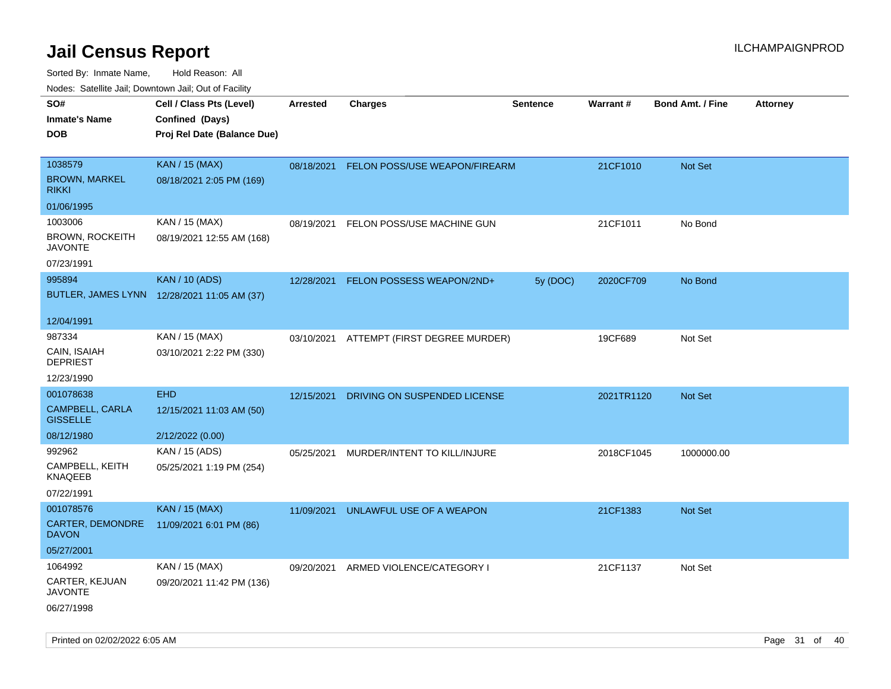# Jail Census Report

Sorted By: Inmate Name, Hold Reason: All

Nodes: Satellite Jail; Downtown Jail; Out of Facility

| SO# / Inmate's Name / DOB | Cell / Class Pts (Level) / Confined (Days) / Proj Rel Date (Balance Due) | Arrested | Charges | Sentence | Warrant # | Bond Amt. / Fine | Attorney |
|---|---|---|---|---|---|---|---|
| 1038579 BROWN, MARKEL RIKKI 01/06/1995 | KAN / 15 (MAX) 08/18/2021 2:05 PM (169) | 08/18/2021 | FELON POSS/USE WEAPON/FIREARM | | 21CF1010 | Not Set | |
| 1003006 BROWN, ROCKEITH JAVONTE 07/23/1991 | KAN / 15 (MAX) 08/19/2021 12:55 AM (168) | 08/19/2021 | FELON POSS/USE MACHINE GUN | | 21CF1011 | No Bond | |
| 995894 BUTLER, JAMES LYNN 12/04/1991 | KAN / 10 (ADS) 12/28/2021 11:05 AM (37) | 12/28/2021 | FELON POSSESS WEAPON/2ND+ | 5y (DOC) | 2020CF709 | No Bond | |
| 987334 CAIN, ISAIAH DEPRIEST 12/23/1990 | KAN / 15 (MAX) 03/10/2021 2:22 PM (330) | 03/10/2021 | ATTEMPT (FIRST DEGREE MURDER) | | 19CF689 | Not Set | |
| 001078638 CAMPBELL, CARLA GISSELLE 08/12/1980 | EHD 12/15/2021 11:03 AM (50) 2/12/2022 (0.00) | 12/15/2021 | DRIVING ON SUSPENDED LICENSE | | 2021TR1120 | Not Set | |
| 992962 CAMPBELL, KEITH KNAQEEB 07/22/1991 | KAN / 15 (ADS) 05/25/2021 1:19 PM (254) | 05/25/2021 | MURDER/INTENT TO KILL/INJURE | | 2018CF1045 | 1000000.00 | |
| 001078576 CARTER, DEMONDRE DAVON 05/27/2001 | KAN / 15 (MAX) 11/09/2021 6:01 PM (86) | 11/09/2021 | UNLAWFUL USE OF A WEAPON | | 21CF1383 | Not Set | |
| 1064992 CARTER, KEJUAN JAVONTE 06/27/1998 | KAN / 15 (MAX) 09/20/2021 11:42 PM (136) | 09/20/2021 | ARMED VIOLENCE/CATEGORY I | | 21CF1137 | Not Set | |

Printed on 02/02/2022 6:05 AM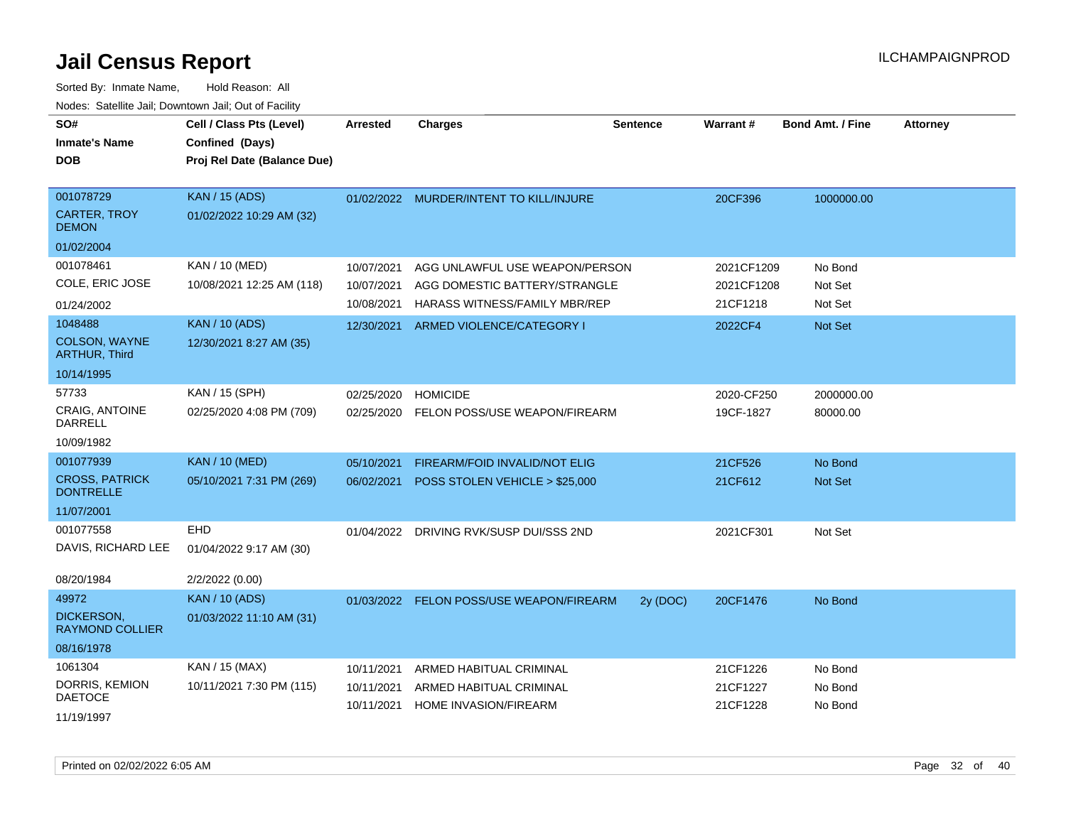# Jail Census Report

Sorted By: Inmate Name, Hold Reason: All

Nodes: Satellite Jail; Downtown Jail; Out of Facility

| SO# / Inmate's Name / DOB | Cell / Class Pts (Level) / Confined (Days) / Proj Rel Date (Balance Due) | Arrested | Charges | Sentence | Warrant # | Bond Amt. / Fine | Attorney |
|---|---|---|---|---|---|---|---|
| 001078729 CARTER, TROY DEMON 01/02/2004 | KAN / 15 (ADS) 01/02/2022 10:29 AM (32) | 01/02/2022 | MURDER/INTENT TO KILL/INJURE | | 20CF396 | 1000000.00 | |
| 001078461 COLE, ERIC JOSE 01/24/2002 | KAN / 10 (MED) 10/08/2021 12:25 AM (118) | 10/07/2021 | AGG UNLAWFUL USE WEAPON/PERSON | | 2021CF1209 | No Bond | |
| | | 10/07/2021 | AGG DOMESTIC BATTERY/STRANGLE | | 2021CF1208 | Not Set | |
| | | 10/08/2021 | HARASS WITNESS/FAMILY MBR/REP | | 21CF1218 | Not Set | |
| 1048488 COLSON, WAYNE ARTHUR, Third 10/14/1995 | KAN / 10 (ADS) 12/30/2021 8:27 AM (35) | 12/30/2021 | ARMED VIOLENCE/CATEGORY I | | 2022CF4 | Not Set | |
| 57733 CRAIG, ANTOINE DARRELL 10/09/1982 | KAN / 15 (SPH) 02/25/2020 4:08 PM (709) | 02/25/2020 | HOMICIDE | | 2020-CF250 | 2000000.00 | |
| | | 02/25/2020 | FELON POSS/USE WEAPON/FIREARM | | 19CF-1827 | 80000.00 | |
| 001077939 CROSS, PATRICK DONTRELLE 11/07/2001 | KAN / 10 (MED) 05/10/2021 7:31 PM (269) | 05/10/2021 | FIREARM/FOID INVALID/NOT ELIG | | 21CF526 | No Bond | |
| | | 06/02/2021 | POSS STOLEN VEHICLE > $25,000 | | 21CF612 | Not Set | |
| 001077558 DAVIS, RICHARD LEE 08/20/1984 | EHD 01/04/2022 9:17 AM (30) 2/2/2022 (0.00) | 01/04/2022 | DRIVING RVK/SUSP DUI/SSS 2ND | | 2021CF301 | Not Set | |
| 49972 DICKERSON, RAYMOND COLLIER 08/16/1978 | KAN / 10 (ADS) 01/03/2022 11:10 AM (31) | 01/03/2022 | FELON POSS/USE WEAPON/FIREARM | 2y (DOC) | 20CF1476 | No Bond | |
| 1061304 DORRIS, KEMION DAETOCE 11/19/1997 | KAN / 15 (MAX) 10/11/2021 7:30 PM (115) | 10/11/2021 | ARMED HABITUAL CRIMINAL | | 21CF1226 | No Bond | |
| | | 10/11/2021 | ARMED HABITUAL CRIMINAL | | 21CF1227 | No Bond | |
| | | 10/11/2021 | HOME INVASION/FIREARM | | 21CF1228 | No Bond | |

Printed on 02/02/2022 6:05 AM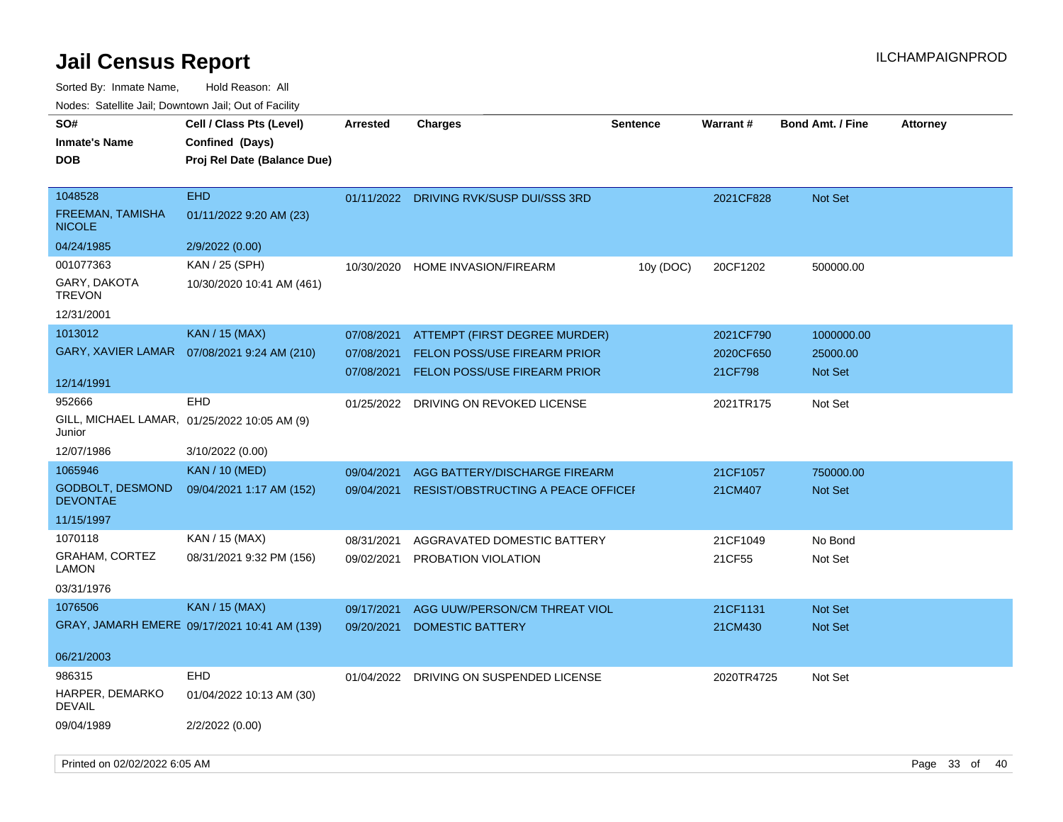# Jail Census Report

Sorted By: Inmate Name, Hold Reason: All

Nodes: Satellite Jail; Downtown Jail; Out of Facility

| SO# / Inmate's Name / DOB | Cell / Class Pts (Level) / Confined (Days) / Proj Rel Date (Balance Due) | Arrested | Charges | Sentence | Warrant # | Bond Amt. / Fine | Attorney |
|---|---|---|---|---|---|---|---|
| 1048528<br>FREEMAN, TAMISHA NICOLE<br>04/24/1985 | EHD<br>01/11/2022 9:20 AM (23)<br>2/9/2022 (0.00) | 01/11/2022 | DRIVING RVK/SUSP DUI/SSS 3RD | | 2021CF828 | Not Set | |
| 001077363<br>GARY, DAKOTA TREVON<br>12/31/2001 | KAN / 25 (SPH)<br>10/30/2020 10:41 AM (461) | 10/30/2020 | HOME INVASION/FIREARM | 10y (DOC) | 20CF1202 | 500000.00 | |
| 1013012<br>GARY, XAVIER LAMAR<br>12/14/1991 | KAN / 15 (MAX)<br>07/08/2021 9:24 AM (210) | 07/08/2021 | ATTEMPT (FIRST DEGREE MURDER) | | 2021CF790 | 1000000.00 | |
| | | 07/08/2021 | FELON POSS/USE FIREARM PRIOR | | 2020CF650 | 25000.00 | |
| | | 07/08/2021 | FELON POSS/USE FIREARM PRIOR | | 21CF798 | Not Set | |
| 952666<br>GILL, MICHAEL LAMAR, Junior<br>12/07/1986 | EHD<br>01/25/2022 10:05 AM (9)<br>3/10/2022 (0.00) | 01/25/2022 | DRIVING ON REVOKED LICENSE | | 2021TR175 | Not Set | |
| 1065946<br>GODBOLT, DESMOND DEVONTAE<br>11/15/1997 | KAN / 10 (MED)<br>09/04/2021 1:17 AM (152) | 09/04/2021 | AGG BATTERY/DISCHARGE FIREARM | | 21CF1057 | 750000.00 | |
| | | 09/04/2021 | RESIST/OBSTRUCTING A PEACE OFFICEI | | 21CM407 | Not Set | |
| 1070118<br>GRAHAM, CORTEZ LAMON<br>03/31/1976 | KAN / 15 (MAX)<br>08/31/2021 9:32 PM (156) | 08/31/2021 | AGGRAVATED DOMESTIC BATTERY | | 21CF1049 | No Bond | |
| | | 09/02/2021 | PROBATION VIOLATION | | 21CF55 | Not Set | |
| 1076506<br>GRAY, JAMARH EMERE<br>06/21/2003 | KAN / 15 (MAX)<br>09/17/2021 10:41 AM (139) | 09/17/2021 | AGG UUW/PERSON/CM THREAT VIOL | | 21CF1131 | Not Set | |
| | | 09/20/2021 | DOMESTIC BATTERY | | 21CM430 | Not Set | |
| 986315<br>HARPER, DEMARKO DEVAIL<br>09/04/1989 | EHD<br>01/04/2022 10:13 AM (30)<br>2/2/2022 (0.00) | 01/04/2022 | DRIVING ON SUSPENDED LICENSE | | 2020TR4725 | Not Set | |

Printed on 02/02/2022 6:05 AM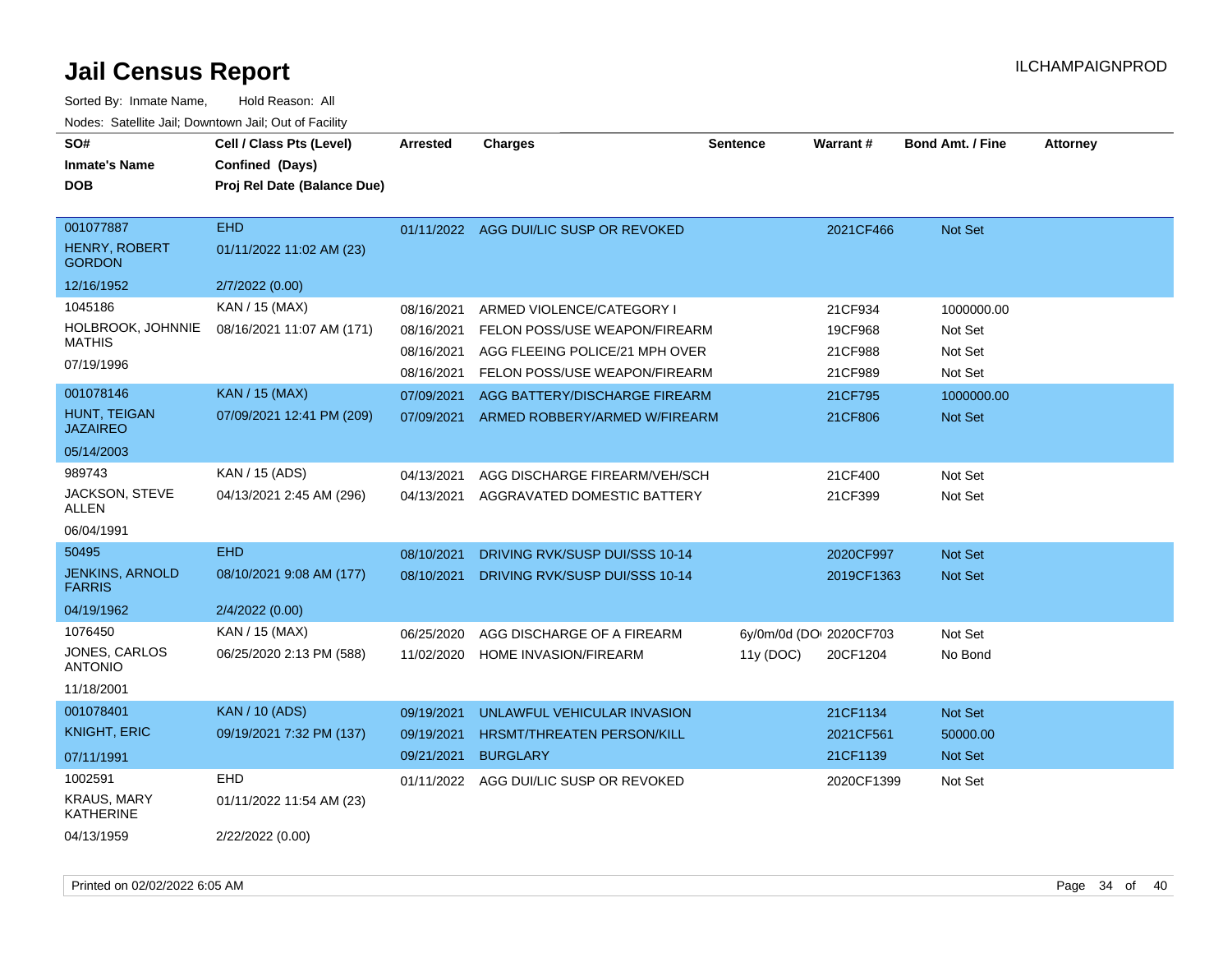# Jail Census Report

ILCHAMPAIGNPROD

Sorted By: Inmate Name, Hold Reason: All

Nodes: Satellite Jail; Downtown Jail; Out of Facility

| SO# / Inmate's Name / DOB | Cell / Class Pts (Level) / Confined (Days) / Proj Rel Date (Balance Due) | Arrested | Charges | Sentence | Warrant # | Bond Amt. / Fine | Attorney |
|---|---|---|---|---|---|---|---|
| 001077887 | EHD | 01/11/2022 | AGG DUI/LIC SUSP OR REVOKED | | 2021CF466 | Not Set | |
| HENRY, ROBERT GORDON | 01/11/2022 11:02 AM (23) | | | | | | |
| 12/16/1952 | 2/7/2022 (0.00) | | | | | | |
| 1045186 | KAN / 15 (MAX) | 08/16/2021 | ARMED VIOLENCE/CATEGORY I | | 21CF934 | 1000000.00 | |
| HOLBROOK, JOHNNIE MATHIS | 08/16/2021 11:07 AM (171) | 08/16/2021 | FELON POSS/USE WEAPON/FIREARM | | 19CF968 | Not Set | |
| 07/19/1996 | | 08/16/2021 | AGG FLEEING POLICE/21 MPH OVER | | 21CF988 | Not Set | |
| | | 08/16/2021 | FELON POSS/USE WEAPON/FIREARM | | 21CF989 | Not Set | |
| 001078146 | KAN / 15 (MAX) | 07/09/2021 | AGG BATTERY/DISCHARGE FIREARM | | 21CF795 | 1000000.00 | |
| HUNT, TEIGAN JAZAIREO | 07/09/2021 12:41 PM (209) | 07/09/2021 | ARMED ROBBERY/ARMED W/FIREARM | | 21CF806 | Not Set | |
| 05/14/2003 | | | | | | | |
| 989743 | KAN / 15 (ADS) | 04/13/2021 | AGG DISCHARGE FIREARM/VEH/SCH | | 21CF400 | Not Set | |
| JACKSON, STEVE ALLEN | 04/13/2021 2:45 AM (296) | 04/13/2021 | AGGRAVATED DOMESTIC BATTERY | | 21CF399 | Not Set | |
| 06/04/1991 | | | | | | | |
| 50495 | EHD | 08/10/2021 | DRIVING RVK/SUSP DUI/SSS 10-14 | | 2020CF997 | Not Set | |
| JENKINS, ARNOLD FARRIS | 08/10/2021 9:08 AM (177) | 08/10/2021 | DRIVING RVK/SUSP DUI/SSS 10-14 | | 2019CF1363 | Not Set | |
| 04/19/1962 | 2/4/2022 (0.00) | | | | | | |
| 1076450 | KAN / 15 (MAX) | 06/25/2020 | AGG DISCHARGE OF A FIREARM | 6y/0m/0d (DOC) | 2020CF703 | Not Set | |
| JONES, CARLOS ANTONIO | 06/25/2020 2:13 PM (588) | 11/02/2020 | HOME INVASION/FIREARM | 11y (DOC) | 20CF1204 | No Bond | |
| 11/18/2001 | | | | | | | |
| 001078401 | KAN / 10 (ADS) | 09/19/2021 | UNLAWFUL VEHICULAR INVASION | | 21CF1134 | Not Set | |
| KNIGHT, ERIC | 09/19/2021 7:32 PM (137) | 09/19/2021 | HRSMT/THREATEN PERSON/KILL | | 2021CF561 | 50000.00 | |
| 07/11/1991 | | 09/21/2021 | BURGLARY | | 21CF1139 | Not Set | |
| 1002591 | EHD | 01/11/2022 | AGG DUI/LIC SUSP OR REVOKED | | 2020CF1399 | Not Set | |
| KRAUS, MARY KATHERINE | 01/11/2022 11:54 AM (23) | | | | | | |
| 04/13/1959 | 2/22/2022 (0.00) | | | | | | |

Printed on 02/02/2022 6:05 AM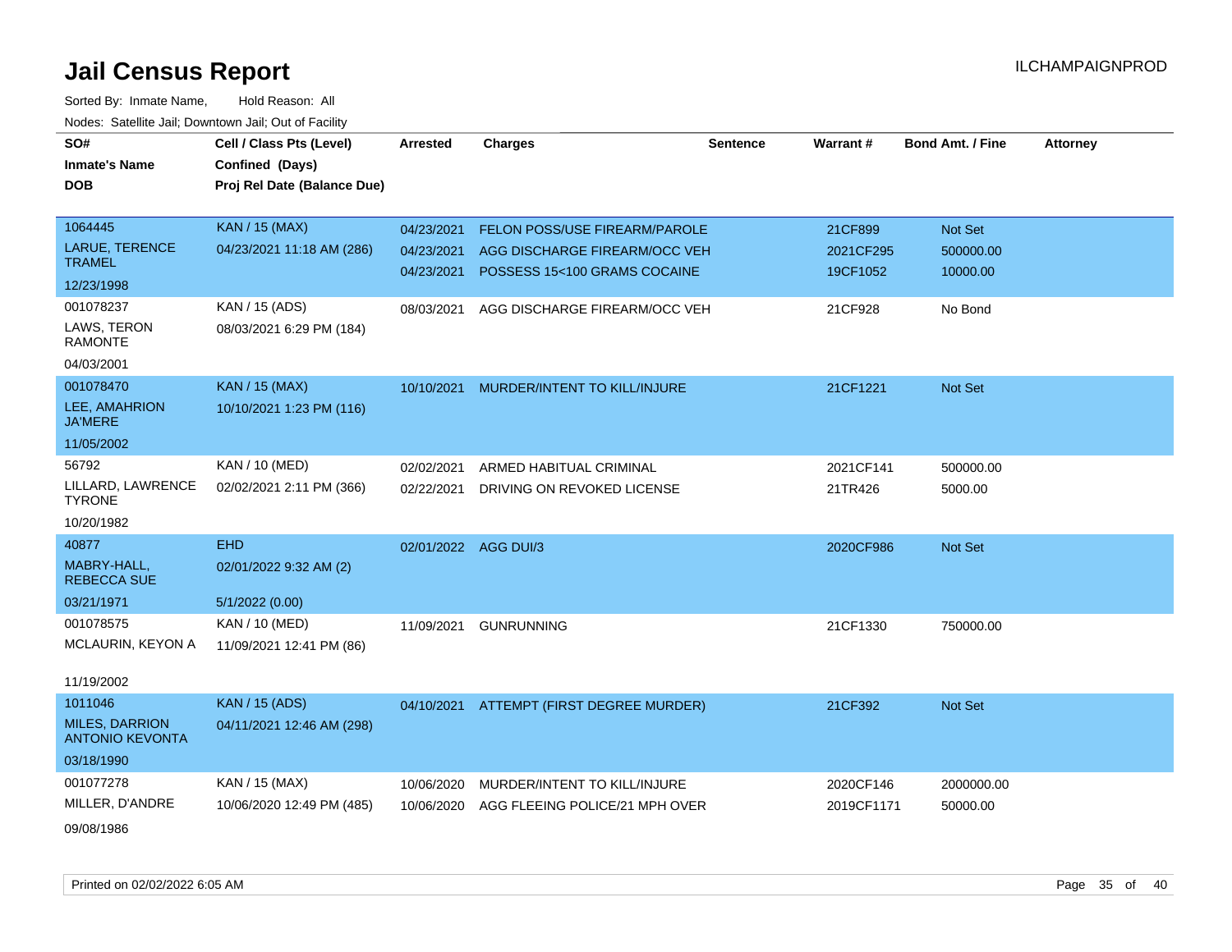# Jail Census Report

ILCHAMPAIGNPROD

Sorted By: Inmate Name, Hold Reason: All

Nodes: Satellite Jail; Downtown Jail; Out of Facility

| SO# / Inmate's Name / DOB | Cell / Class Pts (Level) / Confined (Days) / Proj Rel Date (Balance Due) | Arrested | Charges | Sentence | Warrant # | Bond Amt. / Fine | Attorney |
|---|---|---|---|---|---|---|---|
| 1064445<br>LARUE, TERENCE TRAMEL<br>12/23/1998 | KAN / 15 (MAX)<br>04/23/2021 11:18 AM (286) | 04/23/2021<br>04/23/2021<br>04/23/2021 | FELON POSS/USE FIREARM/PAROLE<br>AGG DISCHARGE FIREARM/OCC VEH<br>POSSESS 15<100 GRAMS COCAINE | | 21CF899<br>2021CF295<br>19CF1052 | Not Set<br>500000.00<br>10000.00 | |
| 001078237<br>LAWS, TERON RAMONTE<br>04/03/2001 | KAN / 15 (ADS)<br>08/03/2021 6:29 PM (184) | 08/03/2021 | AGG DISCHARGE FIREARM/OCC VEH | | 21CF928 | No Bond | |
| 001078470<br>LEE, AMAHRION JA'MERE<br>11/05/2002 | KAN / 15 (MAX)<br>10/10/2021 1:23 PM (116) | 10/10/2021 | MURDER/INTENT TO KILL/INJURE | | 21CF1221 | Not Set | |
| 56792<br>LILLARD, LAWRENCE TYRONE<br>10/20/1982 | KAN / 10 (MED)<br>02/02/2021 2:11 PM (366) | 02/02/2021<br>02/22/2021 | ARMED HABITUAL CRIMINAL<br>DRIVING ON REVOKED LICENSE | | 2021CF141<br>21TR426 | 500000.00<br>5000.00 | |
| 40877<br>MABRY-HALL, REBECCA SUE<br>03/21/1971 | EHD<br>02/01/2022 9:32 AM (2)<br>5/1/2022 (0.00) | 02/01/2022 | AGG DUI/3 | | 2020CF986 | Not Set | |
| 001078575<br>MCLAURIN, KEYON A<br>11/19/2002 | KAN / 10 (MED)<br>11/09/2021 12:41 PM (86) | 11/09/2021 | GUNRUNNING | | 21CF1330 | 750000.00 | |
| 1011046<br>MILES, DARRION ANTONIO KEVONTA<br>03/18/1990 | KAN / 15 (ADS)<br>04/11/2021 12:46 AM (298) | 04/10/2021 | ATTEMPT (FIRST DEGREE MURDER) | | 21CF392 | Not Set | |
| 001077278<br>MILLER, D'ANDRE<br>09/08/1986 | KAN / 15 (MAX)<br>10/06/2020 12:49 PM (485) | 10/06/2020<br>10/06/2020 | MURDER/INTENT TO KILL/INJURE<br>AGG FLEEING POLICE/21 MPH OVER | | 2020CF146<br>2019CF1171 | 2000000.00<br>50000.00 | |

Printed on 02/02/2022 6:05 AM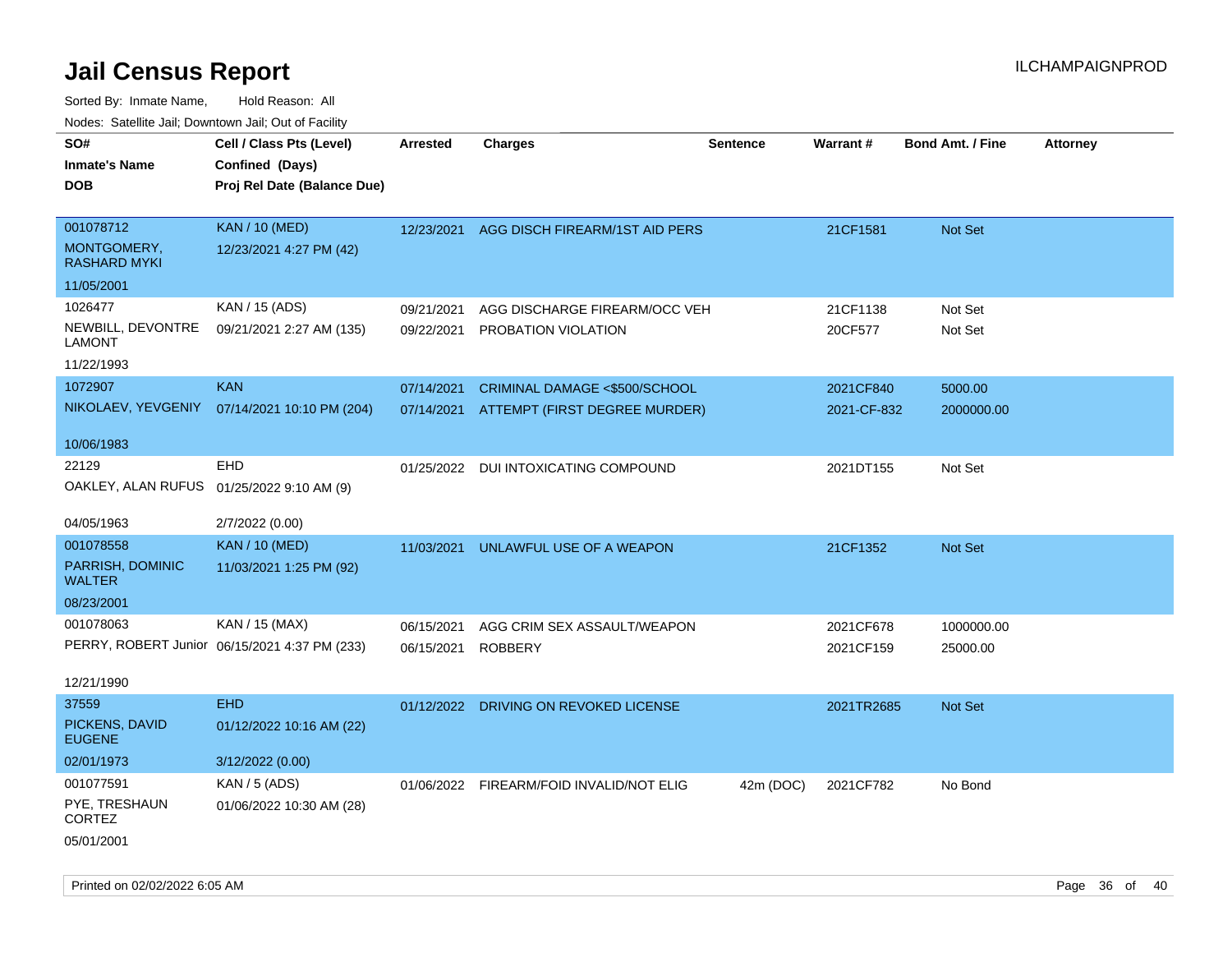# Jail Census Report

ILCHAMPAIGNPROD

Sorted By: Inmate Name, Hold Reason: All

Nodes: Satellite Jail; Downtown Jail; Out of Facility

| SO# / Inmate's Name / DOB | Cell / Class Pts (Level) / Confined (Days) / Proj Rel Date (Balance Due) | Arrested | Charges | Sentence | Warrant # | Bond Amt. / Fine | Attorney |
|---|---|---|---|---|---|---|---|
| 001078712<br>MONTGOMERY, RASHARD MYKI<br>11/05/2001 | KAN / 10 (MED)<br>12/23/2021 4:27 PM (42) | 12/23/2021 | AGG DISCH FIREARM/1ST AID PERS | | 21CF1581 | Not Set | |
| 1026477<br>NEWBILL, DEVONTRE LAMONT<br>11/22/1993 | KAN / 15 (ADS)<br>09/21/2021 2:27 AM (135) | 09/21/2021 | AGG DISCHARGE FIREARM/OCC VEH | | 21CF1138 | Not Set | |
| | | 09/22/2021 | PROBATION VIOLATION | | 20CF577 | Not Set | |
| 1072907<br>NIKOLAEV, YEVGENIY<br>10/06/1983 | KAN<br>07/14/2021 10:10 PM (204) | 07/14/2021 | CRIMINAL DAMAGE <$500/SCHOOL | | 2021CF840 | 5000.00 | |
| | | 07/14/2021 | ATTEMPT (FIRST DEGREE MURDER) | | 2021-CF-832 | 2000000.00 | |
| 22129<br>OAKLEY, ALAN RUFUS<br>04/05/1963 | EHD<br>01/25/2022 9:10 AM (9)<br>2/7/2022 (0.00) | 01/25/2022 | DUI INTOXICATING COMPOUND | | 2021DT155 | Not Set | |
| 001078558<br>PARRISH, DOMINIC WALTER<br>08/23/2001 | KAN / 10 (MED)<br>11/03/2021 1:25 PM (92) | 11/03/2021 | UNLAWFUL USE OF A WEAPON | | 21CF1352 | Not Set | |
| 001078063<br>PERRY, ROBERT Junior<br>12/21/1990 | KAN / 15 (MAX)<br>06/15/2021 4:37 PM (233) | 06/15/2021 | AGG CRIM SEX ASSAULT/WEAPON | | 2021CF678 | 1000000.00 | |
| | | 06/15/2021 | ROBBERY | | 2021CF159 | 25000.00 | |
| 37559<br>PICKENS, DAVID EUGENE<br>02/01/1973 | EHD<br>01/12/2022 10:16 AM (22)<br>3/12/2022 (0.00) | 01/12/2022 | DRIVING ON REVOKED LICENSE | | 2021TR2685 | Not Set | |
| 001077591<br>PYE, TRESHAUN CORTEZ<br>05/01/2001 | KAN / 5 (ADS)<br>01/06/2022 10:30 AM (28) | 01/06/2022 | FIREARM/FOID INVALID/NOT ELIG | 42m (DOC) | 2021CF782 | No Bond | |

Printed on 02/02/2022 6:05 AM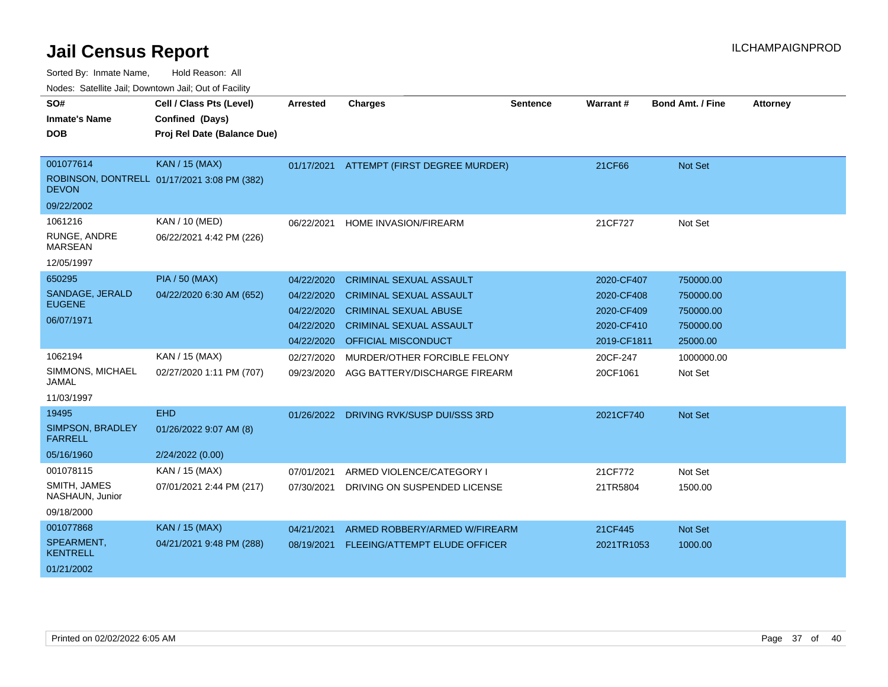# Jail Census Report

ILCHAMPAIGNPROD

Sorted By: Inmate Name, Hold Reason: All

Nodes: Satellite Jail; Downtown Jail; Out of Facility

| SO# / Inmate's Name / DOB | Cell / Class Pts (Level) / Confined (Days) / Proj Rel Date (Balance Due) | Arrested | Charges | Sentence | Warrant # | Bond Amt. / Fine | Attorney |
|---|---|---|---|---|---|---|---|
| 001077614 ROBINSON, DONTRELL DEVON 09/22/2002 | KAN / 15 (MAX) 01/17/2021 3:08 PM (382) | 01/17/2021 | ATTEMPT (FIRST DEGREE MURDER) | | 21CF66 | Not Set | |
| 1061216 RUNGE, ANDRE MARSEAN 12/05/1997 | KAN / 10 (MED) 06/22/2021 4:42 PM (226) | 06/22/2021 | HOME INVASION/FIREARM | | 21CF727 | Not Set | |
| 650295 SANDAGE, JERALD EUGENE 06/07/1971 | PIA / 50 (MAX) 04/22/2020 6:30 AM (652) | 04/22/2020 | CRIMINAL SEXUAL ASSAULT | | 2020-CF407 | 750000.00 | |
| | | 04/22/2020 | CRIMINAL SEXUAL ASSAULT | | 2020-CF408 | 750000.00 | |
| | | 04/22/2020 | CRIMINAL SEXUAL ABUSE | | 2020-CF409 | 750000.00 | |
| | | 04/22/2020 | CRIMINAL SEXUAL ASSAULT | | 2020-CF410 | 750000.00 | |
| | | 04/22/2020 | OFFICIAL MISCONDUCT | | 2019-CF1811 | 25000.00 | |
| 1062194 SIMMONS, MICHAEL JAMAL 11/03/1997 | KAN / 15 (MAX) 02/27/2020 1:11 PM (707) | 02/27/2020 | MURDER/OTHER FORCIBLE FELONY | | 20CF-247 | 1000000.00 | |
| | | 09/23/2020 | AGG BATTERY/DISCHARGE FIREARM | | 20CF1061 | Not Set | |
| 19495 SIMPSON, BRADLEY FARRELL 05/16/1960 | EHD 01/26/2022 9:07 AM (8) 2/24/2022 (0.00) | 01/26/2022 | DRIVING RVK/SUSP DUI/SSS 3RD | | 2021CF740 | Not Set | |
| 001078115 SMITH, JAMES NASHAUN, Junior 09/18/2000 | KAN / 15 (MAX) 07/01/2021 2:44 PM (217) | 07/01/2021 | ARMED VIOLENCE/CATEGORY I | | 21CF772 | Not Set | |
| | | 07/30/2021 | DRIVING ON SUSPENDED LICENSE | | 21TR5804 | 1500.00 | |
| 001077868 SPEARMENT, KENTRELL 01/21/2002 | KAN / 15 (MAX) 04/21/2021 9:48 PM (288) | 04/21/2021 | ARMED ROBBERY/ARMED W/FIREARM | | 21CF445 | Not Set | |
| | | 08/19/2021 | FLEEING/ATTEMPT ELUDE OFFICER | | 2021TR1053 | 1000.00 | |

Printed on 02/02/2022 6:05 AM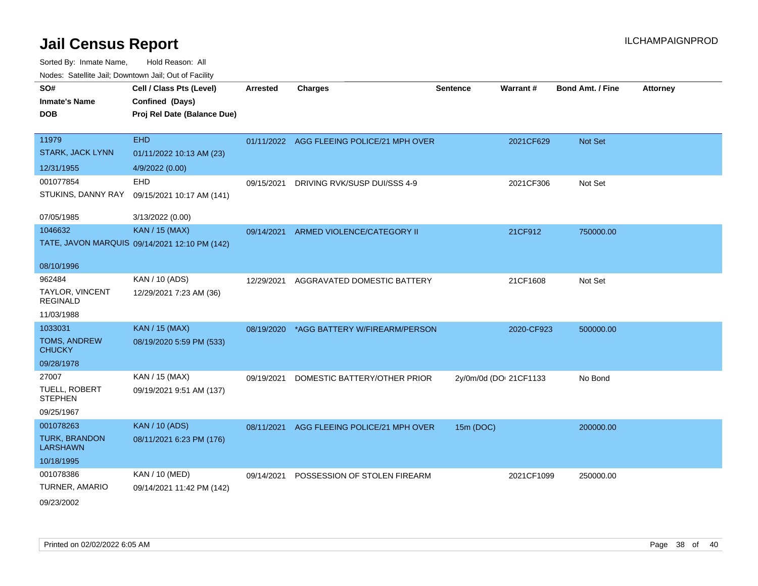# Jail Census Report

ILCHAMPAIGNPROD

Sorted By: Inmate Name, Hold Reason: All

Nodes: Satellite Jail; Downtown Jail; Out of Facility

| SO# / Inmate's Name / DOB | Cell / Class Pts (Level) / Confined (Days) / Proj Rel Date (Balance Due) | Arrested | Charges | Sentence | Warrant # | Bond Amt. / Fine | Attorney |
|---|---|---|---|---|---|---|---|
| 11979<br>STARK, JACK LYNN<br>12/31/1955 | EHD<br>01/11/2022 10:13 AM (23)<br>4/9/2022 (0.00) | 01/11/2022 | AGG FLEEING POLICE/21 MPH OVER | | 2021CF629 | Not Set | |
| 001077854<br>STUKINS, DANNY RAY<br>07/05/1985 | EHD<br>09/15/2021 10:17 AM (141)<br>3/13/2022 (0.00) | 09/15/2021 | DRIVING RVK/SUSP DUI/SSS 4-9 | | 2021CF306 | Not Set | |
| 1046632<br>TATE, JAVON MARQUIS<br>08/10/1996 | KAN / 15 (MAX)<br>09/14/2021 12:10 PM (142) | 09/14/2021 | ARMED VIOLENCE/CATEGORY II | | 21CF912 | 750000.00 | |
| 962484<br>TAYLOR, VINCENT REGINALD<br>11/03/1988 | KAN / 10 (ADS)<br>12/29/2021 7:23 AM (36) | 12/29/2021 | AGGRAVATED DOMESTIC BATTERY | | 21CF1608 | Not Set | |
| 1033031<br>TOMS, ANDREW CHUCKY<br>09/28/1978 | KAN / 15 (MAX)<br>08/19/2020 5:59 PM (533) | 08/19/2020 | *AGG BATTERY W/FIREARM/PERSON | | 2020-CF923 | 500000.00 | |
| 27007<br>TUELL, ROBERT STEPHEN<br>09/25/1967 | KAN / 15 (MAX)<br>09/19/2021 9:51 AM (137) | 09/19/2021 | DOMESTIC BATTERY/OTHER PRIOR | 2y/0m/0d (DO | 21CF1133 | No Bond | |
| 001078263<br>TURK, BRANDON LARSHAWN<br>10/18/1995 | KAN / 10 (ADS)<br>08/11/2021 6:23 PM (176) | 08/11/2021 | AGG FLEEING POLICE/21 MPH OVER | 15m (DOC) | | 200000.00 | |
| 001078386<br>TURNER, AMARIO<br>09/23/2002 | KAN / 10 (MED)<br>09/14/2021 11:42 PM (142) | 09/14/2021 | POSSESSION OF STOLEN FIREARM | | 2021CF1099 | 250000.00 | |

Printed on 02/02/2022 6:05 AM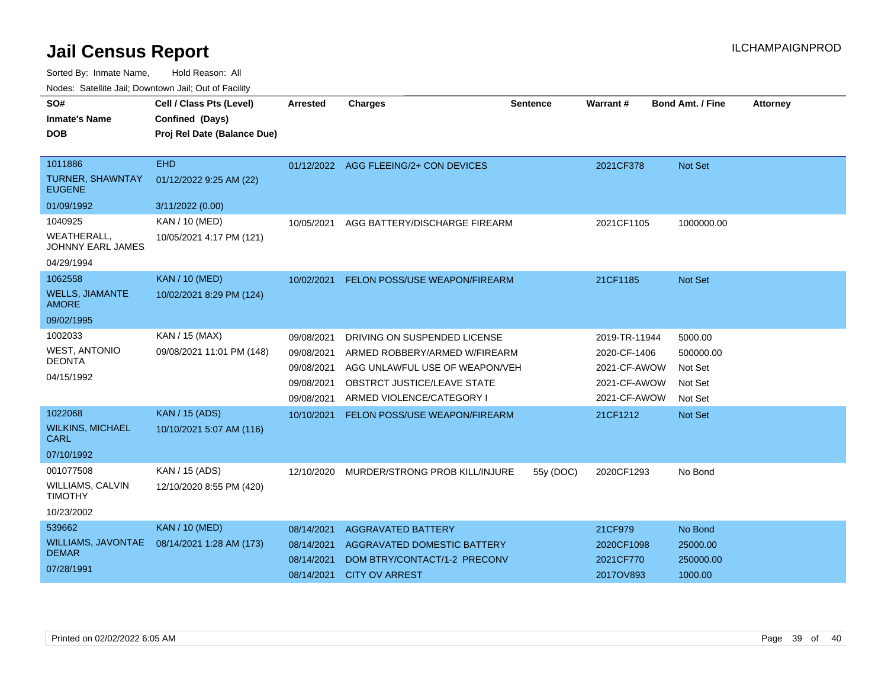# Jail Census Report

ILCHAMPAIGNPROD

Sorted By: Inmate Name, Hold Reason: All

Nodes: Satellite Jail; Downtown Jail; Out of Facility

| SO# / Inmate's Name / DOB | Cell / Class Pts (Level) / Confined (Days) / Proj Rel Date (Balance Due) | Arrested | Charges | Sentence | Warrant # | Bond Amt. / Fine | Attorney |
|---|---|---|---|---|---|---|---|
| 1011886<br>TURNER, SHAWNTAY EUGENE<br>01/09/1992 | EHD<br>01/12/2022 9:25 AM (22)<br>3/11/2022 (0.00) | 01/12/2022 | AGG FLEEING/2+ CON DEVICES | | 2021CF378 | Not Set | |
| 1040925<br>WEATHERALL, JOHNNY EARL JAMES<br>04/29/1994 | KAN / 10 (MED)<br>10/05/2021 4:17 PM (121) | 10/05/2021 | AGG BATTERY/DISCHARGE FIREARM | | 2021CF1105 | 1000000.00 | |
| 1062558<br>WELLS, JIAMANTE AMORE<br>09/02/1995 | KAN / 10 (MED)<br>10/02/2021 8:29 PM (124) | 10/02/2021 | FELON POSS/USE WEAPON/FIREARM | | 21CF1185 | Not Set | |
| 1002033<br>WEST, ANTONIO DEONTA<br>04/15/1992 | KAN / 15 (MAX)<br>09/08/2021 11:01 PM (148) | 09/08/2021 | DRIVING ON SUSPENDED LICENSE | | 2019-TR-11944 | 5000.00 | |
| | | 09/08/2021 | ARMED ROBBERY/ARMED W/FIREARM | | 2020-CF-1406 | 500000.00 | |
| | | 09/08/2021 | AGG UNLAWFUL USE OF WEAPON/VEH | | 2021-CF-AWOW | Not Set | |
| | | 09/08/2021 | OBSTRCT JUSTICE/LEAVE STATE | | 2021-CF-AWOW | Not Set | |
| | | 09/08/2021 | ARMED VIOLENCE/CATEGORY I | | 2021-CF-AWOW | Not Set | |
| 1022068<br>WILKINS, MICHAEL CARL<br>07/10/1992 | KAN / 15 (ADS)<br>10/10/2021 5:07 AM (116) | 10/10/2021 | FELON POSS/USE WEAPON/FIREARM | | 21CF1212 | Not Set | |
| 001077508<br>WILLIAMS, CALVIN TIMOTHY<br>10/23/2002 | KAN / 15 (ADS)<br>12/10/2020 8:55 PM (420) | 12/10/2020 | MURDER/STRONG PROB KILL/INJURE | 55y (DOC) | 2020CF1293 | No Bond | |
| 539662<br>WILLIAMS, JAVONTAE DEMAR<br>07/28/1991 | KAN / 10 (MED)<br>08/14/2021 1:28 AM (173) | 08/14/2021 | AGGRAVATED BATTERY | | 21CF979 | No Bond | |
| | | 08/14/2021 | AGGRAVATED DOMESTIC BATTERY | | 2020CF1098 | 25000.00 | |
| | | 08/14/2021 | DOM BTRY/CONTACT/1-2 PRECONV | | 2021CF770 | 250000.00 | |
| | | 08/14/2021 | CITY OV ARREST | | 2017OV893 | 1000.00 | |

Printed on 02/02/2022 6:05 AM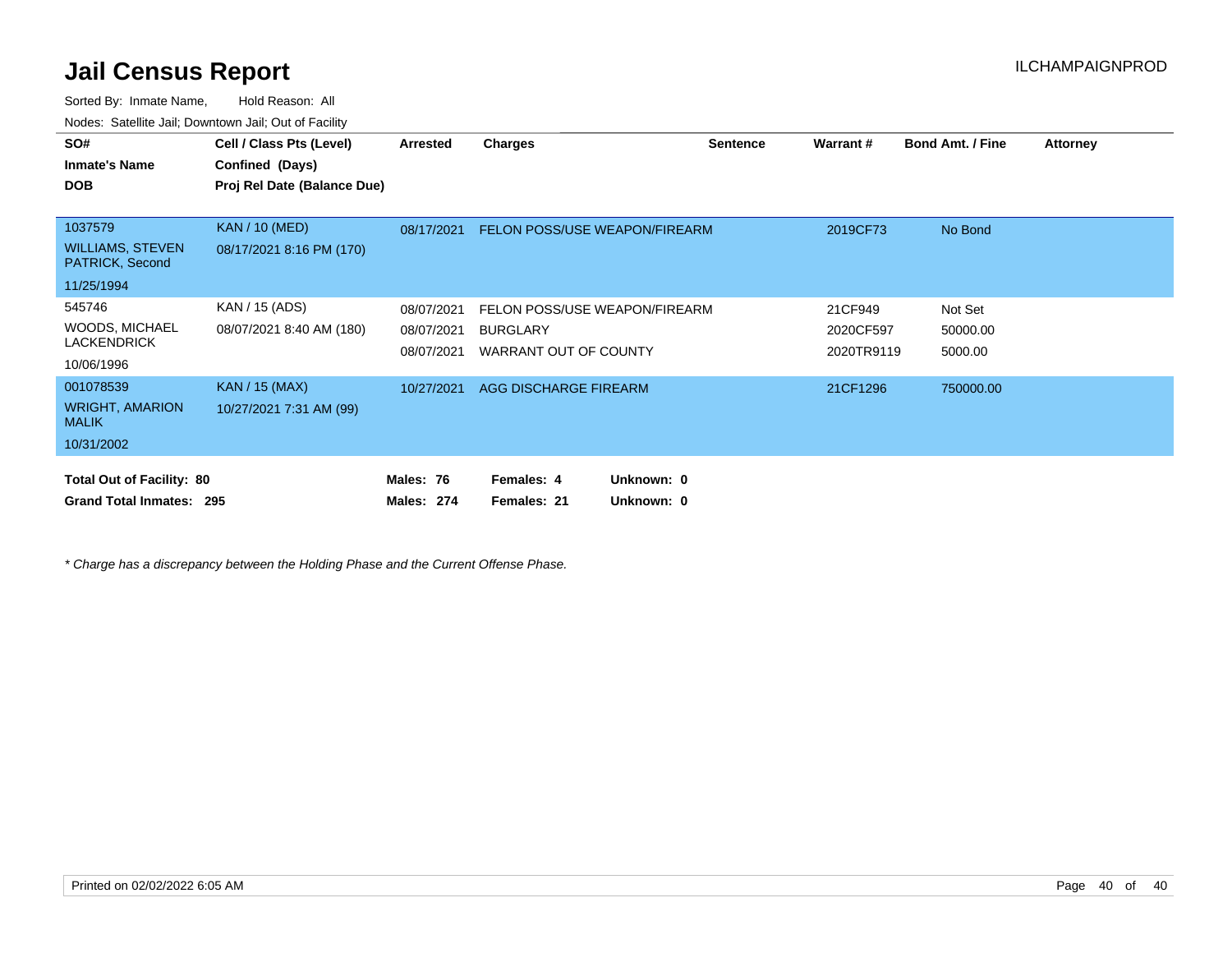# Jail Census Report

ILCHAMPAIGNPROD

Sorted By: Inmate Name, Hold Reason: All

Nodes: Satellite Jail; Downtown Jail; Out of Facility

| SO# / Inmate's Name / DOB | Cell / Class Pts (Level) / Confined (Days) / Proj Rel Date (Balance Due) | Arrested | Charges | Sentence | Warrant # | Bond Amt. / Fine | Attorney |
|---|---|---|---|---|---|---|---|
| 1037579<br>WILLIAMS, STEVEN PATRICK, Second<br>11/25/1994 | KAN / 10 (MED)<br>08/17/2021 8:16 PM (170) | 08/17/2021 | FELON POSS/USE WEAPON/FIREARM | | 2019CF73 | No Bond | |
| 545746<br>WOODS, MICHAEL LACKENDRICK<br>10/06/1996 | KAN / 15 (ADS)<br>08/07/2021 8:40 AM (180) | 08/07/2021<br>08/07/2021<br>08/07/2021 | FELON POSS/USE WEAPON/FIREARM<br>BURGLARY<br>WARRANT OUT OF COUNTY | | 21CF949<br>2020CF597<br>2020TR9119 | Not Set<br>50000.00<br>5000.00 | |
| 001078539<br>WRIGHT, AMARION MALIK<br>10/31/2002 | KAN / 15 (MAX)<br>10/27/2021 7:31 AM (99) | 10/27/2021 | AGG DISCHARGE FIREARM | | 21CF1296 | 750000.00 | |

**Total Out of Facility: 80** **Males: 76** **Females: 4** **Unknown: 0**

**Grand Total Inmates: 295** **Males: 274** **Females: 21** **Unknown: 0**

*\* Charge has a discrepancy between the Holding Phase and the Current Offense Phase.*

Printed on 02/02/2022 6:05 AM